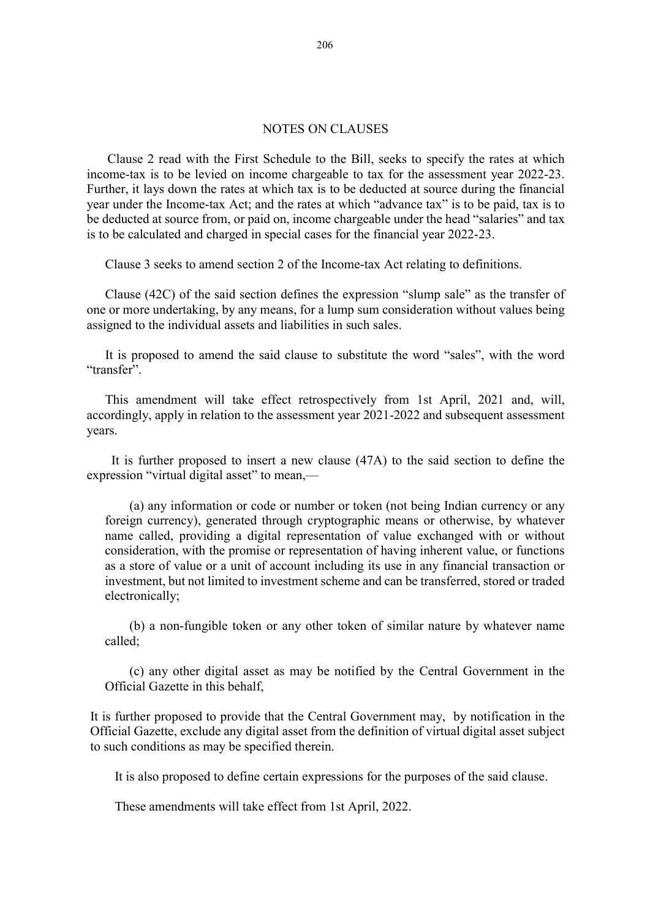## NOTES ON CLAUSES

Clause 2 read with the First Schedule to the Bill, seeks to specify the rates at which income-tax is to be levied on income chargeable to tax for the assessment year 2022-23. Further, it lays down the rates at which tax is to be deducted at source during the financial year under the Income-tax Act; and the rates at which "advance tax" is to be paid, tax is to be deducted at source from, or paid on, income chargeable under the head "salaries" and tax is to be calculated and charged in special cases for the financial year 2022-23.

Clause 3 seeks to amend section 2 of the Income-tax Act relating to definitions.

Clause (42C) of the said section defines the expression "slump sale" as the transfer of one or more undertaking, by any means, for a lump sum consideration without values being assigned to the individual assets and liabilities in such sales.

It is proposed to amend the said clause to substitute the word "sales", with the word "transfer".

This amendment will take effect retrospectively from 1st April, 2021 and, will, accordingly, apply in relation to the assessment year 2021-2022 and subsequent assessment years.

It is further proposed to insert a new clause (47A) to the said section to define the expression "virtual digital asset" to mean,—

(a) any information or code or number or token (not being Indian currency or any foreign currency), generated through cryptographic means or otherwise, by whatever name called, providing a digital representation of value exchanged with or without consideration, with the promise or representation of having inherent value, or functions as a store of value or a unit of account including its use in any financial transaction or investment, but not limited to investment scheme and can be transferred, stored or traded electronically;

(b) a non-fungible token or any other token of similar nature by whatever name called;

(c) any other digital asset as may be notified by the Central Government in the Official Gazette in this behalf,

It is further proposed to provide that the Central Government may, by notification in the Official Gazette, exclude any digital asset from the definition of virtual digital asset subject to such conditions as may be specified therein.

It is also proposed to define certain expressions for the purposes of the said clause.

These amendments will take effect from 1st April, 2022.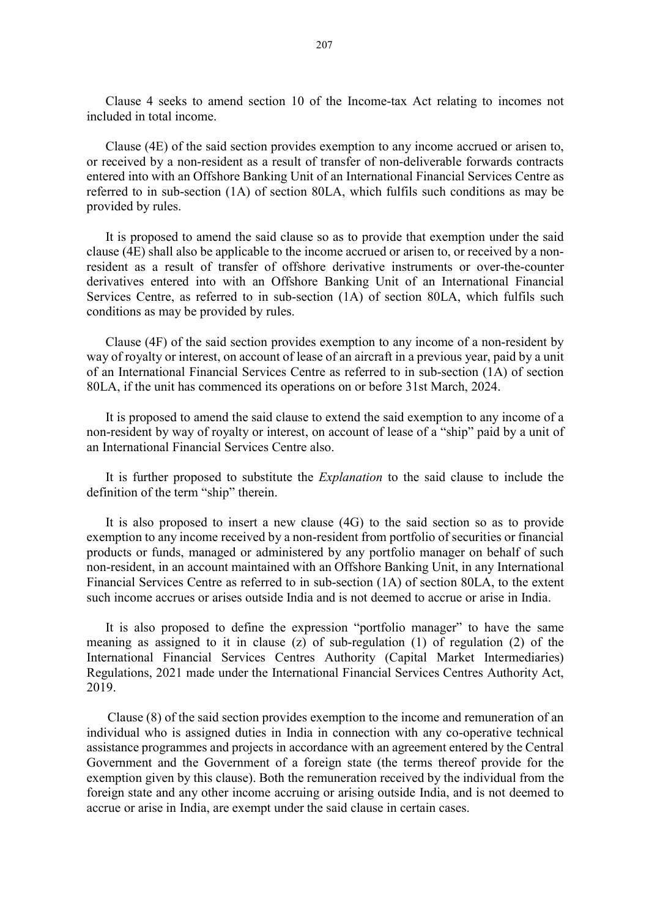Clause 4 seeks to amend section 10 of the Income-tax Act relating to incomes not included in total income.

Clause (4E) of the said section provides exemption to any income accrued or arisen to, or received by a non-resident as a result of transfer of non-deliverable forwards contracts entered into with an Offshore Banking Unit of an International Financial Services Centre as referred to in sub-section (1A) of section 80LA, which fulfils such conditions as may be provided by rules.

It is proposed to amend the said clause so as to provide that exemption under the said clause (4E) shall also be applicable to the income accrued or arisen to, or received by a non-resident as a result of transfer of offshore derivative instruments or over-the-counter derivatives entered into with an Offshore Banking Unit of an International Financial Services Centre, as referred to in sub-section (1A) of section 80LA, which fulfils such conditions as may be provided by rules.

Clause (4F) of the said section provides exemption to any income of a non-resident by way of royalty or interest, on account of lease of an aircraft in a previous year, paid by a unit of an International Financial Services Centre as referred to in sub-section (1A) of section 80LA, if the unit has commenced its operations on or before 31st March, 2024.

It is proposed to amend the said clause to extend the said exemption to any income of a non-resident by way of royalty or interest, on account of lease of a "ship" paid by a unit of an International Financial Services Centre also.

It is further proposed to substitute the *Explanation* to the said clause to include the definition of the term "ship" therein.

It is also proposed to insert a new clause (4G) to the said section so as to provide exemption to any income received by a non-resident from portfolio of securities or financial products or funds, managed or administered by any portfolio manager on behalf of such non-resident, in an account maintained with an Offshore Banking Unit, in any International Financial Services Centre as referred to in sub-section (1A) of section 80LA, to the extent such income accrues or arises outside India and is not deemed to accrue or arise in India.

It is also proposed to define the expression "portfolio manager" to have the same meaning as assigned to it in clause (z) of sub-regulation (1) of regulation (2) of the International Financial Services Centres Authority (Capital Market Intermediaries) Regulations, 2021 made under the International Financial Services Centres Authority Act, 2019.

Clause (8) of the said section provides exemption to the income and remuneration of an individual who is assigned duties in India in connection with any co-operative technical assistance programmes and projects in accordance with an agreement entered by the Central Government and the Government of a foreign state (the terms thereof provide for the exemption given by this clause). Both the remuneration received by the individual from the foreign state and any other income accruing or arising outside India, and is not deemed to accrue or arise in India, are exempt under the said clause in certain cases.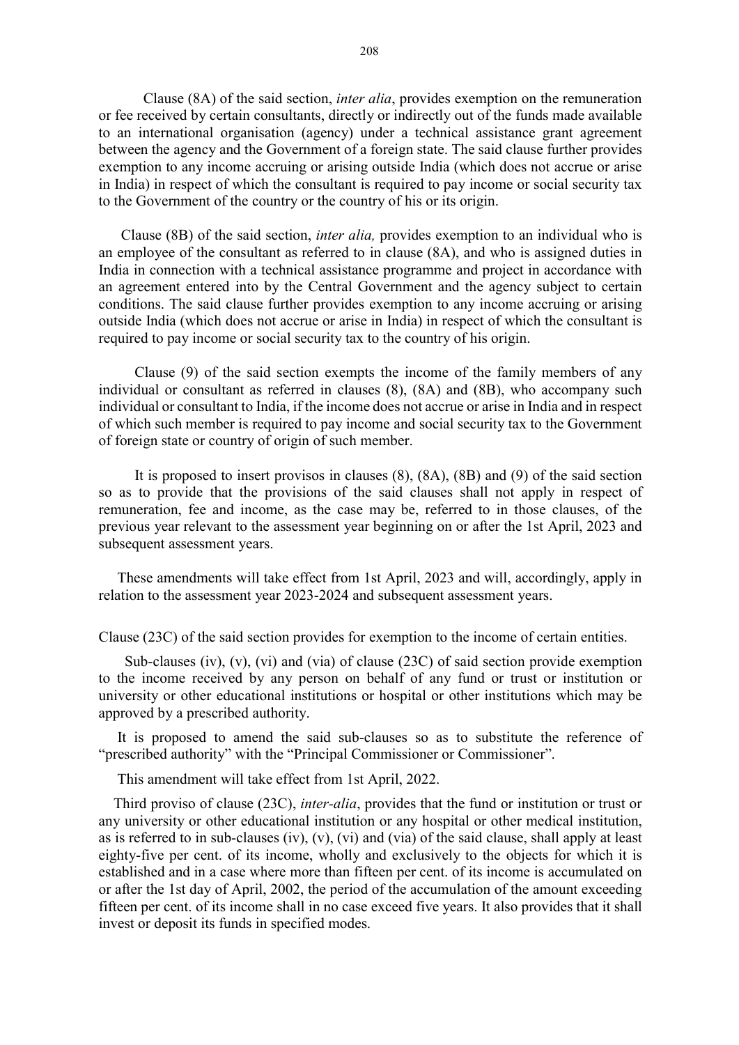Clause (8A) of the said section, *inter alia*, provides exemption on the remuneration or fee received by certain consultants, directly or indirectly out of the funds made available to an international organisation (agency) under a technical assistance grant agreement between the agency and the Government of a foreign state. The said clause further provides exemption to any income accruing or arising outside India (which does not accrue or arise in India) in respect of which the consultant is required to pay income or social security tax to the Government of the country or the country of his or its origin.

Clause (8B) of the said section, *inter alia,* provides exemption to an individual who is an employee of the consultant as referred to in clause (8A), and who is assigned duties in India in connection with a technical assistance programme and project in accordance with an agreement entered into by the Central Government and the agency subject to certain conditions. The said clause further provides exemption to any income accruing or arising outside India (which does not accrue or arise in India) in respect of which the consultant is required to pay income or social security tax to the country of his origin.

Clause (9) of the said section exempts the income of the family members of any individual or consultant as referred in clauses (8), (8A) and (8B), who accompany such individual or consultant to India, if the income does not accrue or arise in India and in respect of which such member is required to pay income and social security tax to the Government of foreign state or country of origin of such member.

It is proposed to insert provisos in clauses (8), (8A), (8B) and (9) of the said section so as to provide that the provisions of the said clauses shall not apply in respect of remuneration, fee and income, as the case may be, referred to in those clauses, of the previous year relevant to the assessment year beginning on or after the 1st April, 2023 and subsequent assessment years.

These amendments will take effect from 1st April, 2023 and will, accordingly, apply in relation to the assessment year 2023-2024 and subsequent assessment years.

Clause (23C) of the said section provides for exemption to the income of certain entities.

Sub-clauses (iv), (v), (vi) and (via) of clause (23C) of said section provide exemption to the income received by any person on behalf of any fund or trust or institution or university or other educational institutions or hospital or other institutions which may be approved by a prescribed authority.

It is proposed to amend the said sub-clauses so as to substitute the reference of "prescribed authority" with the "Principal Commissioner or Commissioner".

This amendment will take effect from 1st April, 2022.

Third proviso of clause (23C), *inter-alia*, provides that the fund or institution or trust or any university or other educational institution or any hospital or other medical institution, as is referred to in sub-clauses (iv), (v), (vi) and (via) of the said clause, shall apply at least eighty-five per cent. of its income, wholly and exclusively to the objects for which it is established and in a case where more than fifteen per cent. of its income is accumulated on or after the 1st day of April, 2002, the period of the accumulation of the amount exceeding fifteen per cent. of its income shall in no case exceed five years. It also provides that it shall invest or deposit its funds in specified modes.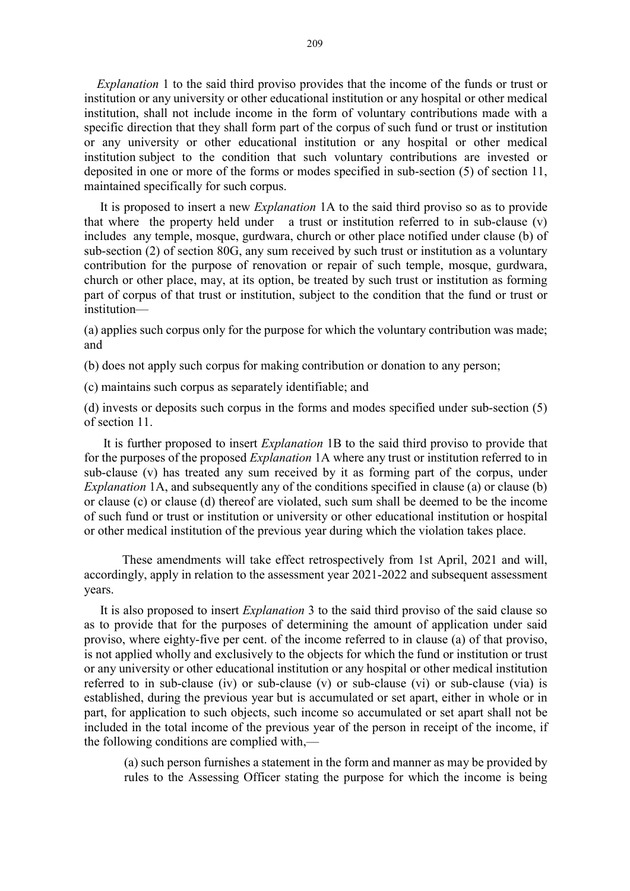*Explanation* 1 to the said third proviso provides that the income of the funds or trust or institution or any university or other educational institution or any hospital or other medical institution, shall not include income in the form of voluntary contributions made with a specific direction that they shall form part of the corpus of such fund or trust or institution or any university or other educational institution or any hospital or other medical institution subject to the condition that such voluntary contributions are invested or deposited in one or more of the forms or modes specified in sub-section (5) of section 11, maintained specifically for such corpus.

It is proposed to insert a new *Explanation* 1A to the said third proviso so as to provide that where the property held under a trust or institution referred to in sub-clause (v) includes any temple, mosque, gurdwara, church or other place notified under clause (b) of sub-section (2) of section 80G, any sum received by such trust or institution as a voluntary contribution for the purpose of renovation or repair of such temple, mosque, gurdwara, church or other place, may, at its option, be treated by such trust or institution as forming part of corpus of that trust or institution, subject to the condition that the fund or trust or institution—

(a) applies such corpus only for the purpose for which the voluntary contribution was made; and

(b) does not apply such corpus for making contribution or donation to any person;

(c) maintains such corpus as separately identifiable; and

(d) invests or deposits such corpus in the forms and modes specified under sub-section (5) of section 11.

It is further proposed to insert *Explanation* 1B to the said third proviso to provide that for the purposes of the proposed *Explanation* 1A where any trust or institution referred to in sub-clause (v) has treated any sum received by it as forming part of the corpus, under *Explanation* 1A, and subsequently any of the conditions specified in clause (a) or clause (b) or clause (c) or clause (d) thereof are violated, such sum shall be deemed to be the income of such fund or trust or institution or university or other educational institution or hospital or other medical institution of the previous year during which the violation takes place.

These amendments will take effect retrospectively from 1st April, 2021 and will, accordingly, apply in relation to the assessment year 2021-2022 and subsequent assessment years.

It is also proposed to insert *Explanation* 3 to the said third proviso of the said clause so as to provide that for the purposes of determining the amount of application under said proviso, where eighty-five per cent. of the income referred to in clause (a) of that proviso, is not applied wholly and exclusively to the objects for which the fund or institution or trust or any university or other educational institution or any hospital or other medical institution referred to in sub-clause (iv) or sub-clause (v) or sub-clause (vi) or sub-clause (via) is established, during the previous year but is accumulated or set apart, either in whole or in part, for application to such objects, such income so accumulated or set apart shall not be included in the total income of the previous year of the person in receipt of the income, if the following conditions are complied with,—

(a) such person furnishes a statement in the form and manner as may be provided by rules to the Assessing Officer stating the purpose for which the income is being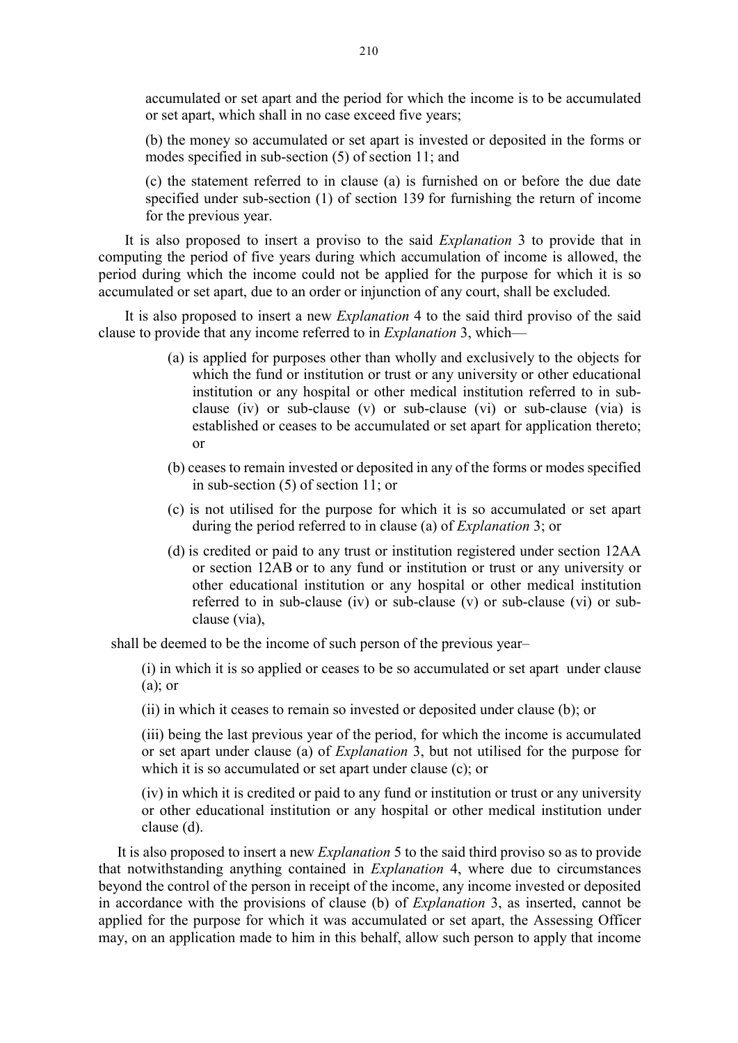accumulated or set apart and the period for which the income is to be accumulated or set apart, which shall in no case exceed five years;

(b) the money so accumulated or set apart is invested or deposited in the forms or modes specified in sub-section (5) of section 11; and

(c) the statement referred to in clause (a) is furnished on or before the due date specified under sub-section (1) of section 139 for furnishing the return of income for the previous year.

It is also proposed to insert a proviso to the said *Explanation* 3 to provide that in computing the period of five years during which accumulation of income is allowed, the period during which the income could not be applied for the purpose for which it is so accumulated or set apart, due to an order or injunction of any court, shall be excluded.

It is also proposed to insert a new *Explanation* 4 to the said third proviso of the said clause to provide that any income referred to in *Explanation* 3, which—

(a) is applied for purposes other than wholly and exclusively to the objects for which the fund or institution or trust or any university or other educational institution or any hospital or other medical institution referred to in sub-clause (iv) or sub-clause (v) or sub-clause (vi) or sub-clause (via) is established or ceases to be accumulated or set apart for application thereto; or

(b) ceases to remain invested or deposited in any of the forms or modes specified in sub-section (5) of section 11; or

(c) is not utilised for the purpose for which it is so accumulated or set apart during the period referred to in clause (a) of *Explanation* 3; or

(d) is credited or paid to any trust or institution registered under section 12AA or section 12AB or to any fund or institution or trust or any university or other educational institution or any hospital or other medical institution referred to in sub-clause (iv) or sub-clause (v) or sub-clause (vi) or sub-clause (via),

shall be deemed to be the income of such person of the previous year–

(i) in which it is so applied or ceases to be so accumulated or set apart under clause (a); or

(ii) in which it ceases to remain so invested or deposited under clause (b); or

(iii) being the last previous year of the period, for which the income is accumulated or set apart under clause (a) of *Explanation* 3, but not utilised for the purpose for which it is so accumulated or set apart under clause (c); or

(iv) in which it is credited or paid to any fund or institution or trust or any university or other educational institution or any hospital or other medical institution under clause (d).

It is also proposed to insert a new *Explanation* 5 to the said third proviso so as to provide that notwithstanding anything contained in *Explanation* 4, where due to circumstances beyond the control of the person in receipt of the income, any income invested or deposited in accordance with the provisions of clause (b) of *Explanation* 3, as inserted, cannot be applied for the purpose for which it was accumulated or set apart, the Assessing Officer may, on an application made to him in this behalf, allow such person to apply that income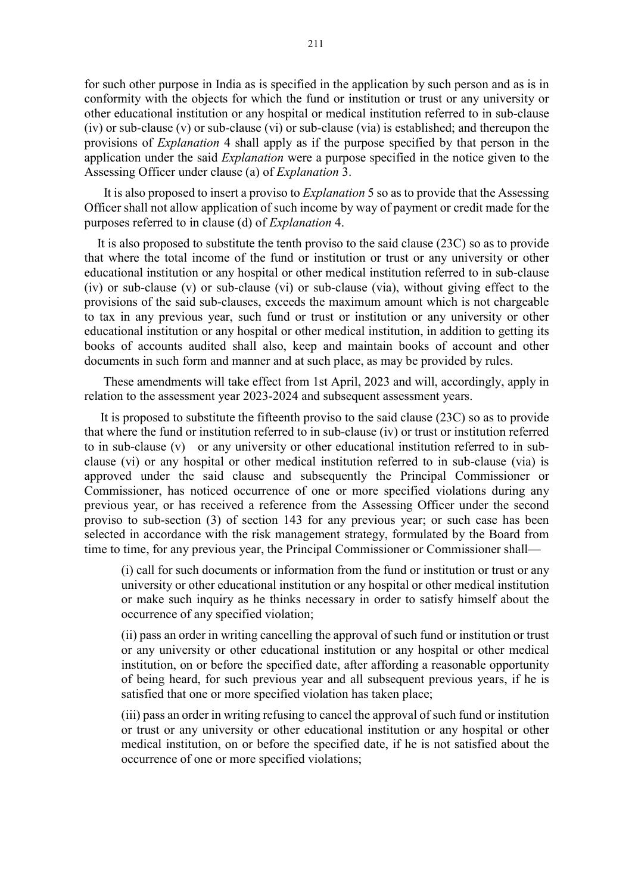for such other purpose in India as is specified in the application by such person and as is in conformity with the objects for which the fund or institution or trust or any university or other educational institution or any hospital or medical institution referred to in sub-clause (iv) or sub-clause (v) or sub-clause (vi) or sub-clause (via) is established; and thereupon the provisions of *Explanation* 4 shall apply as if the purpose specified by that person in the application under the said *Explanation* were a purpose specified in the notice given to the Assessing Officer under clause (a) of *Explanation* 3.

It is also proposed to insert a proviso to *Explanation* 5 so as to provide that the Assessing Officer shall not allow application of such income by way of payment or credit made for the purposes referred to in clause (d) of *Explanation* 4.

It is also proposed to substitute the tenth proviso to the said clause (23C) so as to provide that where the total income of the fund or institution or trust or any university or other educational institution or any hospital or other medical institution referred to in sub-clause (iv) or sub-clause (v) or sub-clause (vi) or sub-clause (via), without giving effect to the provisions of the said sub-clauses, exceeds the maximum amount which is not chargeable to tax in any previous year, such fund or trust or institution or any university or other educational institution or any hospital or other medical institution, in addition to getting its books of accounts audited shall also, keep and maintain books of account and other documents in such form and manner and at such place, as may be provided by rules.

These amendments will take effect from 1st April, 2023 and will, accordingly, apply in relation to the assessment year 2023-2024 and subsequent assessment years.

It is proposed to substitute the fifteenth proviso to the said clause (23C) so as to provide that where the fund or institution referred to in sub-clause (iv) or trust or institution referred to in sub-clause (v) or any university or other educational institution referred to in sub-clause (vi) or any hospital or other medical institution referred to in sub-clause (via) is approved under the said clause and subsequently the Principal Commissioner or Commissioner, has noticed occurrence of one or more specified violations during any previous year, or has received a reference from the Assessing Officer under the second proviso to sub-section (3) of section 143 for any previous year; or such case has been selected in accordance with the risk management strategy, formulated by the Board from time to time, for any previous year, the Principal Commissioner or Commissioner shall—

(i) call for such documents or information from the fund or institution or trust or any university or other educational institution or any hospital or other medical institution or make such inquiry as he thinks necessary in order to satisfy himself about the occurrence of any specified violation;

(ii) pass an order in writing cancelling the approval of such fund or institution or trust or any university or other educational institution or any hospital or other medical institution, on or before the specified date, after affording a reasonable opportunity of being heard, for such previous year and all subsequent previous years, if he is satisfied that one or more specified violation has taken place;

(iii) pass an order in writing refusing to cancel the approval of such fund or institution or trust or any university or other educational institution or any hospital or other medical institution, on or before the specified date, if he is not satisfied about the occurrence of one or more specified violations;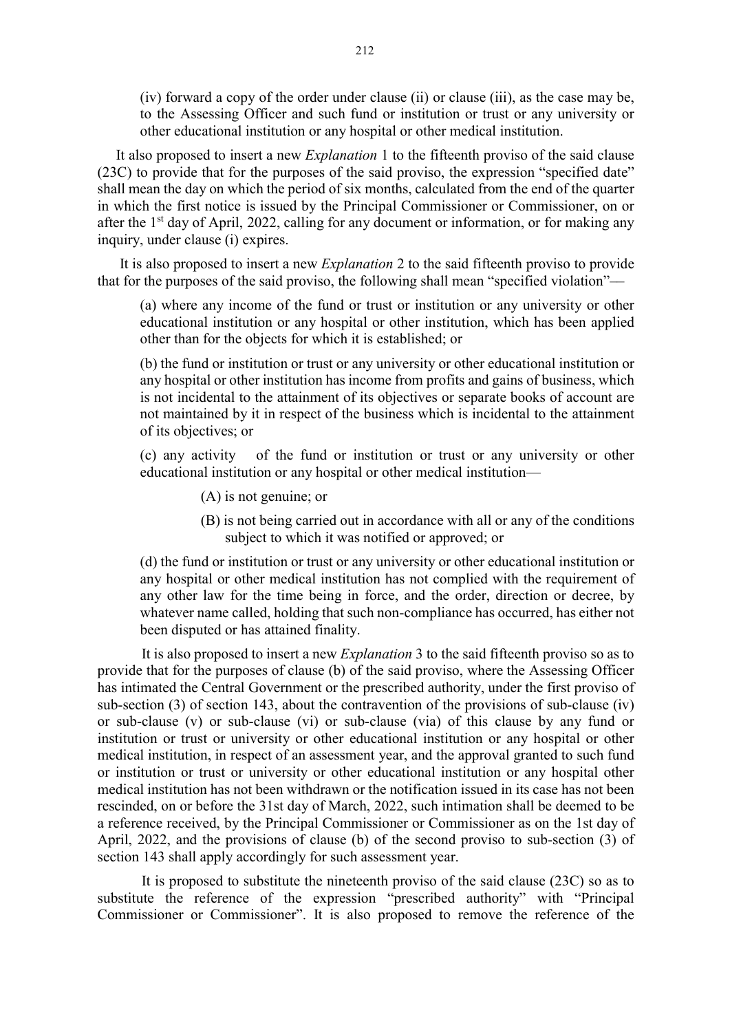(iv) forward a copy of the order under clause (ii) or clause (iii), as the case may be, to the Assessing Officer and such fund or institution or trust or any university or other educational institution or any hospital or other medical institution.

It also proposed to insert a new *Explanation* 1 to the fifteenth proviso of the said clause (23C) to provide that for the purposes of the said proviso, the expression "specified date" shall mean the day on which the period of six months, calculated from the end of the quarter in which the first notice is issued by the Principal Commissioner or Commissioner, on or after the 1st day of April, 2022, calling for any document or information, or for making any inquiry, under clause (i) expires.

It is also proposed to insert a new *Explanation* 2 to the said fifteenth proviso to provide that for the purposes of the said proviso, the following shall mean "specified violation"—

(a) where any income of the fund or trust or institution or any university or other educational institution or any hospital or other institution, which has been applied other than for the objects for which it is established; or

(b) the fund or institution or trust or any university or other educational institution or any hospital or other institution has income from profits and gains of business, which is not incidental to the attainment of its objectives or separate books of account are not maintained by it in respect of the business which is incidental to the attainment of its objectives; or

(c) any activity of the fund or institution or trust or any university or other educational institution or any hospital or other medical institution—

(A) is not genuine; or

(B) is not being carried out in accordance with all or any of the conditions subject to which it was notified or approved; or

(d) the fund or institution or trust or any university or other educational institution or any hospital or other medical institution has not complied with the requirement of any other law for the time being in force, and the order, direction or decree, by whatever name called, holding that such non-compliance has occurred, has either not been disputed or has attained finality.

It is also proposed to insert a new *Explanation* 3 to the said fifteenth proviso so as to provide that for the purposes of clause (b) of the said proviso, where the Assessing Officer has intimated the Central Government or the prescribed authority, under the first proviso of sub-section (3) of section 143, about the contravention of the provisions of sub-clause (iv) or sub-clause (v) or sub-clause (vi) or sub-clause (via) of this clause by any fund or institution or trust or university or other educational institution or any hospital or other medical institution, in respect of an assessment year, and the approval granted to such fund or institution or trust or university or other educational institution or any hospital other medical institution has not been withdrawn or the notification issued in its case has not been rescinded, on or before the 31st day of March, 2022, such intimation shall be deemed to be a reference received, by the Principal Commissioner or Commissioner as on the 1st day of April, 2022, and the provisions of clause (b) of the second proviso to sub-section (3) of section 143 shall apply accordingly for such assessment year.

It is proposed to substitute the nineteenth proviso of the said clause (23C) so as to substitute the reference of the expression "prescribed authority" with "Principal Commissioner or Commissioner". It is also proposed to remove the reference of the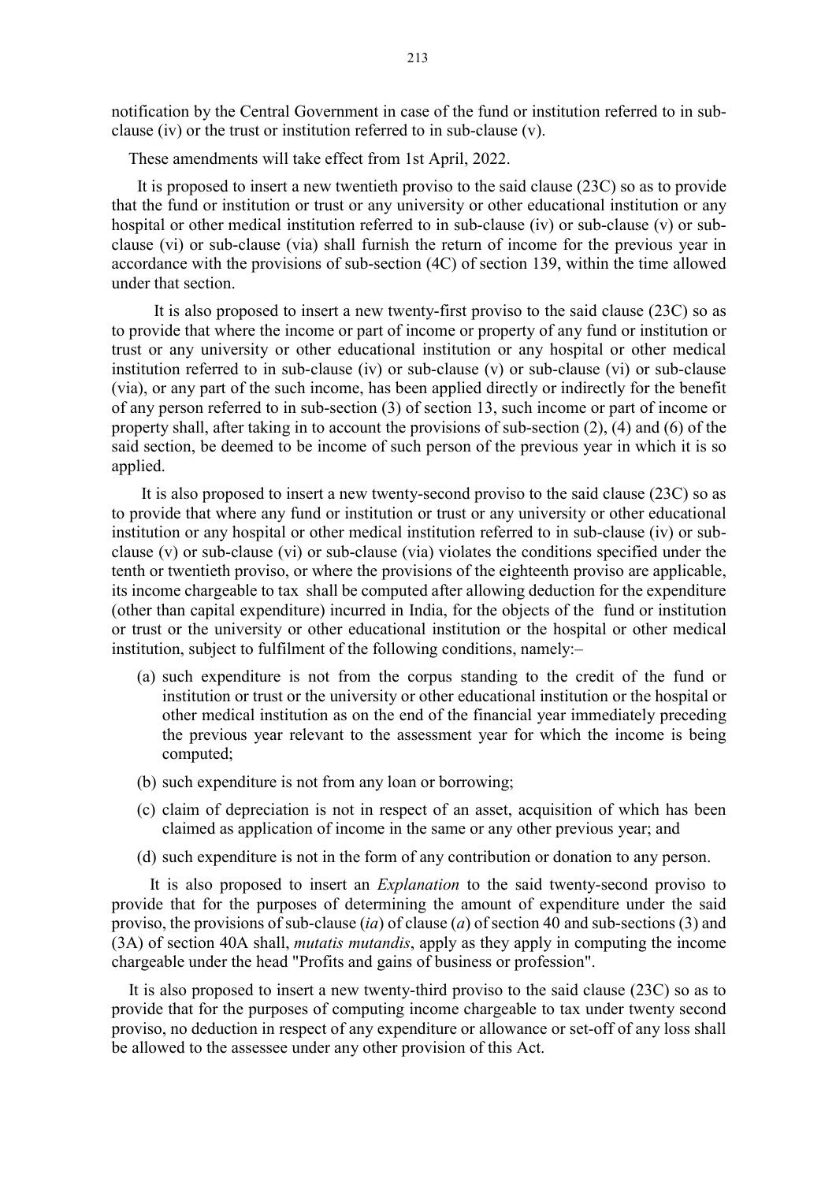notification by the Central Government in case of the fund or institution referred to in sub-clause (iv) or the trust or institution referred to in sub-clause (v).

These amendments will take effect from 1st April, 2022.

It is proposed to insert a new twentieth proviso to the said clause (23C) so as to provide that the fund or institution or trust or any university or other educational institution or any hospital or other medical institution referred to in sub-clause (iv) or sub-clause (v) or sub-clause (vi) or sub-clause (via) shall furnish the return of income for the previous year in accordance with the provisions of sub-section (4C) of section 139, within the time allowed under that section.

It is also proposed to insert a new twenty-first proviso to the said clause (23C) so as to provide that where the income or part of income or property of any fund or institution or trust or any university or other educational institution or any hospital or other medical institution referred to in sub-clause (iv) or sub-clause (v) or sub-clause (vi) or sub-clause (via), or any part of the such income, has been applied directly or indirectly for the benefit of any person referred to in sub-section (3) of section 13, such income or part of income or property shall, after taking in to account the provisions of sub-section (2), (4) and (6) of the said section, be deemed to be income of such person of the previous year in which it is so applied.

It is also proposed to insert a new twenty-second proviso to the said clause (23C) so as to provide that where any fund or institution or trust or any university or other educational institution or any hospital or other medical institution referred to in sub-clause (iv) or sub-clause (v) or sub-clause (vi) or sub-clause (via) violates the conditions specified under the tenth or twentieth proviso, or where the provisions of the eighteenth proviso are applicable, its income chargeable to tax shall be computed after allowing deduction for the expenditure (other than capital expenditure) incurred in India, for the objects of the fund or institution or trust or the university or other educational institution or the hospital or other medical institution, subject to fulfilment of the following conditions, namely:–

(a) such expenditure is not from the corpus standing to the credit of the fund or institution or trust or the university or other educational institution or the hospital or other medical institution as on the end of the financial year immediately preceding the previous year relevant to the assessment year for which the income is being computed;

(b) such expenditure is not from any loan or borrowing;

(c) claim of depreciation is not in respect of an asset, acquisition of which has been claimed as application of income in the same or any other previous year; and

(d) such expenditure is not in the form of any contribution or donation to any person.

It is also proposed to insert an *Explanation* to the said twenty-second proviso to provide that for the purposes of determining the amount of expenditure under the said proviso, the provisions of sub-clause (*ia*) of clause (*a*) of section 40 and sub-sections (3) and (3A) of section 40A shall, *mutatis mutandis*, apply as they apply in computing the income chargeable under the head "Profits and gains of business or profession".

It is also proposed to insert a new twenty-third proviso to the said clause (23C) so as to provide that for the purposes of computing income chargeable to tax under twenty second proviso, no deduction in respect of any expenditure or allowance or set-off of any loss shall be allowed to the assessee under any other provision of this Act.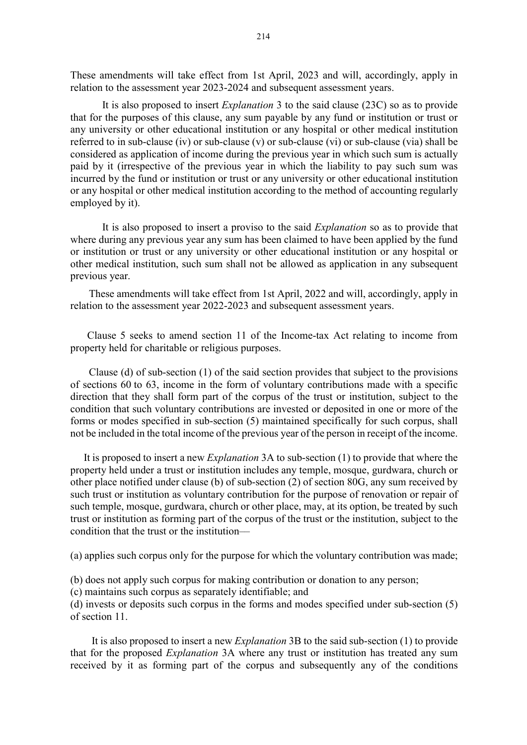These amendments will take effect from 1st April, 2023 and will, accordingly, apply in relation to the assessment year 2023-2024 and subsequent assessment years.

It is also proposed to insert *Explanation* 3 to the said clause (23C) so as to provide that for the purposes of this clause, any sum payable by any fund or institution or trust or any university or other educational institution or any hospital or other medical institution referred to in sub-clause (iv) or sub-clause (v) or sub-clause (vi) or sub-clause (via) shall be considered as application of income during the previous year in which such sum is actually paid by it (irrespective of the previous year in which the liability to pay such sum was incurred by the fund or institution or trust or any university or other educational institution or any hospital or other medical institution according to the method of accounting regularly employed by it).

It is also proposed to insert a proviso to the said *Explanation* so as to provide that where during any previous year any sum has been claimed to have been applied by the fund or institution or trust or any university or other educational institution or any hospital or other medical institution, such sum shall not be allowed as application in any subsequent previous year.

These amendments will take effect from 1st April, 2022 and will, accordingly, apply in relation to the assessment year 2022-2023 and subsequent assessment years.

Clause 5 seeks to amend section 11 of the Income-tax Act relating to income from property held for charitable or religious purposes.

Clause (d) of sub-section (1) of the said section provides that subject to the provisions of sections 60 to 63, income in the form of voluntary contributions made with a specific direction that they shall form part of the corpus of the trust or institution, subject to the condition that such voluntary contributions are invested or deposited in one or more of the forms or modes specified in sub-section (5) maintained specifically for such corpus, shall not be included in the total income of the previous year of the person in receipt of the income.

It is proposed to insert a new *Explanation* 3A to sub-section (1) to provide that where the property held under a trust or institution includes any temple, mosque, gurdwara, church or other place notified under clause (b) of sub-section (2) of section 80G, any sum received by such trust or institution as voluntary contribution for the purpose of renovation or repair of such temple, mosque, gurdwara, church or other place, may, at its option, be treated by such trust or institution as forming part of the corpus of the trust or the institution, subject to the condition that the trust or the institution—

(a) applies such corpus only for the purpose for which the voluntary contribution was made;

(b) does not apply such corpus for making contribution or donation to any person;

(c) maintains such corpus as separately identifiable; and

(d) invests or deposits such corpus in the forms and modes specified under sub-section (5) of section 11.

It is also proposed to insert a new *Explanation* 3B to the said sub-section (1) to provide that for the proposed *Explanation* 3A where any trust or institution has treated any sum received by it as forming part of the corpus and subsequently any of the conditions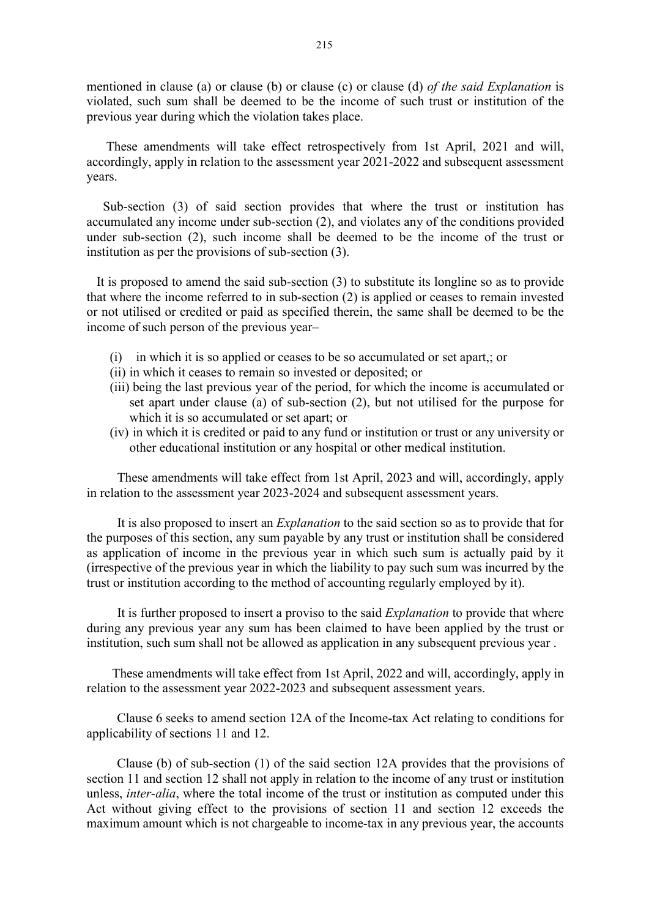mentioned in clause (a) or clause (b) or clause (c) or clause (d) *of the said Explanation* is violated, such sum shall be deemed to be the income of such trust or institution of the previous year during which the violation takes place.

These amendments will take effect retrospectively from 1st April, 2021 and will, accordingly, apply in relation to the assessment year 2021-2022 and subsequent assessment years.

Sub-section (3) of said section provides that where the trust or institution has accumulated any income under sub-section (2), and violates any of the conditions provided under sub-section (2), such income shall be deemed to be the income of the trust or institution as per the provisions of sub-section (3).

It is proposed to amend the said sub-section (3) to substitute its longline so as to provide that where the income referred to in sub-section (2) is applied or ceases to remain invested or not utilised or credited or paid as specified therein, the same shall be deemed to be the income of such person of the previous year–

(i) in which it is so applied or ceases to be so accumulated or set apart,; or
(ii) in which it ceases to remain so invested or deposited; or
(iii) being the last previous year of the period, for which the income is accumulated or set apart under clause (a) of sub-section (2), but not utilised for the purpose for which it is so accumulated or set apart; or
(iv) in which it is credited or paid to any fund or institution or trust or any university or other educational institution or any hospital or other medical institution.

These amendments will take effect from 1st April, 2023 and will, accordingly, apply in relation to the assessment year 2023-2024 and subsequent assessment years.

It is also proposed to insert an *Explanation* to the said section so as to provide that for the purposes of this section, any sum payable by any trust or institution shall be considered as application of income in the previous year in which such sum is actually paid by it (irrespective of the previous year in which the liability to pay such sum was incurred by the trust or institution according to the method of accounting regularly employed by it).

It is further proposed to insert a proviso to the said *Explanation* to provide that where during any previous year any sum has been claimed to have been applied by the trust or institution, such sum shall not be allowed as application in any subsequent previous year .

These amendments will take effect from 1st April, 2022 and will, accordingly, apply in relation to the assessment year 2022-2023 and subsequent assessment years.

Clause 6 seeks to amend section 12A of the Income-tax Act relating to conditions for applicability of sections 11 and 12.

Clause (b) of sub-section (1) of the said section 12A provides that the provisions of section 11 and section 12 shall not apply in relation to the income of any trust or institution unless, *inter-alia*, where the total income of the trust or institution as computed under this Act without giving effect to the provisions of section 11 and section 12 exceeds the maximum amount which is not chargeable to income-tax in any previous year, the accounts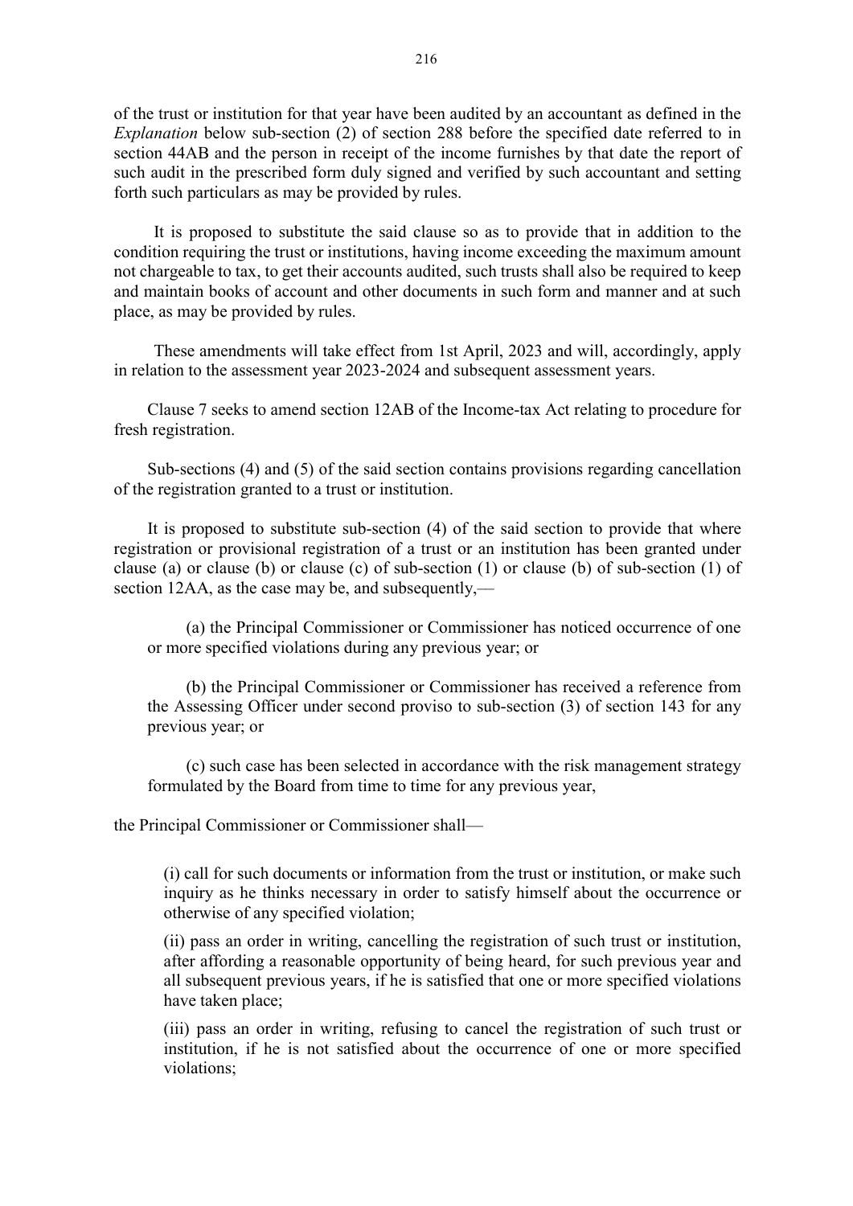of the trust or institution for that year have been audited by an accountant as defined in the *Explanation* below sub-section (2) of section 288 before the specified date referred to in section 44AB and the person in receipt of the income furnishes by that date the report of such audit in the prescribed form duly signed and verified by such accountant and setting forth such particulars as may be provided by rules.

It is proposed to substitute the said clause so as to provide that in addition to the condition requiring the trust or institutions, having income exceeding the maximum amount not chargeable to tax, to get their accounts audited, such trusts shall also be required to keep and maintain books of account and other documents in such form and manner and at such place, as may be provided by rules.

These amendments will take effect from 1st April, 2023 and will, accordingly, apply in relation to the assessment year 2023-2024 and subsequent assessment years.

Clause 7 seeks to amend section 12AB of the Income-tax Act relating to procedure for fresh registration.

Sub-sections (4) and (5) of the said section contains provisions regarding cancellation of the registration granted to a trust or institution.

It is proposed to substitute sub-section (4) of the said section to provide that where registration or provisional registration of a trust or an institution has been granted under clause (a) or clause (b) or clause (c) of sub-section (1) or clause (b) of sub-section (1) of section 12AA, as the case may be, and subsequently,—

(a) the Principal Commissioner or Commissioner has noticed occurrence of one or more specified violations during any previous year; or

(b) the Principal Commissioner or Commissioner has received a reference from the Assessing Officer under second proviso to sub-section (3) of section 143 for any previous year; or

(c) such case has been selected in accordance with the risk management strategy formulated by the Board from time to time for any previous year,

the Principal Commissioner or Commissioner shall—

(i) call for such documents or information from the trust or institution, or make such inquiry as he thinks necessary in order to satisfy himself about the occurrence or otherwise of any specified violation;

(ii) pass an order in writing, cancelling the registration of such trust or institution, after affording a reasonable opportunity of being heard, for such previous year and all subsequent previous years, if he is satisfied that one or more specified violations have taken place;

(iii) pass an order in writing, refusing to cancel the registration of such trust or institution, if he is not satisfied about the occurrence of one or more specified violations;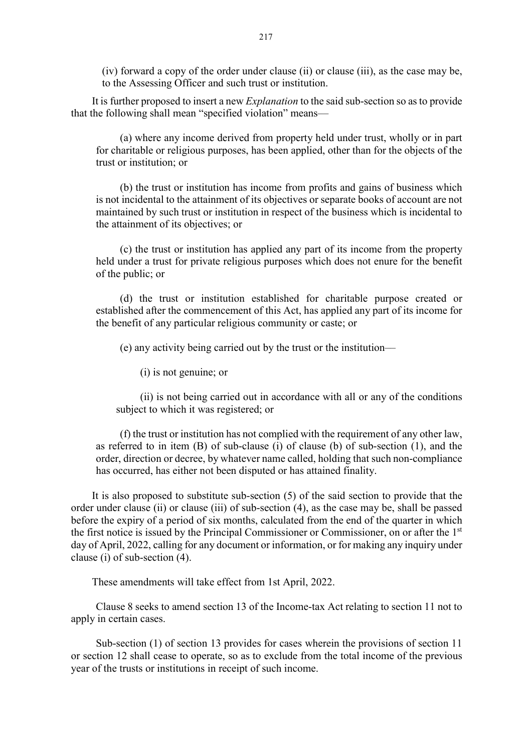(iv) forward a copy of the order under clause (ii) or clause (iii), as the case may be, to the Assessing Officer and such trust or institution.

It is further proposed to insert a new *Explanation* to the said sub-section so as to provide that the following shall mean "specified violation" means—

(a) where any income derived from property held under trust, wholly or in part for charitable or religious purposes, has been applied, other than for the objects of the trust or institution; or

(b) the trust or institution has income from profits and gains of business which is not incidental to the attainment of its objectives or separate books of account are not maintained by such trust or institution in respect of the business which is incidental to the attainment of its objectives; or

(c) the trust or institution has applied any part of its income from the property held under a trust for private religious purposes which does not enure for the benefit of the public; or

(d) the trust or institution established for charitable purpose created or established after the commencement of this Act, has applied any part of its income for the benefit of any particular religious community or caste; or

(e) any activity being carried out by the trust or the institution—

(i) is not genuine; or

(ii) is not being carried out in accordance with all or any of the conditions subject to which it was registered; or

(f) the trust or institution has not complied with the requirement of any other law, as referred to in item (B) of sub-clause (i) of clause (b) of sub-section (1), and the order, direction or decree, by whatever name called, holding that such non-compliance has occurred, has either not been disputed or has attained finality.

It is also proposed to substitute sub-section (5) of the said section to provide that the order under clause (ii) or clause (iii) of sub-section (4), as the case may be, shall be passed before the expiry of a period of six months, calculated from the end of the quarter in which the first notice is issued by the Principal Commissioner or Commissioner, on or after the 1st day of April, 2022, calling for any document or information, or for making any inquiry under clause (i) of sub-section (4).

These amendments will take effect from 1st April, 2022.

Clause 8 seeks to amend section 13 of the Income-tax Act relating to section 11 not to apply in certain cases.

Sub-section (1) of section 13 provides for cases wherein the provisions of section 11 or section 12 shall cease to operate, so as to exclude from the total income of the previous year of the trusts or institutions in receipt of such income.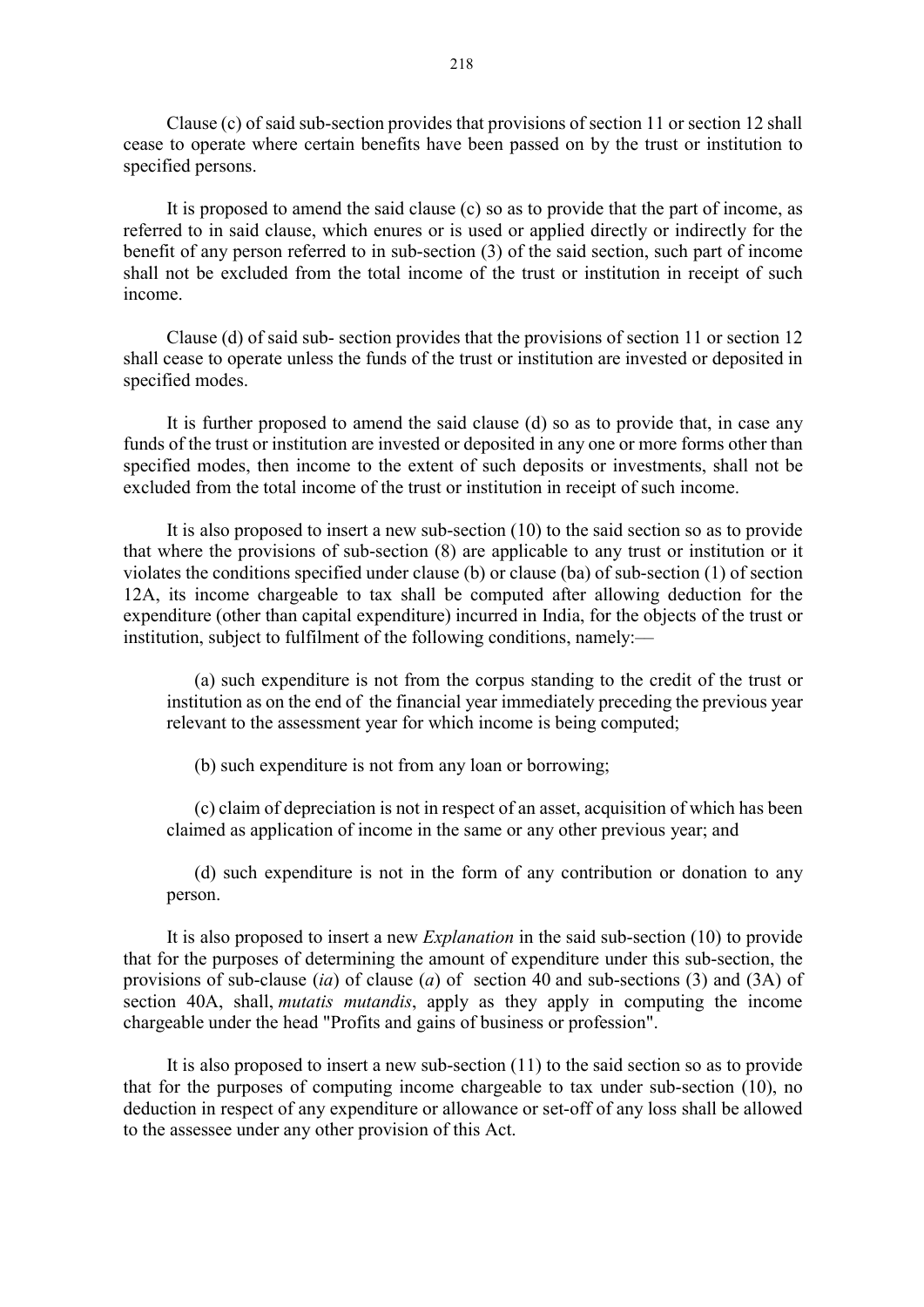Clause (c) of said sub-section provides that provisions of section 11 or section 12 shall cease to operate where certain benefits have been passed on by the trust or institution to specified persons.

It is proposed to amend the said clause (c) so as to provide that the part of income, as referred to in said clause, which enures or is used or applied directly or indirectly for the benefit of any person referred to in sub-section (3) of the said section, such part of income shall not be excluded from the total income of the trust or institution in receipt of such income.

Clause (d) of said sub- section provides that the provisions of section 11 or section 12 shall cease to operate unless the funds of the trust or institution are invested or deposited in specified modes.

It is further proposed to amend the said clause (d) so as to provide that, in case any funds of the trust or institution are invested or deposited in any one or more forms other than specified modes, then income to the extent of such deposits or investments, shall not be excluded from the total income of the trust or institution in receipt of such income.

It is also proposed to insert a new sub-section (10) to the said section so as to provide that where the provisions of sub-section (8) are applicable to any trust or institution or it violates the conditions specified under clause (b) or clause (ba) of sub-section (1) of section 12A, its income chargeable to tax shall be computed after allowing deduction for the expenditure (other than capital expenditure) incurred in India, for the objects of the trust or institution, subject to fulfilment of the following conditions, namely:—

(a) such expenditure is not from the corpus standing to the credit of the trust or institution as on the end of the financial year immediately preceding the previous year relevant to the assessment year for which income is being computed;

(b) such expenditure is not from any loan or borrowing;

(c) claim of depreciation is not in respect of an asset, acquisition of which has been claimed as application of income in the same or any other previous year; and

(d) such expenditure is not in the form of any contribution or donation to any person.

It is also proposed to insert a new *Explanation* in the said sub-section (10) to provide that for the purposes of determining the amount of expenditure under this sub-section, the provisions of sub-clause (*ia*) of clause (*a*) of section 40 and sub-sections (3) and (3A) of section 40A, shall, *mutatis mutandis*, apply as they apply in computing the income chargeable under the head "Profits and gains of business or profession".

It is also proposed to insert a new sub-section (11) to the said section so as to provide that for the purposes of computing income chargeable to tax under sub-section (10), no deduction in respect of any expenditure or allowance or set-off of any loss shall be allowed to the assessee under any other provision of this Act.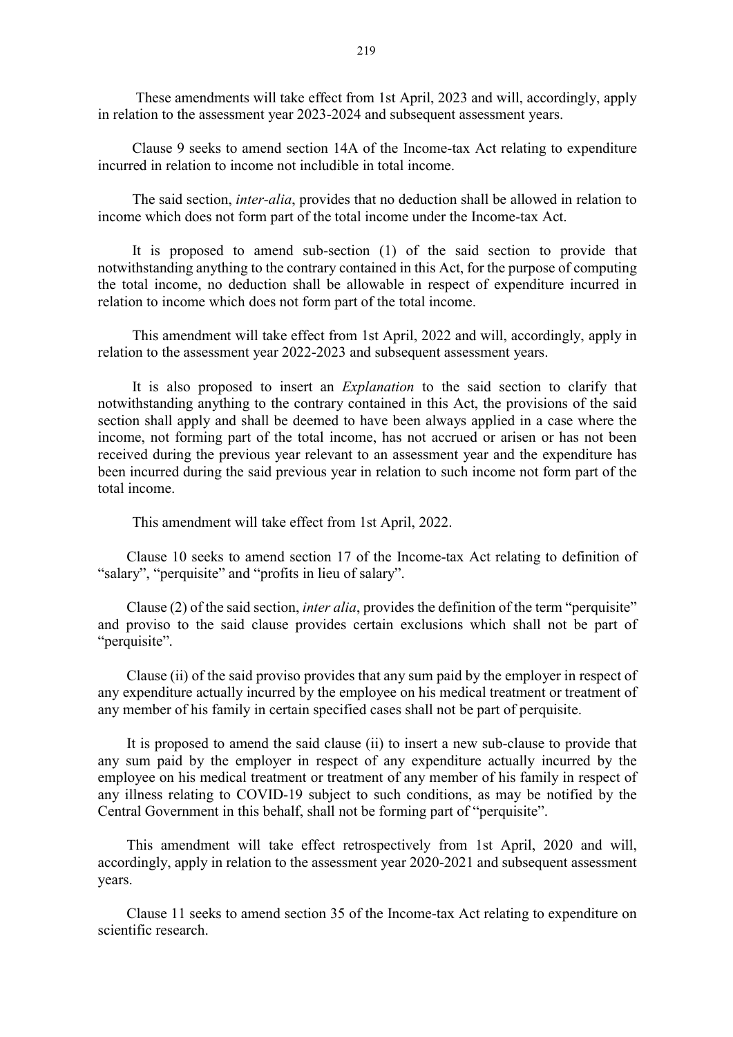These amendments will take effect from 1st April, 2023 and will, accordingly, apply in relation to the assessment year 2023-2024 and subsequent assessment years.

Clause 9 seeks to amend section 14A of the Income-tax Act relating to expenditure incurred in relation to income not includible in total income.

The said section, *inter-alia*, provides that no deduction shall be allowed in relation to income which does not form part of the total income under the Income-tax Act.

It is proposed to amend sub-section (1) of the said section to provide that notwithstanding anything to the contrary contained in this Act, for the purpose of computing the total income, no deduction shall be allowable in respect of expenditure incurred in relation to income which does not form part of the total income.

This amendment will take effect from 1st April, 2022 and will, accordingly, apply in relation to the assessment year 2022-2023 and subsequent assessment years.

It is also proposed to insert an *Explanation* to the said section to clarify that notwithstanding anything to the contrary contained in this Act, the provisions of the said section shall apply and shall be deemed to have been always applied in a case where the income, not forming part of the total income, has not accrued or arisen or has not been received during the previous year relevant to an assessment year and the expenditure has been incurred during the said previous year in relation to such income not form part of the total income.

This amendment will take effect from 1st April, 2022.

Clause 10 seeks to amend section 17 of the Income-tax Act relating to definition of "salary", "perquisite" and "profits in lieu of salary".

Clause (2) of the said section, *inter alia*, provides the definition of the term "perquisite" and proviso to the said clause provides certain exclusions which shall not be part of "perquisite".

Clause (ii) of the said proviso provides that any sum paid by the employer in respect of any expenditure actually incurred by the employee on his medical treatment or treatment of any member of his family in certain specified cases shall not be part of perquisite.

It is proposed to amend the said clause (ii) to insert a new sub-clause to provide that any sum paid by the employer in respect of any expenditure actually incurred by the employee on his medical treatment or treatment of any member of his family in respect of any illness relating to COVID-19 subject to such conditions, as may be notified by the Central Government in this behalf, shall not be forming part of "perquisite".

This amendment will take effect retrospectively from 1st April, 2020 and will, accordingly, apply in relation to the assessment year 2020-2021 and subsequent assessment years.

Clause 11 seeks to amend section 35 of the Income-tax Act relating to expenditure on scientific research.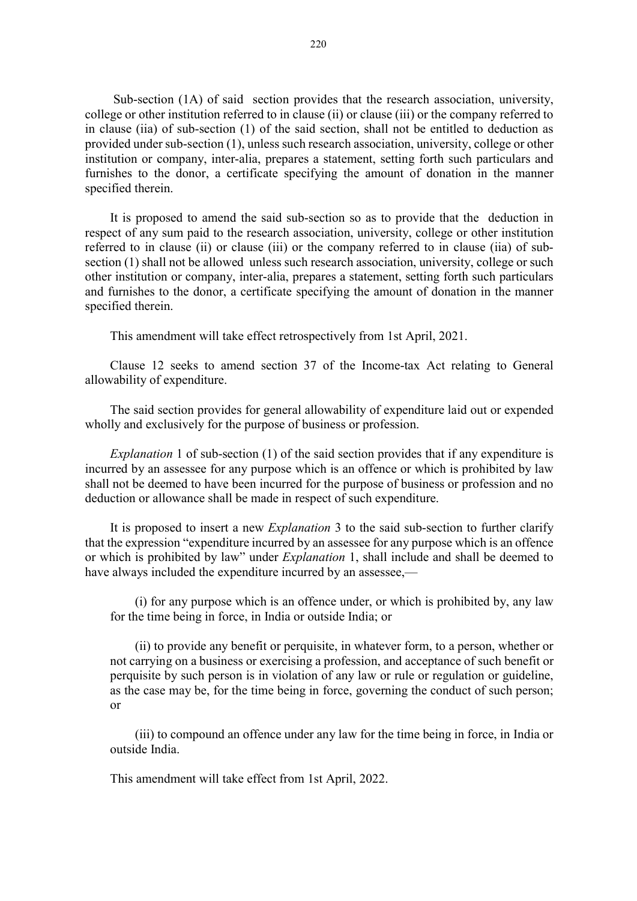Sub-section (1A) of said section provides that the research association, university, college or other institution referred to in clause (ii) or clause (iii) or the company referred to in clause (iia) of sub-section (1) of the said section, shall not be entitled to deduction as provided under sub-section (1), unless such research association, university, college or other institution or company, inter-alia, prepares a statement, setting forth such particulars and furnishes to the donor, a certificate specifying the amount of donation in the manner specified therein.

It is proposed to amend the said sub-section so as to provide that the deduction in respect of any sum paid to the research association, university, college or other institution referred to in clause (ii) or clause (iii) or the company referred to in clause (iia) of sub-section (1) shall not be allowed unless such research association, university, college or such other institution or company, inter-alia, prepares a statement, setting forth such particulars and furnishes to the donor, a certificate specifying the amount of donation in the manner specified therein.

This amendment will take effect retrospectively from 1st April, 2021.

Clause 12 seeks to amend section 37 of the Income-tax Act relating to General allowability of expenditure.

The said section provides for general allowability of expenditure laid out or expended wholly and exclusively for the purpose of business or profession.

*Explanation* 1 of sub-section (1) of the said section provides that if any expenditure is incurred by an assessee for any purpose which is an offence or which is prohibited by law shall not be deemed to have been incurred for the purpose of business or profession and no deduction or allowance shall be made in respect of such expenditure.

It is proposed to insert a new *Explanation* 3 to the said sub-section to further clarify that the expression "expenditure incurred by an assessee for any purpose which is an offence or which is prohibited by law" under *Explanation* 1, shall include and shall be deemed to have always included the expenditure incurred by an assessee,—

(i) for any purpose which is an offence under, or which is prohibited by, any law for the time being in force, in India or outside India; or

(ii) to provide any benefit or perquisite, in whatever form, to a person, whether or not carrying on a business or exercising a profession, and acceptance of such benefit or perquisite by such person is in violation of any law or rule or regulation or guideline, as the case may be, for the time being in force, governing the conduct of such person; or

(iii) to compound an offence under any law for the time being in force, in India or outside India.

This amendment will take effect from 1st April, 2022.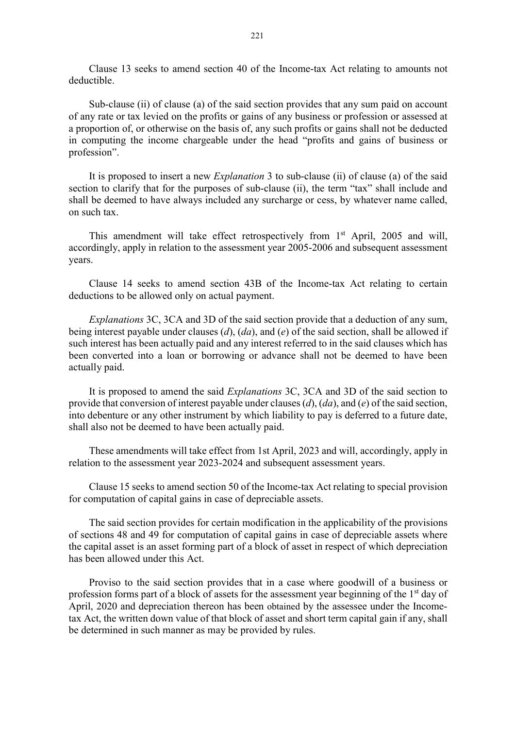Clause 13 seeks to amend section 40 of the Income-tax Act relating to amounts not deductible.

Sub-clause (ii) of clause (a) of the said section provides that any sum paid on account of any rate or tax levied on the profits or gains of any business or profession or assessed at a proportion of, or otherwise on the basis of, any such profits or gains shall not be deducted in computing the income chargeable under the head "profits and gains of business or profession".

It is proposed to insert a new *Explanation* 3 to sub-clause (ii) of clause (a) of the said section to clarify that for the purposes of sub-clause (ii), the term "tax" shall include and shall be deemed to have always included any surcharge or cess, by whatever name called, on such tax.

This amendment will take effect retrospectively from 1st April, 2005 and will, accordingly, apply in relation to the assessment year 2005-2006 and subsequent assessment years.

Clause 14 seeks to amend section 43B of the Income-tax Act relating to certain deductions to be allowed only on actual payment.

*Explanations* 3C, 3CA and 3D of the said section provide that a deduction of any sum, being interest payable under clauses (*d*), (*da*), and (*e*) of the said section, shall be allowed if such interest has been actually paid and any interest referred to in the said clauses which has been converted into a loan or borrowing or advance shall not be deemed to have been actually paid.

It is proposed to amend the said *Explanations* 3C, 3CA and 3D of the said section to provide that conversion of interest payable under clauses (*d*), (*da*), and (*e*) of the said section, into debenture or any other instrument by which liability to pay is deferred to a future date, shall also not be deemed to have been actually paid.

These amendments will take effect from 1st April, 2023 and will, accordingly, apply in relation to the assessment year 2023-2024 and subsequent assessment years.

Clause 15 seeks to amend section 50 of the Income-tax Act relating to special provision for computation of capital gains in case of depreciable assets.

The said section provides for certain modification in the applicability of the provisions of sections 48 and 49 for computation of capital gains in case of depreciable assets where the capital asset is an asset forming part of a block of asset in respect of which depreciation has been allowed under this Act.

Proviso to the said section provides that in a case where goodwill of a business or profession forms part of a block of assets for the assessment year beginning of the 1st day of April, 2020 and depreciation thereon has been obtained by the assessee under the Income-tax Act, the written down value of that block of asset and short term capital gain if any, shall be determined in such manner as may be provided by rules.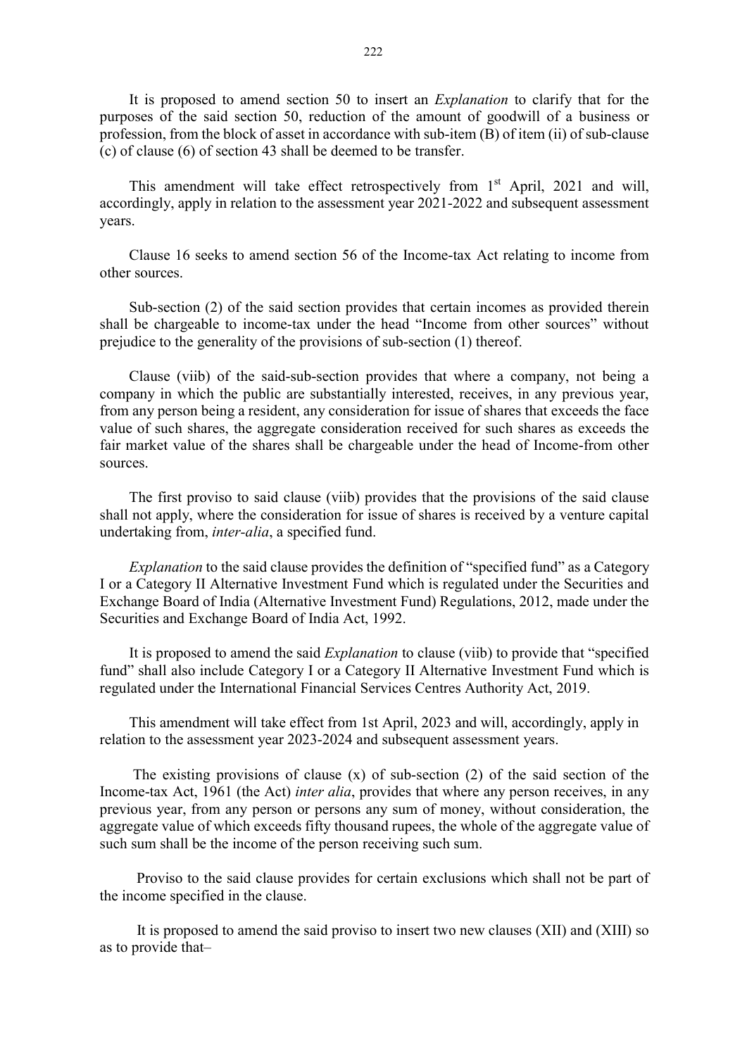It is proposed to amend section 50 to insert an *Explanation* to clarify that for the purposes of the said section 50, reduction of the amount of goodwill of a business or profession, from the block of asset in accordance with sub-item (B) of item (ii) of sub-clause (c) of clause (6) of section 43 shall be deemed to be transfer.

This amendment will take effect retrospectively from 1st April, 2021 and will, accordingly, apply in relation to the assessment year 2021-2022 and subsequent assessment years.

Clause 16 seeks to amend section 56 of the Income-tax Act relating to income from other sources.

Sub-section (2) of the said section provides that certain incomes as provided therein shall be chargeable to income-tax under the head "Income from other sources" without prejudice to the generality of the provisions of sub-section (1) thereof.

Clause (viib) of the said-sub-section provides that where a company, not being a company in which the public are substantially interested, receives, in any previous year, from any person being a resident, any consideration for issue of shares that exceeds the face value of such shares, the aggregate consideration received for such shares as exceeds the fair market value of the shares shall be chargeable under the head of Income-from other sources.

The first proviso to said clause (viib) provides that the provisions of the said clause shall not apply, where the consideration for issue of shares is received by a venture capital undertaking from, *inter-alia*, a specified fund.

*Explanation* to the said clause provides the definition of "specified fund" as a Category I or a Category II Alternative Investment Fund which is regulated under the Securities and Exchange Board of India (Alternative Investment Fund) Regulations, 2012, made under the Securities and Exchange Board of India Act, 1992.

It is proposed to amend the said *Explanation* to clause (viib) to provide that "specified fund" shall also include Category I or a Category II Alternative Investment Fund which is regulated under the International Financial Services Centres Authority Act, 2019.

This amendment will take effect from 1st April, 2023 and will, accordingly, apply in relation to the assessment year 2023-2024 and subsequent assessment years.

The existing provisions of clause (x) of sub-section (2) of the said section of the Income-tax Act, 1961 (the Act) *inter alia*, provides that where any person receives, in any previous year, from any person or persons any sum of money, without consideration, the aggregate value of which exceeds fifty thousand rupees, the whole of the aggregate value of such sum shall be the income of the person receiving such sum.

Proviso to the said clause provides for certain exclusions which shall not be part of the income specified in the clause.

It is proposed to amend the said proviso to insert two new clauses (XII) and (XIII) so as to provide that–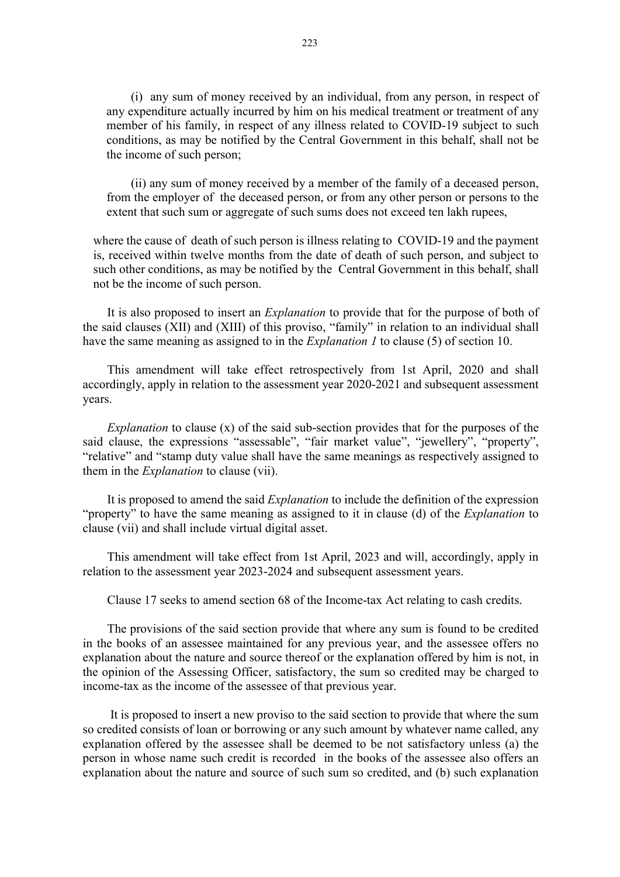(i) any sum of money received by an individual, from any person, in respect of any expenditure actually incurred by him on his medical treatment or treatment of any member of his family, in respect of any illness related to COVID-19 subject to such conditions, as may be notified by the Central Government in this behalf, shall not be the income of such person;

(ii) any sum of money received by a member of the family of a deceased person, from the employer of the deceased person, or from any other person or persons to the extent that such sum or aggregate of such sums does not exceed ten lakh rupees,

where the cause of death of such person is illness relating to COVID-19 and the payment is, received within twelve months from the date of death of such person, and subject to such other conditions, as may be notified by the Central Government in this behalf, shall not be the income of such person.

It is also proposed to insert an *Explanation* to provide that for the purpose of both of the said clauses (XII) and (XIII) of this proviso, "family" in relation to an individual shall have the same meaning as assigned to in the *Explanation 1* to clause (5) of section 10.

This amendment will take effect retrospectively from 1st April, 2020 and shall accordingly, apply in relation to the assessment year 2020-2021 and subsequent assessment years.

*Explanation* to clause (x) of the said sub-section provides that for the purposes of the said clause, the expressions "assessable", "fair market value", "jewellery", "property", "relative" and "stamp duty value shall have the same meanings as respectively assigned to them in the *Explanation* to clause (vii).

It is proposed to amend the said *Explanation* to include the definition of the expression "property" to have the same meaning as assigned to it in clause (d) of the *Explanation* to clause (vii) and shall include virtual digital asset.

This amendment will take effect from 1st April, 2023 and will, accordingly, apply in relation to the assessment year 2023-2024 and subsequent assessment years.

Clause 17 seeks to amend section 68 of the Income-tax Act relating to cash credits.

The provisions of the said section provide that where any sum is found to be credited in the books of an assessee maintained for any previous year, and the assessee offers no explanation about the nature and source thereof or the explanation offered by him is not, in the opinion of the Assessing Officer, satisfactory, the sum so credited may be charged to income-tax as the income of the assessee of that previous year.

It is proposed to insert a new proviso to the said section to provide that where the sum so credited consists of loan or borrowing or any such amount by whatever name called, any explanation offered by the assessee shall be deemed to be not satisfactory unless (a) the person in whose name such credit is recorded in the books of the assessee also offers an explanation about the nature and source of such sum so credited, and (b) such explanation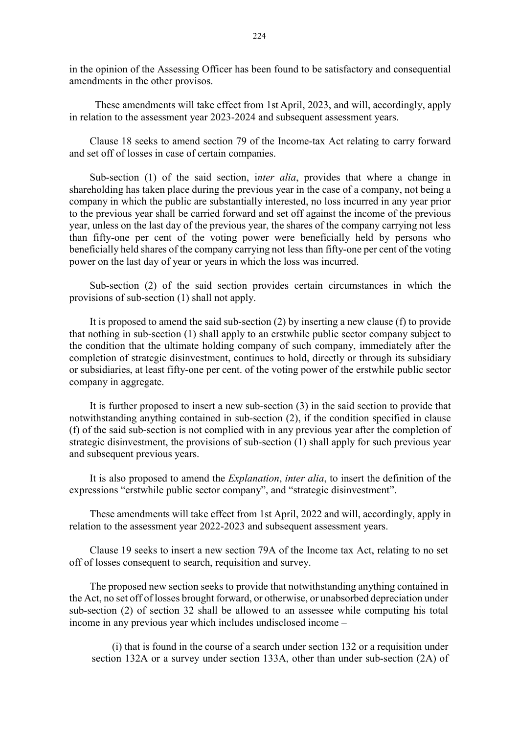in the opinion of the Assessing Officer has been found to be satisfactory and consequential amendments in the other provisos.

These amendments will take effect from 1st April, 2023, and will, accordingly, apply in relation to the assessment year 2023-2024 and subsequent assessment years.

Clause 18 seeks to amend section 79 of the Income-tax Act relating to carry forward and set off of losses in case of certain companies.

Sub-section (1) of the said section, i*nter alia*, provides that where a change in shareholding has taken place during the previous year in the case of a company, not being a company in which the public are substantially interested, no loss incurred in any year prior to the previous year shall be carried forward and set off against the income of the previous year, unless on the last day of the previous year, the shares of the company carrying not less than fifty-one per cent of the voting power were beneficially held by persons who beneficially held shares of the company carrying not less than fifty-one per cent of the voting power on the last day of year or years in which the loss was incurred.

Sub-section (2) of the said section provides certain circumstances in which the provisions of sub-section (1) shall not apply.

It is proposed to amend the said sub-section (2) by inserting a new clause (f) to provide that nothing in sub-section (1) shall apply to an erstwhile public sector company subject to the condition that the ultimate holding company of such company, immediately after the completion of strategic disinvestment, continues to hold, directly or through its subsidiary or subsidiaries, at least fifty-one per cent. of the voting power of the erstwhile public sector company in aggregate.

It is further proposed to insert a new sub-section (3) in the said section to provide that notwithstanding anything contained in sub-section (2), if the condition specified in clause (f) of the said sub-section is not complied with in any previous year after the completion of strategic disinvestment, the provisions of sub-section (1) shall apply for such previous year and subsequent previous years.

It is also proposed to amend the *Explanation*, *inter alia*, to insert the definition of the expressions "erstwhile public sector company", and "strategic disinvestment".

These amendments will take effect from 1st April, 2022 and will, accordingly, apply in relation to the assessment year 2022-2023 and subsequent assessment years.

Clause 19 seeks to insert a new section 79A of the Income tax Act, relating to no set off of losses consequent to search, requisition and survey.

The proposed new section seeks to provide that notwithstanding anything contained in the Act, no set off of losses brought forward, or otherwise, or unabsorbed depreciation under sub-section (2) of section 32 shall be allowed to an assessee while computing his total income in any previous year which includes undisclosed income –

(i) that is found in the course of a search under section 132 or a requisition under section 132A or a survey under section 133A, other than under sub-section (2A) of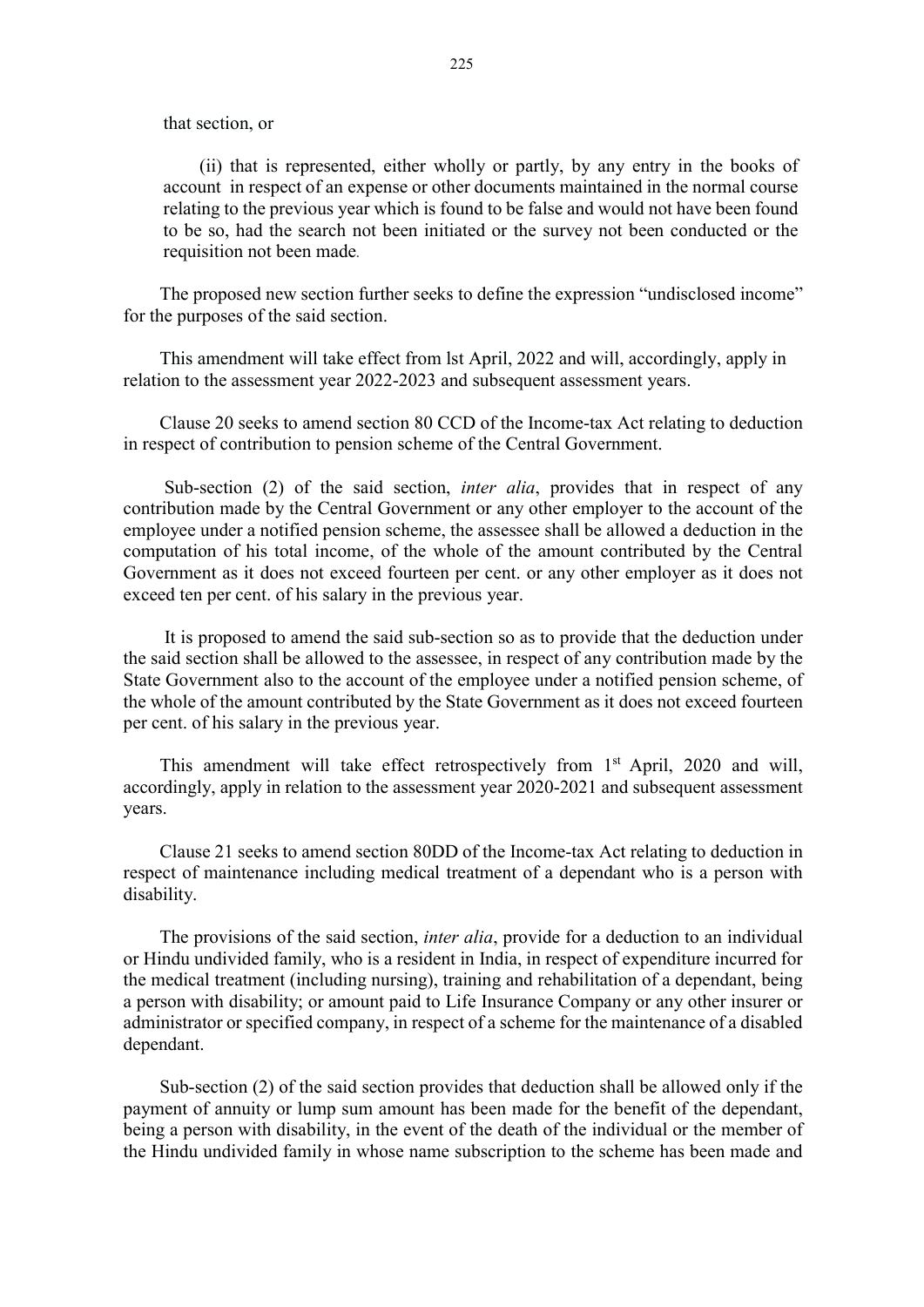that section, or

(ii) that is represented, either wholly or partly, by any entry in the books of account in respect of an expense or other documents maintained in the normal course relating to the previous year which is found to be false and would not have been found to be so, had the search not been initiated or the survey not been conducted or the requisition not been made.

The proposed new section further seeks to define the expression "undisclosed income" for the purposes of the said section.

This amendment will take effect from lst April, 2022 and will, accordingly, apply in relation to the assessment year 2022-2023 and subsequent assessment years.

Clause 20 seeks to amend section 80 CCD of the Income-tax Act relating to deduction in respect of contribution to pension scheme of the Central Government.

Sub-section (2) of the said section, *inter alia*, provides that in respect of any contribution made by the Central Government or any other employer to the account of the employee under a notified pension scheme, the assessee shall be allowed a deduction in the computation of his total income, of the whole of the amount contributed by the Central Government as it does not exceed fourteen per cent. or any other employer as it does not exceed ten per cent. of his salary in the previous year.

It is proposed to amend the said sub-section so as to provide that the deduction under the said section shall be allowed to the assessee, in respect of any contribution made by the State Government also to the account of the employee under a notified pension scheme, of the whole of the amount contributed by the State Government as it does not exceed fourteen per cent. of his salary in the previous year.

This amendment will take effect retrospectively from 1st April, 2020 and will, accordingly, apply in relation to the assessment year 2020-2021 and subsequent assessment years.

Clause 21 seeks to amend section 80DD of the Income-tax Act relating to deduction in respect of maintenance including medical treatment of a dependant who is a person with disability.

The provisions of the said section, *inter alia*, provide for a deduction to an individual or Hindu undivided family, who is a resident in India, in respect of expenditure incurred for the medical treatment (including nursing), training and rehabilitation of a dependant, being a person with disability; or amount paid to Life Insurance Company or any other insurer or administrator or specified company, in respect of a scheme for the maintenance of a disabled dependant.

Sub-section (2) of the said section provides that deduction shall be allowed only if the payment of annuity or lump sum amount has been made for the benefit of the dependant, being a person with disability, in the event of the death of the individual or the member of the Hindu undivided family in whose name subscription to the scheme has been made and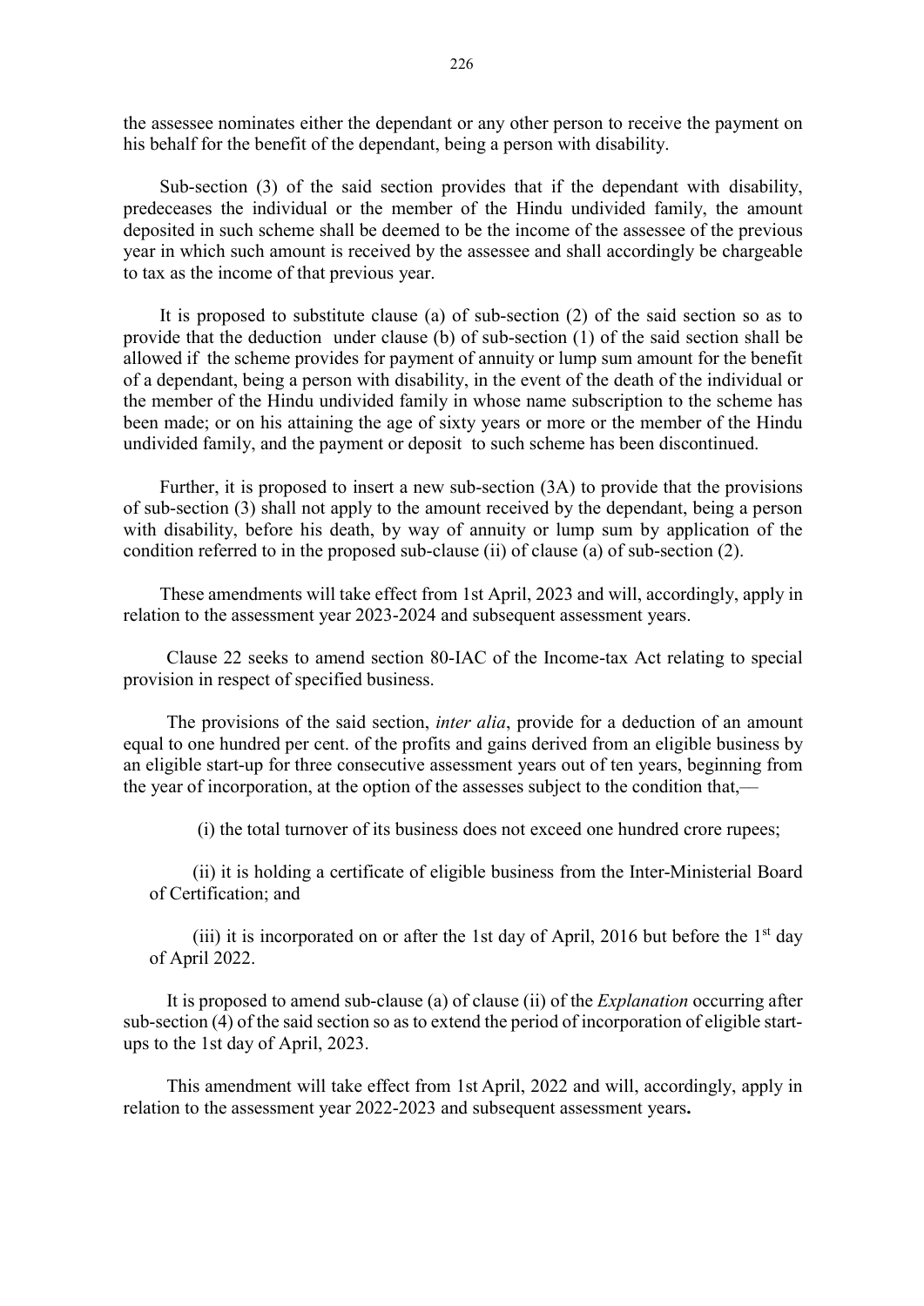the assessee nominates either the dependant or any other person to receive the payment on his behalf for the benefit of the dependant, being a person with disability.

Sub-section (3) of the said section provides that if the dependant with disability, predeceases the individual or the member of the Hindu undivided family, the amount deposited in such scheme shall be deemed to be the income of the assessee of the previous year in which such amount is received by the assessee and shall accordingly be chargeable to tax as the income of that previous year.

It is proposed to substitute clause (a) of sub-section (2) of the said section so as to provide that the deduction under clause (b) of sub-section (1) of the said section shall be allowed if the scheme provides for payment of annuity or lump sum amount for the benefit of a dependant, being a person with disability, in the event of the death of the individual or the member of the Hindu undivided family in whose name subscription to the scheme has been made; or on his attaining the age of sixty years or more or the member of the Hindu undivided family, and the payment or deposit to such scheme has been discontinued.

Further, it is proposed to insert a new sub-section (3A) to provide that the provisions of sub-section (3) shall not apply to the amount received by the dependant, being a person with disability, before his death, by way of annuity or lump sum by application of the condition referred to in the proposed sub-clause (ii) of clause (a) of sub-section (2).

These amendments will take effect from 1st April, 2023 and will, accordingly, apply in relation to the assessment year 2023-2024 and subsequent assessment years.

Clause 22 seeks to amend section 80-IAC of the Income-tax Act relating to special provision in respect of specified business.

The provisions of the said section, *inter alia*, provide for a deduction of an amount equal to one hundred per cent. of the profits and gains derived from an eligible business by an eligible start-up for three consecutive assessment years out of ten years, beginning from the year of incorporation, at the option of the assesses subject to the condition that,—

(i) the total turnover of its business does not exceed one hundred crore rupees;

(ii) it is holding a certificate of eligible business from the Inter-Ministerial Board of Certification; and

(iii) it is incorporated on or after the 1st day of April, 2016 but before the 1st day of April 2022.

It is proposed to amend sub-clause (a) of clause (ii) of the *Explanation* occurring after sub-section (4) of the said section so as to extend the period of incorporation of eligible start-ups to the 1st day of April, 2023.

This amendment will take effect from 1st April, 2022 and will, accordingly, apply in relation to the assessment year 2022-2023 and subsequent assessment years**.**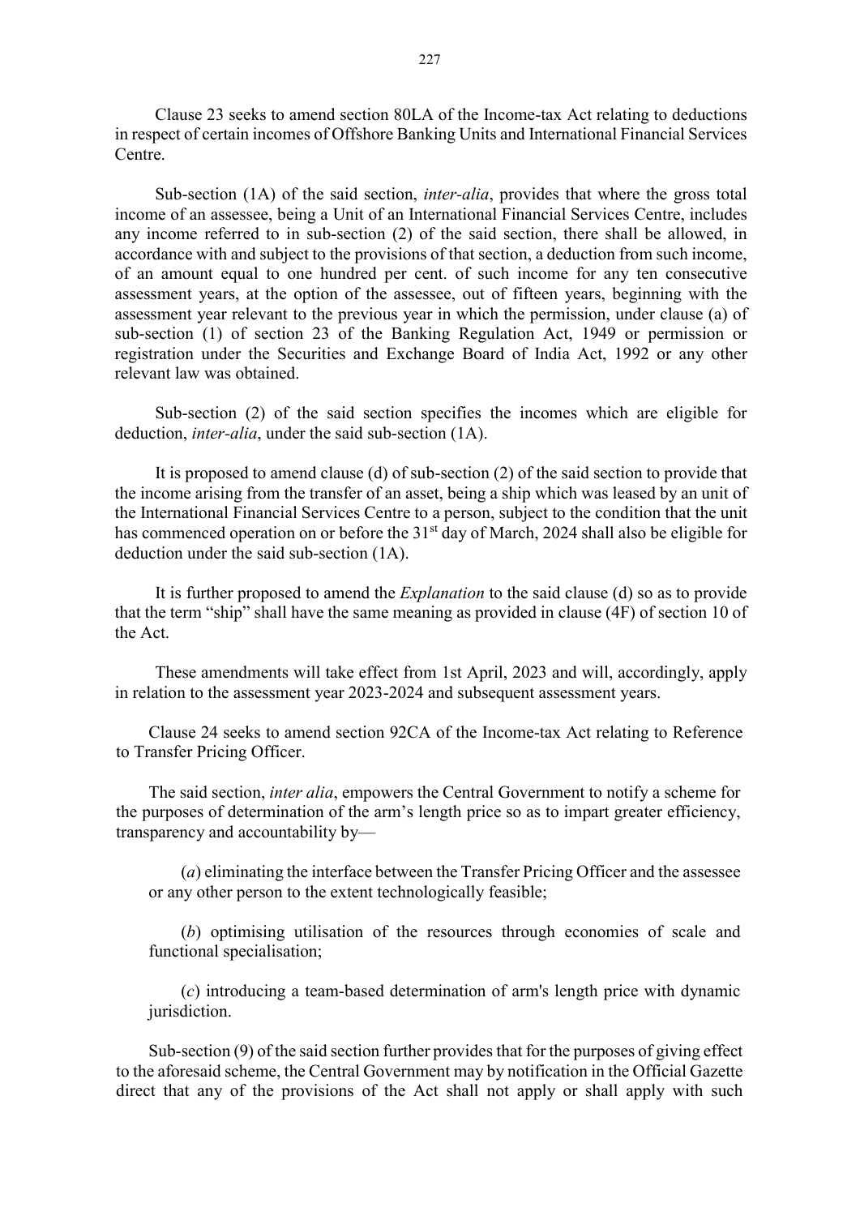Clause 23 seeks to amend section 80LA of the Income-tax Act relating to deductions in respect of certain incomes of Offshore Banking Units and International Financial Services Centre.

Sub-section (1A) of the said section, *inter-alia*, provides that where the gross total income of an assessee, being a Unit of an International Financial Services Centre, includes any income referred to in sub-section (2) of the said section, there shall be allowed, in accordance with and subject to the provisions of that section, a deduction from such income, of an amount equal to one hundred per cent. of such income for any ten consecutive assessment years, at the option of the assessee, out of fifteen years, beginning with the assessment year relevant to the previous year in which the permission, under clause (a) of sub-section (1) of section 23 of the Banking Regulation Act, 1949 or permission or registration under the Securities and Exchange Board of India Act, 1992 or any other relevant law was obtained.

Sub-section (2) of the said section specifies the incomes which are eligible for deduction, *inter-alia*, under the said sub-section (1A).

It is proposed to amend clause (d) of sub-section (2) of the said section to provide that the income arising from the transfer of an asset, being a ship which was leased by an unit of the International Financial Services Centre to a person, subject to the condition that the unit has commenced operation on or before the 31st day of March, 2024 shall also be eligible for deduction under the said sub-section (1A).

It is further proposed to amend the *Explanation* to the said clause (d) so as to provide that the term "ship" shall have the same meaning as provided in clause (4F) of section 10 of the Act.

These amendments will take effect from 1st April, 2023 and will, accordingly, apply in relation to the assessment year 2023-2024 and subsequent assessment years.

Clause 24 seeks to amend section 92CA of the Income-tax Act relating to Reference to Transfer Pricing Officer.

The said section, *inter alia*, empowers the Central Government to notify a scheme for the purposes of determination of the arm's length price so as to impart greater efficiency, transparency and accountability by—

(*a*) eliminating the interface between the Transfer Pricing Officer and the assessee or any other person to the extent technologically feasible;

(*b*) optimising utilisation of the resources through economies of scale and functional specialisation;

(*c*) introducing a team-based determination of arm's length price with dynamic jurisdiction.

Sub-section (9) of the said section further provides that for the purposes of giving effect to the aforesaid scheme, the Central Government may by notification in the Official Gazette direct that any of the provisions of the Act shall not apply or shall apply with such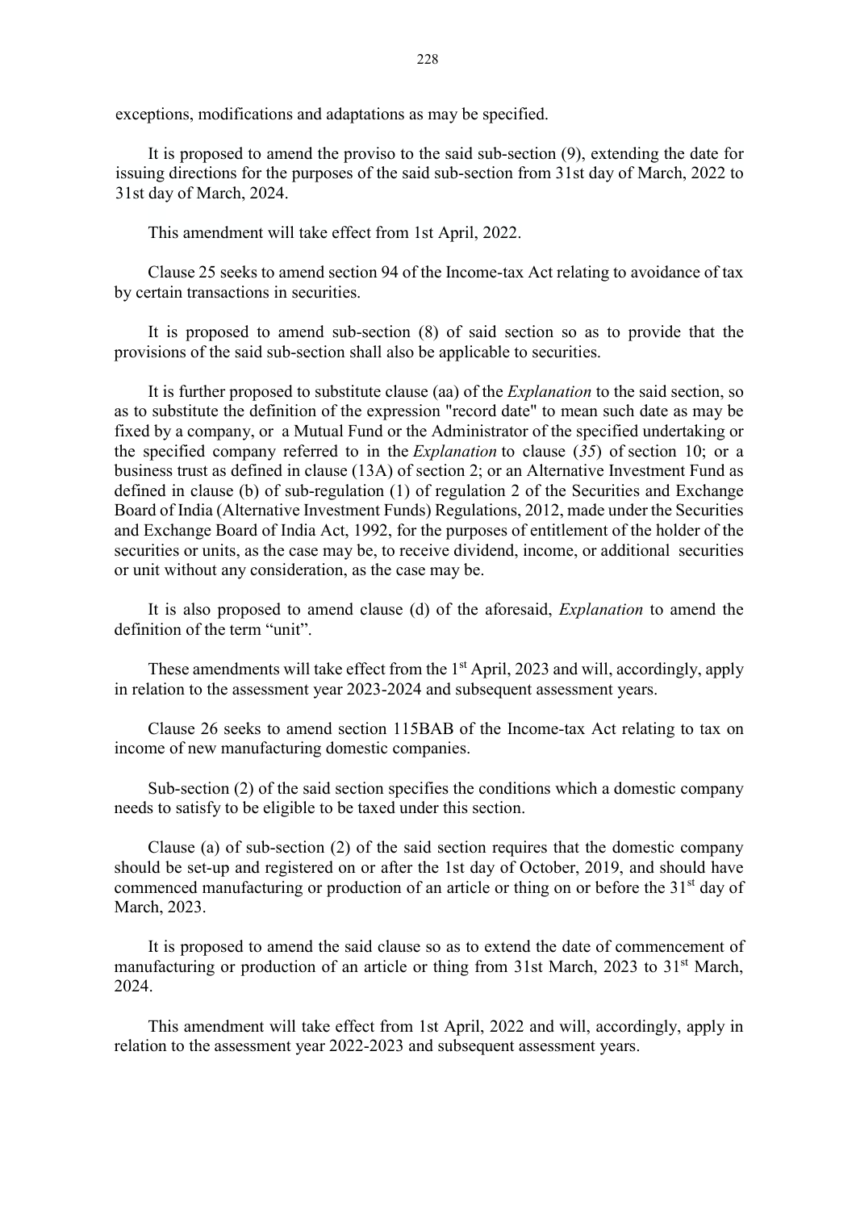exceptions, modifications and adaptations as may be specified.

It is proposed to amend the proviso to the said sub-section (9), extending the date for issuing directions for the purposes of the said sub-section from 31st day of March, 2022 to 31st day of March, 2024.

This amendment will take effect from 1st April, 2022.

Clause 25 seeks to amend section 94 of the Income-tax Act relating to avoidance of tax by certain transactions in securities.

It is proposed to amend sub-section (8) of said section so as to provide that the provisions of the said sub-section shall also be applicable to securities.

It is further proposed to substitute clause (aa) of the *Explanation* to the said section, so as to substitute the definition of the expression "record date" to mean such date as may be fixed by a company, or a Mutual Fund or the Administrator of the specified undertaking or the specified company referred to in the *Explanation* to clause (*35*) of section 10; or a business trust as defined in clause (13A) of section 2; or an Alternative Investment Fund as defined in clause (b) of sub-regulation (1) of regulation 2 of the Securities and Exchange Board of India (Alternative Investment Funds) Regulations, 2012, made under the Securities and Exchange Board of India Act, 1992, for the purposes of entitlement of the holder of the securities or units, as the case may be, to receive dividend, income, or additional securities or unit without any consideration, as the case may be.

It is also proposed to amend clause (d) of the aforesaid, *Explanation* to amend the definition of the term "unit".

These amendments will take effect from the 1st April, 2023 and will, accordingly, apply in relation to the assessment year 2023-2024 and subsequent assessment years.

Clause 26 seeks to amend section 115BAB of the Income-tax Act relating to tax on income of new manufacturing domestic companies.

Sub-section (2) of the said section specifies the conditions which a domestic company needs to satisfy to be eligible to be taxed under this section.

Clause (a) of sub-section (2) of the said section requires that the domestic company should be set-up and registered on or after the 1st day of October, 2019, and should have commenced manufacturing or production of an article or thing on or before the 31st day of March, 2023.

It is proposed to amend the said clause so as to extend the date of commencement of manufacturing or production of an article or thing from 31st March, 2023 to 31st March, 2024.

This amendment will take effect from 1st April, 2022 and will, accordingly, apply in relation to the assessment year 2022-2023 and subsequent assessment years.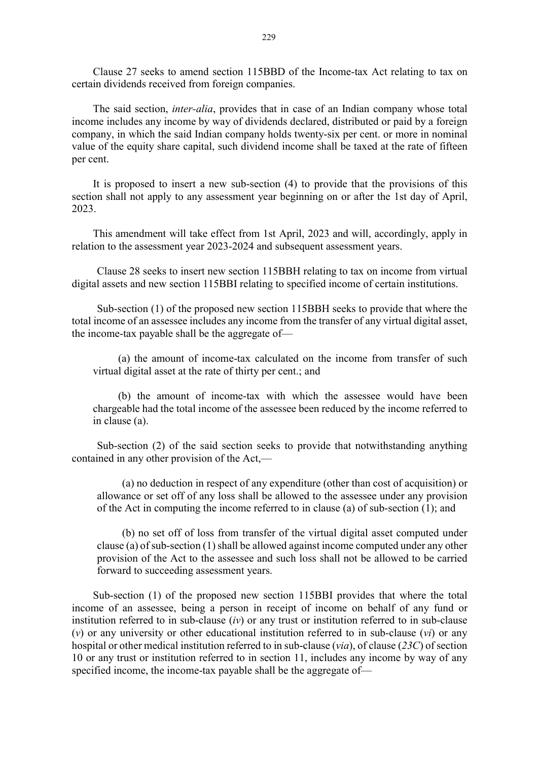Clause 27 seeks to amend section 115BBD of the Income-tax Act relating to tax on certain dividends received from foreign companies.

The said section, *inter-alia*, provides that in case of an Indian company whose total income includes any income by way of dividends declared, distributed or paid by a foreign company, in which the said Indian company holds twenty-six per cent. or more in nominal value of the equity share capital, such dividend income shall be taxed at the rate of fifteen per cent.

It is proposed to insert a new sub-section (4) to provide that the provisions of this section shall not apply to any assessment year beginning on or after the 1st day of April, 2023.

This amendment will take effect from 1st April, 2023 and will, accordingly, apply in relation to the assessment year 2023-2024 and subsequent assessment years.

Clause 28 seeks to insert new section 115BBH relating to tax on income from virtual digital assets and new section 115BBI relating to specified income of certain institutions.

Sub-section (1) of the proposed new section 115BBH seeks to provide that where the total income of an assessee includes any income from the transfer of any virtual digital asset, the income-tax payable shall be the aggregate of—

(a) the amount of income-tax calculated on the income from transfer of such virtual digital asset at the rate of thirty per cent.; and

(b) the amount of income-tax with which the assessee would have been chargeable had the total income of the assessee been reduced by the income referred to in clause (a).

Sub-section (2) of the said section seeks to provide that notwithstanding anything contained in any other provision of the Act,—

(a) no deduction in respect of any expenditure (other than cost of acquisition) or allowance or set off of any loss shall be allowed to the assessee under any provision of the Act in computing the income referred to in clause (a) of sub-section (1); and

(b) no set off of loss from transfer of the virtual digital asset computed under clause (a) of sub-section (1) shall be allowed against income computed under any other provision of the Act to the assessee and such loss shall not be allowed to be carried forward to succeeding assessment years.

Sub-section (1) of the proposed new section 115BBI provides that where the total income of an assessee, being a person in receipt of income on behalf of any fund or institution referred to in sub-clause (*iv*) or any trust or institution referred to in sub-clause (*v*) or any university or other educational institution referred to in sub-clause (*vi*) or any hospital or other medical institution referred to in sub-clause (*via*), of clause (*23C*) of section 10 or any trust or institution referred to in section 11, includes any income by way of any specified income, the income-tax payable shall be the aggregate of—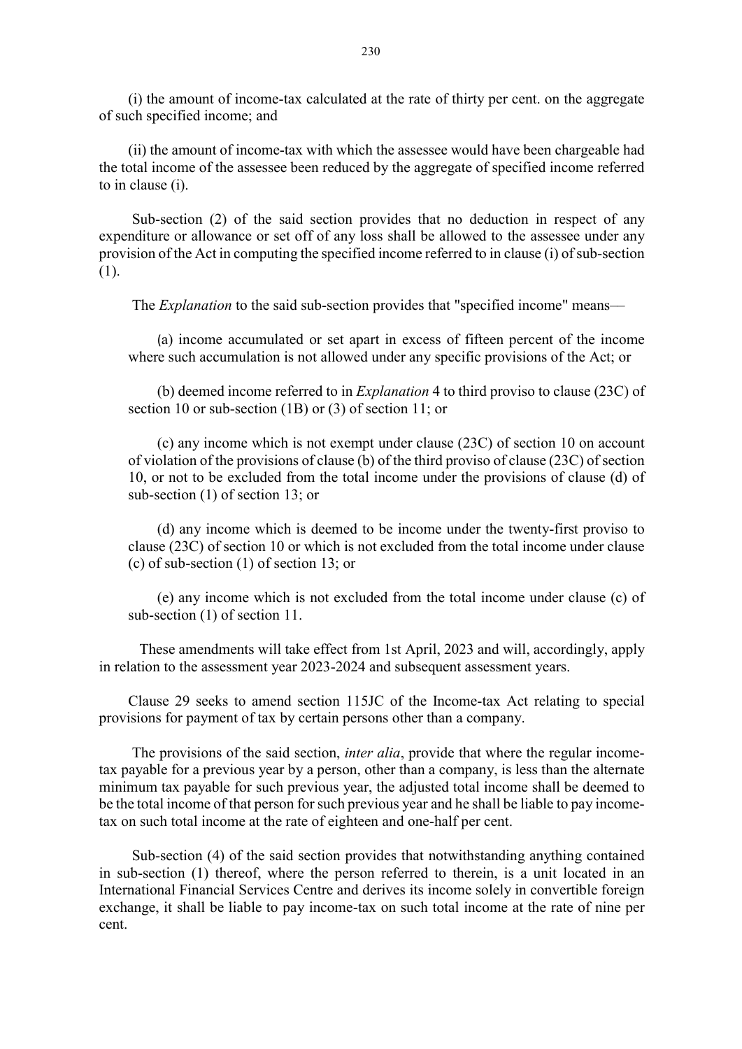(i) the amount of income-tax calculated at the rate of thirty per cent. on the aggregate of such specified income; and

(ii) the amount of income-tax with which the assessee would have been chargeable had the total income of the assessee been reduced by the aggregate of specified income referred to in clause (i).

Sub-section (2) of the said section provides that no deduction in respect of any expenditure or allowance or set off of any loss shall be allowed to the assessee under any provision of the Act in computing the specified income referred to in clause (i) of sub-section (1).

The *Explanation* to the said sub-section provides that "specified income" means—

(a) income accumulated or set apart in excess of fifteen percent of the income where such accumulation is not allowed under any specific provisions of the Act; or

(b) deemed income referred to in *Explanation* 4 to third proviso to clause (23C) of section 10 or sub-section (1B) or (3) of section 11; or

(c) any income which is not exempt under clause (23C) of section 10 on account of violation of the provisions of clause (b) of the third proviso of clause (23C) of section 10, or not to be excluded from the total income under the provisions of clause (d) of sub-section (1) of section 13; or

(d) any income which is deemed to be income under the twenty-first proviso to clause (23C) of section 10 or which is not excluded from the total income under clause (c) of sub-section (1) of section 13; or

(e) any income which is not excluded from the total income under clause (c) of sub-section (1) of section 11.

These amendments will take effect from 1st April, 2023 and will, accordingly, apply in relation to the assessment year 2023-2024 and subsequent assessment years.

Clause 29 seeks to amend section 115JC of the Income-tax Act relating to special provisions for payment of tax by certain persons other than a company.

The provisions of the said section, *inter alia*, provide that where the regular income-tax payable for a previous year by a person, other than a company, is less than the alternate minimum tax payable for such previous year, the adjusted total income shall be deemed to be the total income of that person for such previous year and he shall be liable to pay income-tax on such total income at the rate of eighteen and one-half per cent.

Sub-section (4) of the said section provides that notwithstanding anything contained in sub-section (1) thereof, where the person referred to therein, is a unit located in an International Financial Services Centre and derives its income solely in convertible foreign exchange, it shall be liable to pay income-tax on such total income at the rate of nine per cent.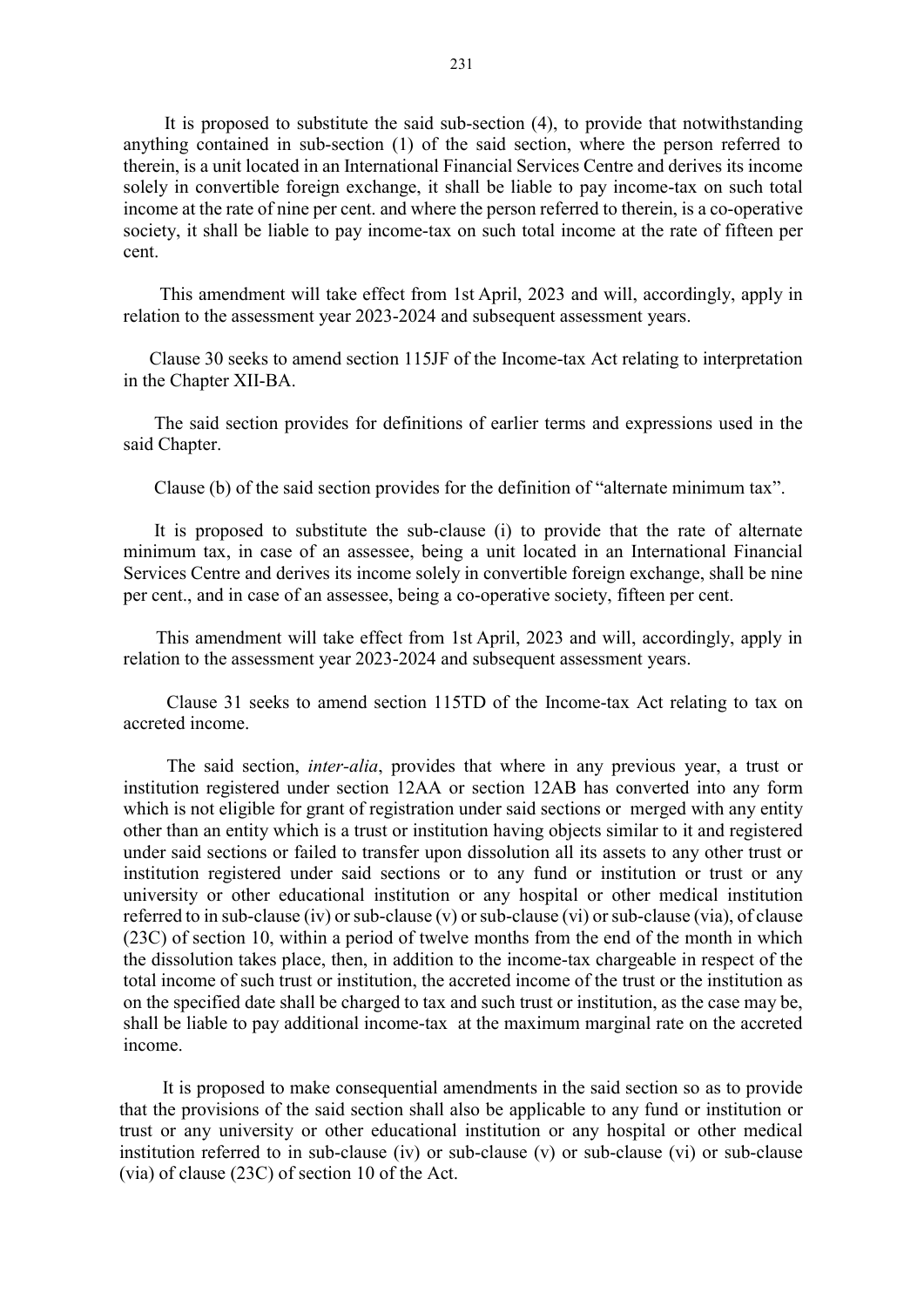It is proposed to substitute the said sub-section (4), to provide that notwithstanding anything contained in sub-section (1) of the said section, where the person referred to therein, is a unit located in an International Financial Services Centre and derives its income solely in convertible foreign exchange, it shall be liable to pay income-tax on such total income at the rate of nine per cent. and where the person referred to therein, is a co-operative society, it shall be liable to pay income-tax on such total income at the rate of fifteen per cent.

This amendment will take effect from 1st April, 2023 and will, accordingly, apply in relation to the assessment year 2023-2024 and subsequent assessment years.

Clause 30 seeks to amend section 115JF of the Income-tax Act relating to interpretation in the Chapter XII-BA.

The said section provides for definitions of earlier terms and expressions used in the said Chapter.

Clause (b) of the said section provides for the definition of "alternate minimum tax".

It is proposed to substitute the sub-clause (i) to provide that the rate of alternate minimum tax, in case of an assessee, being a unit located in an International Financial Services Centre and derives its income solely in convertible foreign exchange, shall be nine per cent., and in case of an assessee, being a co-operative society, fifteen per cent.

This amendment will take effect from 1st April, 2023 and will, accordingly, apply in relation to the assessment year 2023-2024 and subsequent assessment years.

Clause 31 seeks to amend section 115TD of the Income-tax Act relating to tax on accreted income.

The said section, *inter-alia*, provides that where in any previous year, a trust or institution registered under section 12AA or section 12AB has converted into any form which is not eligible for grant of registration under said sections or merged with any entity other than an entity which is a trust or institution having objects similar to it and registered under said sections or failed to transfer upon dissolution all its assets to any other trust or institution registered under said sections or to any fund or institution or trust or any university or other educational institution or any hospital or other medical institution referred to in sub-clause (iv) or sub-clause (v) or sub-clause (vi) or sub-clause (via), of clause (23C) of section 10, within a period of twelve months from the end of the month in which the dissolution takes place, then, in addition to the income-tax chargeable in respect of the total income of such trust or institution, the accreted income of the trust or the institution as on the specified date shall be charged to tax and such trust or institution, as the case may be, shall be liable to pay additional income-tax at the maximum marginal rate on the accreted income.

It is proposed to make consequential amendments in the said section so as to provide that the provisions of the said section shall also be applicable to any fund or institution or trust or any university or other educational institution or any hospital or other medical institution referred to in sub-clause (iv) or sub-clause (v) or sub-clause (vi) or sub-clause (via) of clause (23C) of section 10 of the Act.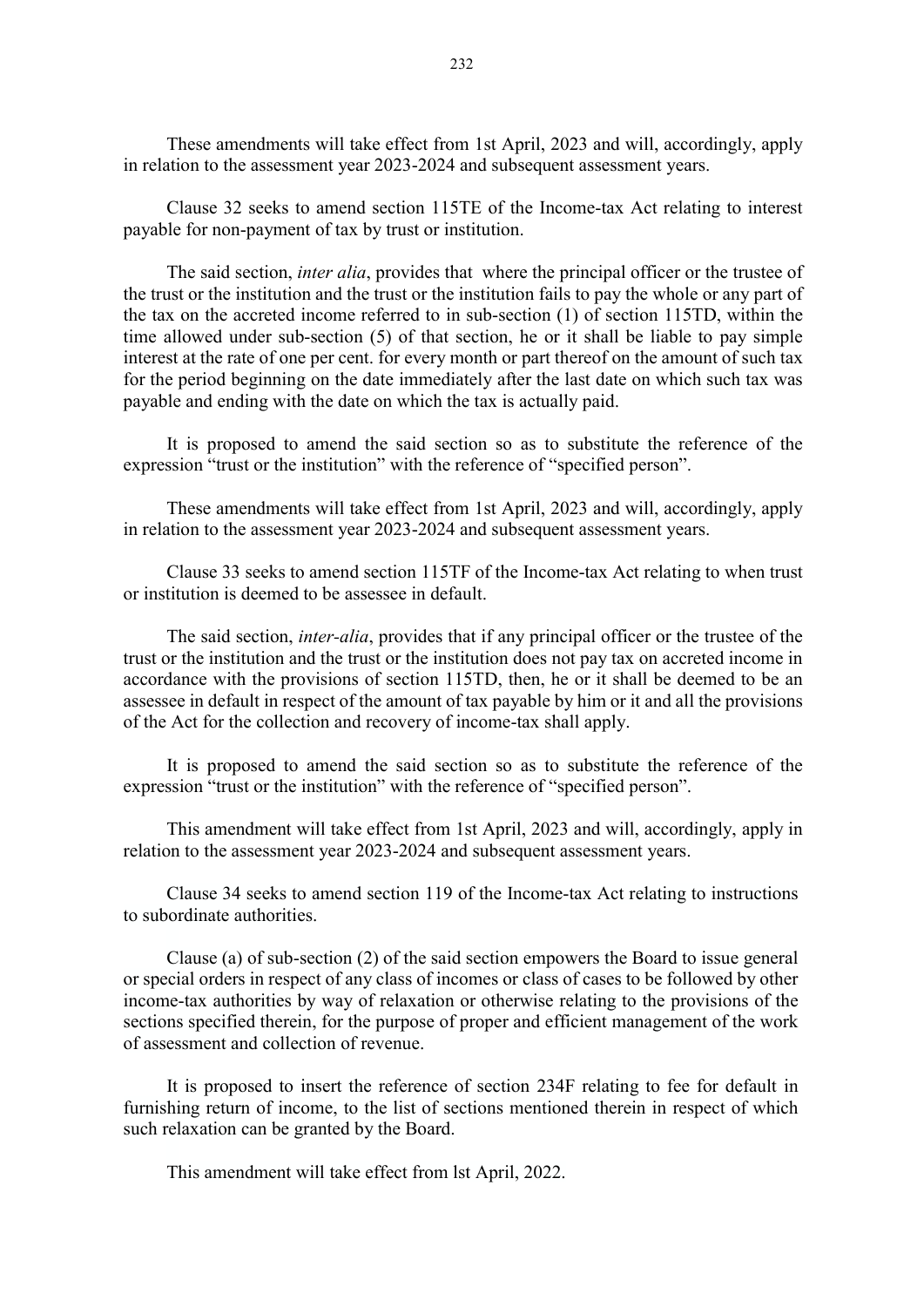These amendments will take effect from 1st April, 2023 and will, accordingly, apply in relation to the assessment year 2023-2024 and subsequent assessment years.

Clause 32 seeks to amend section 115TE of the Income-tax Act relating to interest payable for non-payment of tax by trust or institution.

The said section, *inter alia*, provides that where the principal officer or the trustee of the trust or the institution and the trust or the institution fails to pay the whole or any part of the tax on the accreted income referred to in sub-section (1) of section 115TD, within the time allowed under sub-section (5) of that section, he or it shall be liable to pay simple interest at the rate of one per cent. for every month or part thereof on the amount of such tax for the period beginning on the date immediately after the last date on which such tax was payable and ending with the date on which the tax is actually paid.

It is proposed to amend the said section so as to substitute the reference of the expression "trust or the institution" with the reference of "specified person".

These amendments will take effect from 1st April, 2023 and will, accordingly, apply in relation to the assessment year 2023-2024 and subsequent assessment years.

Clause 33 seeks to amend section 115TF of the Income-tax Act relating to when trust or institution is deemed to be assessee in default.

The said section, *inter-alia*, provides that if any principal officer or the trustee of the trust or the institution and the trust or the institution does not pay tax on accreted income in accordance with the provisions of section 115TD, then, he or it shall be deemed to be an assessee in default in respect of the amount of tax payable by him or it and all the provisions of the Act for the collection and recovery of income-tax shall apply.

It is proposed to amend the said section so as to substitute the reference of the expression "trust or the institution" with the reference of "specified person".

This amendment will take effect from 1st April, 2023 and will, accordingly, apply in relation to the assessment year 2023-2024 and subsequent assessment years.

Clause 34 seeks to amend section 119 of the Income-tax Act relating to instructions to subordinate authorities.

Clause (a) of sub-section (2) of the said section empowers the Board to issue general or special orders in respect of any class of incomes or class of cases to be followed by other income-tax authorities by way of relaxation or otherwise relating to the provisions of the sections specified therein, for the purpose of proper and efficient management of the work of assessment and collection of revenue.

It is proposed to insert the reference of section 234F relating to fee for default in furnishing return of income, to the list of sections mentioned therein in respect of which such relaxation can be granted by the Board.

This amendment will take effect from lst April, 2022.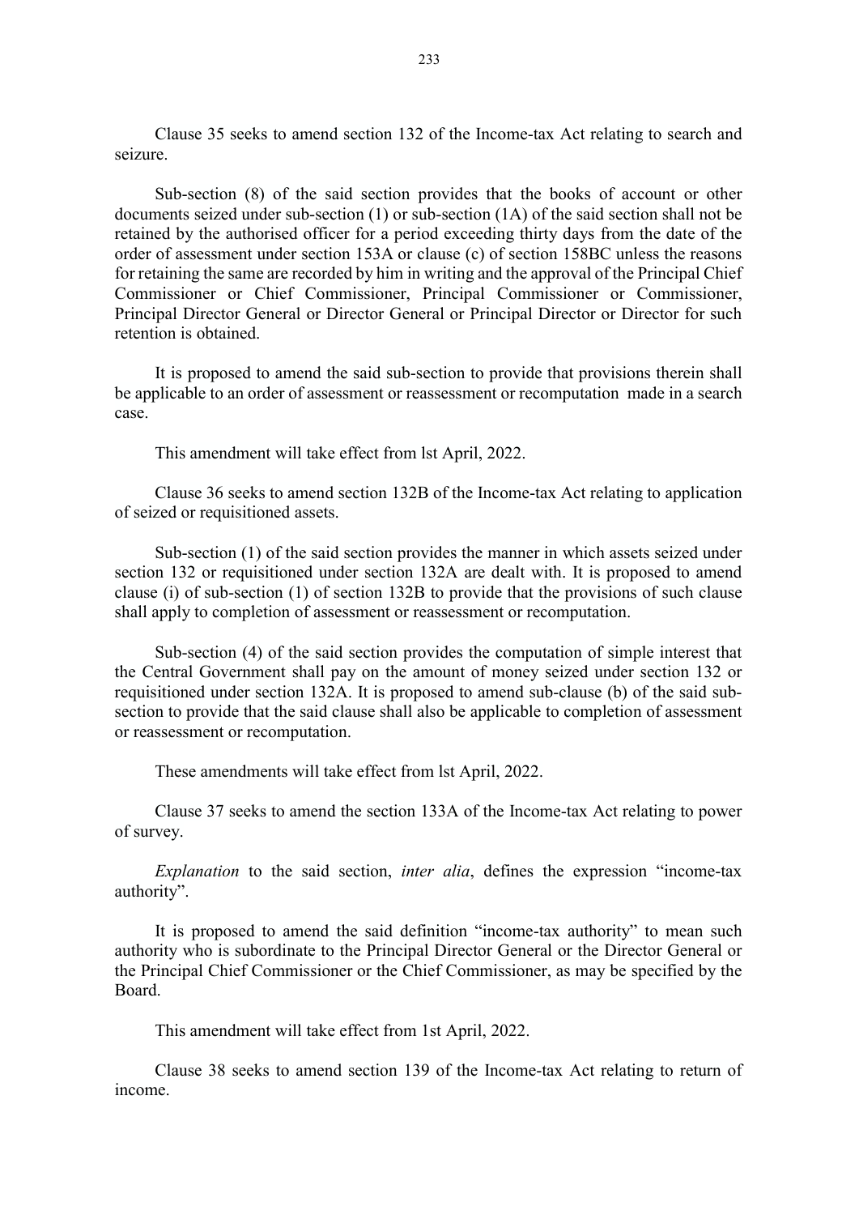Clause 35 seeks to amend section 132 of the Income-tax Act relating to search and seizure.

Sub-section (8) of the said section provides that the books of account or other documents seized under sub-section (1) or sub-section (1A) of the said section shall not be retained by the authorised officer for a period exceeding thirty days from the date of the order of assessment under section 153A or clause (c) of section 158BC unless the reasons for retaining the same are recorded by him in writing and the approval of the Principal Chief Commissioner or Chief Commissioner, Principal Commissioner or Commissioner, Principal Director General or Director General or Principal Director or Director for such retention is obtained.

It is proposed to amend the said sub-section to provide that provisions therein shall be applicable to an order of assessment or reassessment or recomputation made in a search case.

This amendment will take effect from lst April, 2022.

Clause 36 seeks to amend section 132B of the Income-tax Act relating to application of seized or requisitioned assets.

Sub-section (1) of the said section provides the manner in which assets seized under section 132 or requisitioned under section 132A are dealt with. It is proposed to amend clause (i) of sub-section (1) of section 132B to provide that the provisions of such clause shall apply to completion of assessment or reassessment or recomputation.

Sub-section (4) of the said section provides the computation of simple interest that the Central Government shall pay on the amount of money seized under section 132 or requisitioned under section 132A. It is proposed to amend sub-clause (b) of the said sub-section to provide that the said clause shall also be applicable to completion of assessment or reassessment or recomputation.

These amendments will take effect from lst April, 2022.

Clause 37 seeks to amend the section 133A of the Income-tax Act relating to power of survey.

*Explanation* to the said section, *inter alia*, defines the expression "income-tax authority".

It is proposed to amend the said definition "income-tax authority" to mean such authority who is subordinate to the Principal Director General or the Director General or the Principal Chief Commissioner or the Chief Commissioner, as may be specified by the Board.

This amendment will take effect from 1st April, 2022.

Clause 38 seeks to amend section 139 of the Income-tax Act relating to return of income.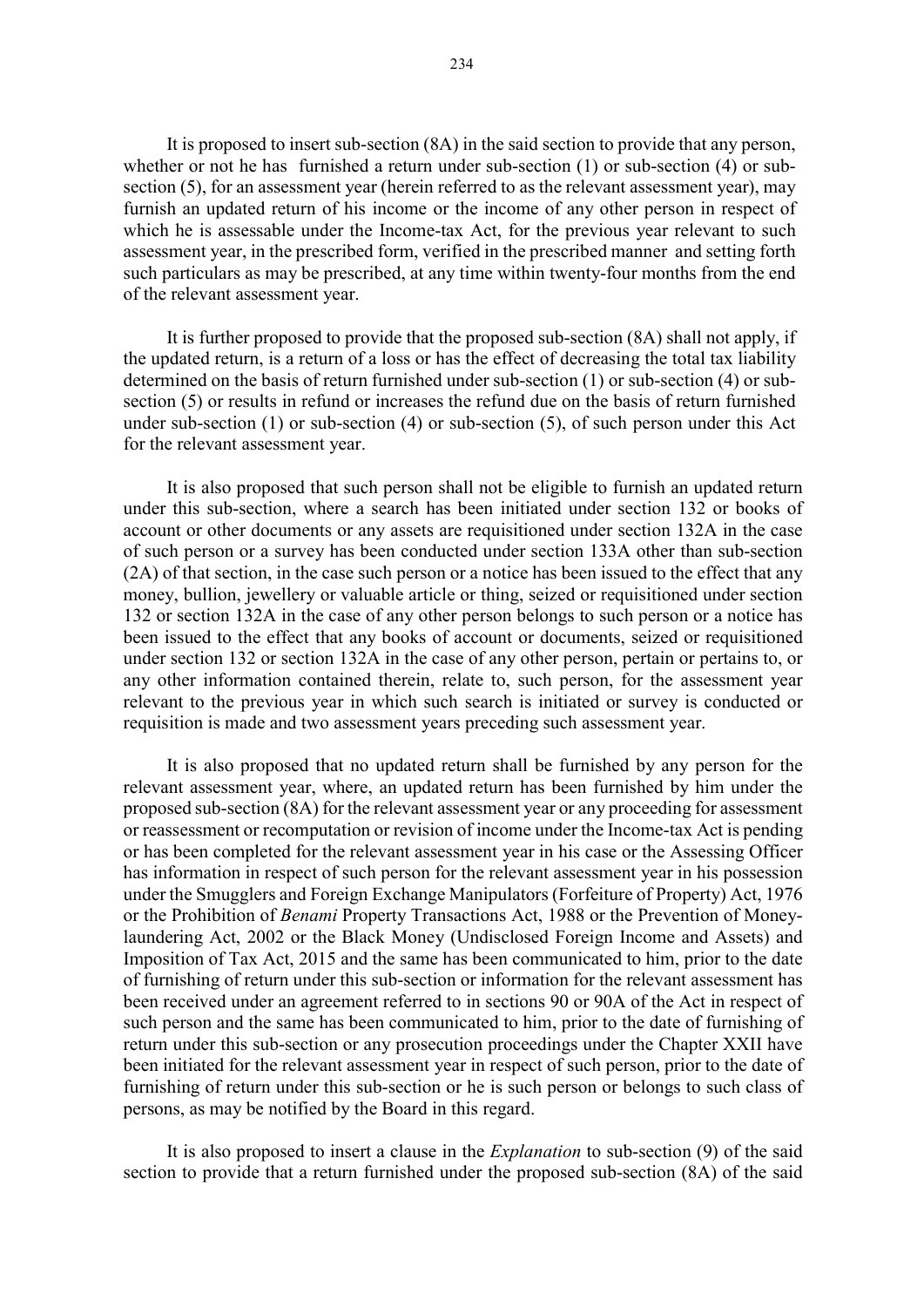It is proposed to insert sub-section (8A) in the said section to provide that any person, whether or not he has furnished a return under sub-section (1) or sub-section (4) or sub-section (5), for an assessment year (herein referred to as the relevant assessment year), may furnish an updated return of his income or the income of any other person in respect of which he is assessable under the Income-tax Act, for the previous year relevant to such assessment year, in the prescribed form, verified in the prescribed manner and setting forth such particulars as may be prescribed, at any time within twenty-four months from the end of the relevant assessment year.

It is further proposed to provide that the proposed sub-section (8A) shall not apply, if the updated return, is a return of a loss or has the effect of decreasing the total tax liability determined on the basis of return furnished under sub-section (1) or sub-section (4) or sub-section (5) or results in refund or increases the refund due on the basis of return furnished under sub-section (1) or sub-section (4) or sub-section (5), of such person under this Act for the relevant assessment year.

It is also proposed that such person shall not be eligible to furnish an updated return under this sub-section, where a search has been initiated under section 132 or books of account or other documents or any assets are requisitioned under section 132A in the case of such person or a survey has been conducted under section 133A other than sub-section (2A) of that section, in the case such person or a notice has been issued to the effect that any money, bullion, jewellery or valuable article or thing, seized or requisitioned under section 132 or section 132A in the case of any other person belongs to such person or a notice has been issued to the effect that any books of account or documents, seized or requisitioned under section 132 or section 132A in the case of any other person, pertain or pertains to, or any other information contained therein, relate to, such person, for the assessment year relevant to the previous year in which such search is initiated or survey is conducted or requisition is made and two assessment years preceding such assessment year.

It is also proposed that no updated return shall be furnished by any person for the relevant assessment year, where, an updated return has been furnished by him under the proposed sub-section (8A) for the relevant assessment year or any proceeding for assessment or reassessment or recomputation or revision of income under the Income-tax Act is pending or has been completed for the relevant assessment year in his case or the Assessing Officer has information in respect of such person for the relevant assessment year in his possession under the Smugglers and Foreign Exchange Manipulators (Forfeiture of Property) Act, 1976 or the Prohibition of *Benami* Property Transactions Act, 1988 or the Prevention of Money-laundering Act, 2002 or the Black Money (Undisclosed Foreign Income and Assets) and Imposition of Tax Act, 2015 and the same has been communicated to him, prior to the date of furnishing of return under this sub-section or information for the relevant assessment has been received under an agreement referred to in sections 90 or 90A of the Act in respect of such person and the same has been communicated to him, prior to the date of furnishing of return under this sub-section or any prosecution proceedings under the Chapter XXII have been initiated for the relevant assessment year in respect of such person, prior to the date of furnishing of return under this sub-section or he is such person or belongs to such class of persons, as may be notified by the Board in this regard.

It is also proposed to insert a clause in the *Explanation* to sub-section (9) of the said section to provide that a return furnished under the proposed sub-section (8A) of the said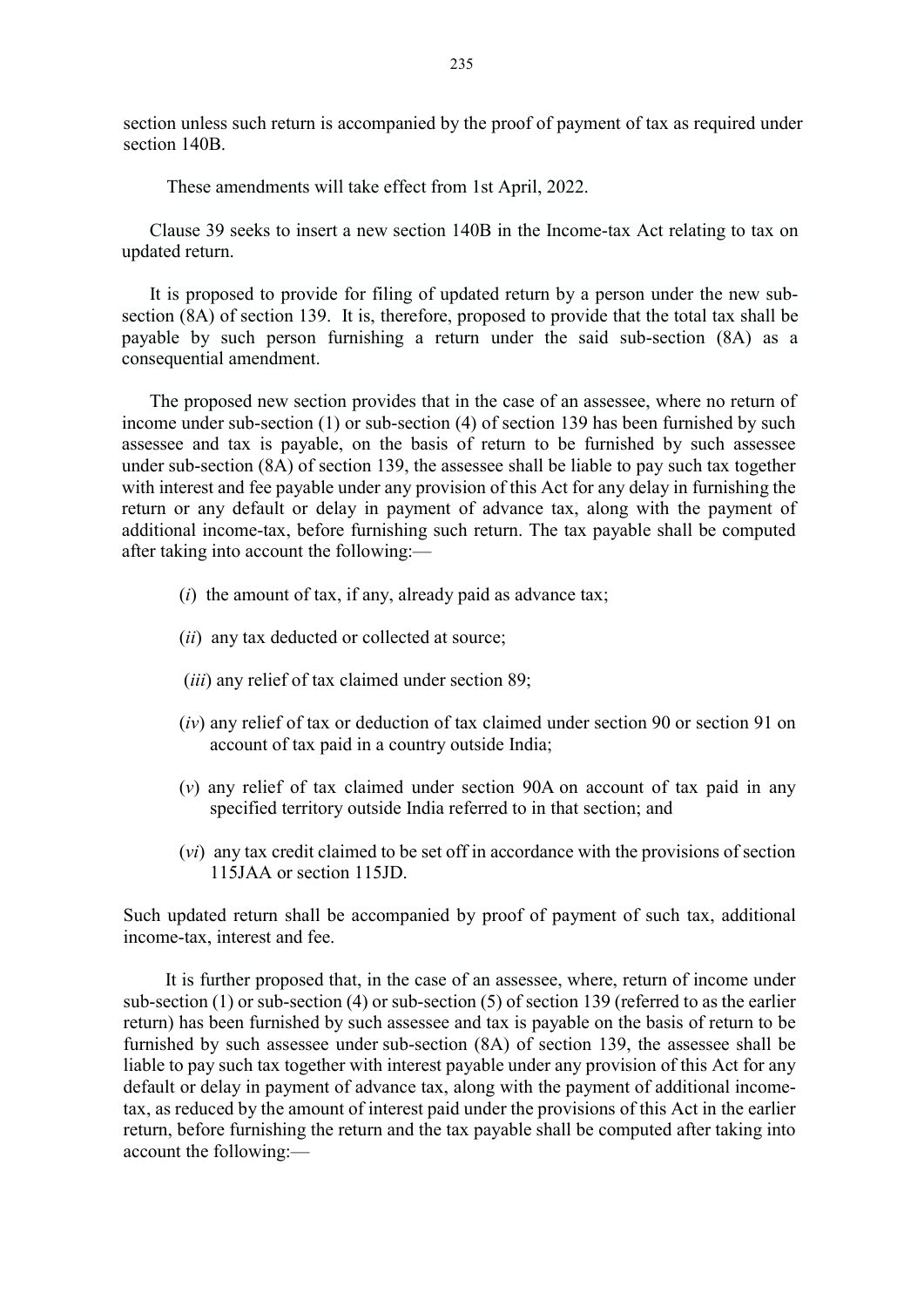section unless such return is accompanied by the proof of payment of tax as required under section 140B.

These amendments will take effect from 1st April, 2022.

Clause 39 seeks to insert a new section 140B in the Income-tax Act relating to tax on updated return.

It is proposed to provide for filing of updated return by a person under the new sub-section (8A) of section 139. It is, therefore, proposed to provide that the total tax shall be payable by such person furnishing a return under the said sub-section (8A) as a consequential amendment.

The proposed new section provides that in the case of an assessee, where no return of income under sub-section (1) or sub-section (4) of section 139 has been furnished by such assessee and tax is payable, on the basis of return to be furnished by such assessee under sub-section (8A) of section 139, the assessee shall be liable to pay such tax together with interest and fee payable under any provision of this Act for any delay in furnishing the return or any default or delay in payment of advance tax, along with the payment of additional income-tax, before furnishing such return. The tax payable shall be computed after taking into account the following:—

(*i*) the amount of tax, if any, already paid as advance tax;

(*ii*) any tax deducted or collected at source;

(*iii*) any relief of tax claimed under section 89;

(*iv*) any relief of tax or deduction of tax claimed under section 90 or section 91 on account of tax paid in a country outside India;

(*v*) any relief of tax claimed under section 90A on account of tax paid in any specified territory outside India referred to in that section; and

(*vi*) any tax credit claimed to be set off in accordance with the provisions of section 115JAA or section 115JD.

Such updated return shall be accompanied by proof of payment of such tax, additional income-tax, interest and fee.

It is further proposed that, in the case of an assessee, where, return of income under sub-section (1) or sub-section (4) or sub-section (5) of section 139 (referred to as the earlier return) has been furnished by such assessee and tax is payable on the basis of return to be furnished by such assessee under sub-section (8A) of section 139, the assessee shall be liable to pay such tax together with interest payable under any provision of this Act for any default or delay in payment of advance tax, along with the payment of additional income-tax, as reduced by the amount of interest paid under the provisions of this Act in the earlier return, before furnishing the return and the tax payable shall be computed after taking into account the following:—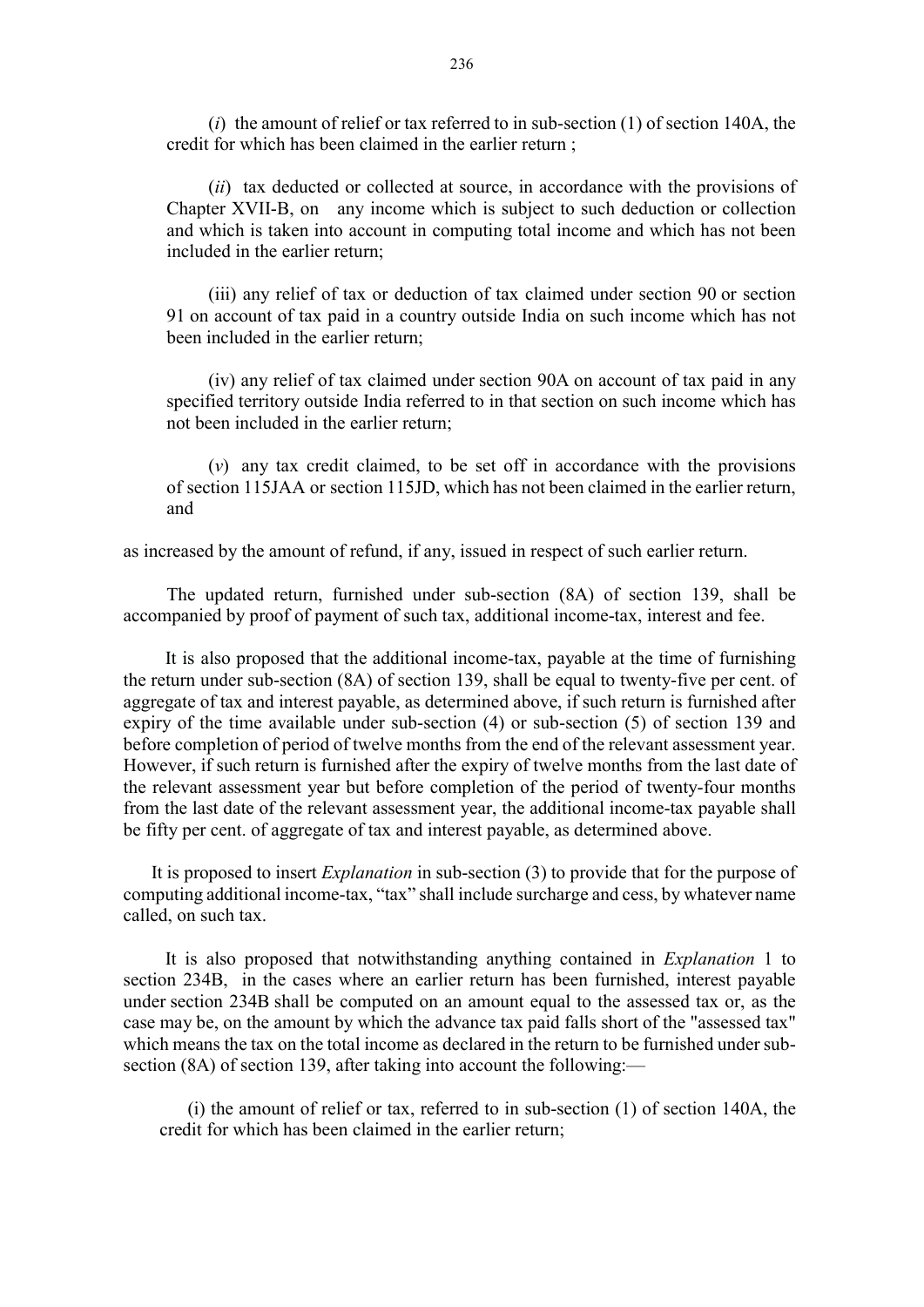(*i*) the amount of relief or tax referred to in sub-section (1) of section 140A, the credit for which has been claimed in the earlier return ;

(*ii*) tax deducted or collected at source, in accordance with the provisions of Chapter XVII-B, on any income which is subject to such deduction or collection and which is taken into account in computing total income and which has not been included in the earlier return;

(iii) any relief of tax or deduction of tax claimed under section 90 or section 91 on account of tax paid in a country outside India on such income which has not been included in the earlier return;

(iv) any relief of tax claimed under section 90A on account of tax paid in any specified territory outside India referred to in that section on such income which has not been included in the earlier return;

(*v*) any tax credit claimed, to be set off in accordance with the provisions of section 115JAA or section 115JD, which has not been claimed in the earlier return, and

as increased by the amount of refund, if any, issued in respect of such earlier return.

The updated return, furnished under sub-section (8A) of section 139, shall be accompanied by proof of payment of such tax, additional income-tax, interest and fee.

It is also proposed that the additional income-tax, payable at the time of furnishing the return under sub-section (8A) of section 139, shall be equal to twenty-five per cent. of aggregate of tax and interest payable, as determined above, if such return is furnished after expiry of the time available under sub-section (4) or sub-section (5) of section 139 and before completion of period of twelve months from the end of the relevant assessment year. However, if such return is furnished after the expiry of twelve months from the last date of the relevant assessment year but before completion of the period of twenty-four months from the last date of the relevant assessment year, the additional income-tax payable shall be fifty per cent. of aggregate of tax and interest payable, as determined above.

It is proposed to insert *Explanation* in sub-section (3) to provide that for the purpose of computing additional income-tax, "tax" shall include surcharge and cess, by whatever name called, on such tax.

It is also proposed that notwithstanding anything contained in *Explanation* 1 to section 234B, in the cases where an earlier return has been furnished, interest payable under section 234B shall be computed on an amount equal to the assessed tax or, as the case may be, on the amount by which the advance tax paid falls short of the "assessed tax" which means the tax on the total income as declared in the return to be furnished under sub-section (8A) of section 139, after taking into account the following:—

(i) the amount of relief or tax, referred to in sub-section (1) of section 140A, the credit for which has been claimed in the earlier return;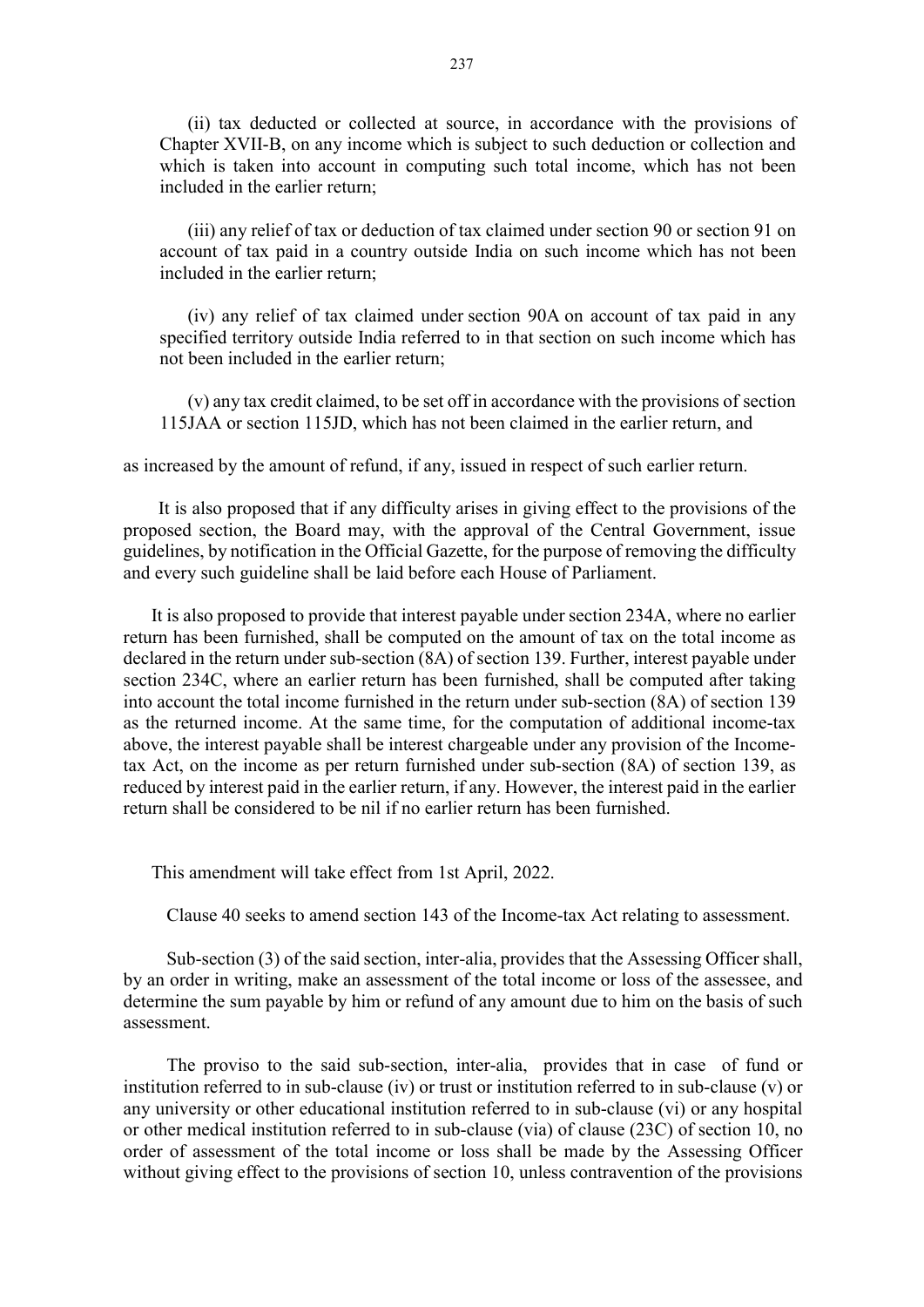(ii) tax deducted or collected at source, in accordance with the provisions of Chapter XVII-B, on any income which is subject to such deduction or collection and which is taken into account in computing such total income, which has not been included in the earlier return;

(iii) any relief of tax or deduction of tax claimed under section 90 or section 91 on account of tax paid in a country outside India on such income which has not been included in the earlier return;

(iv) any relief of tax claimed under section 90A on account of tax paid in any specified territory outside India referred to in that section on such income which has not been included in the earlier return;

(v) any tax credit claimed, to be set off in accordance with the provisions of section 115JAA or section 115JD, which has not been claimed in the earlier return, and

as increased by the amount of refund, if any, issued in respect of such earlier return.

It is also proposed that if any difficulty arises in giving effect to the provisions of the proposed section, the Board may, with the approval of the Central Government, issue guidelines, by notification in the Official Gazette, for the purpose of removing the difficulty and every such guideline shall be laid before each House of Parliament.

It is also proposed to provide that interest payable under section 234A, where no earlier return has been furnished, shall be computed on the amount of tax on the total income as declared in the return under sub-section (8A) of section 139. Further, interest payable under section 234C, where an earlier return has been furnished, shall be computed after taking into account the total income furnished in the return under sub-section (8A) of section 139 as the returned income. At the same time, for the computation of additional income-tax above, the interest payable shall be interest chargeable under any provision of the Income-tax Act, on the income as per return furnished under sub-section (8A) of section 139, as reduced by interest paid in the earlier return, if any. However, the interest paid in the earlier return shall be considered to be nil if no earlier return has been furnished.

This amendment will take effect from 1st April, 2022.

Clause 40 seeks to amend section 143 of the Income-tax Act relating to assessment.

Sub-section (3) of the said section, inter-alia, provides that the Assessing Officer shall, by an order in writing, make an assessment of the total income or loss of the assessee, and determine the sum payable by him or refund of any amount due to him on the basis of such assessment.

The proviso to the said sub-section, inter-alia, provides that in case of fund or institution referred to in sub-clause (iv) or trust or institution referred to in sub-clause (v) or any university or other educational institution referred to in sub-clause (vi) or any hospital or other medical institution referred to in sub-clause (via) of clause (23C) of section 10, no order of assessment of the total income or loss shall be made by the Assessing Officer without giving effect to the provisions of section 10, unless contravention of the provisions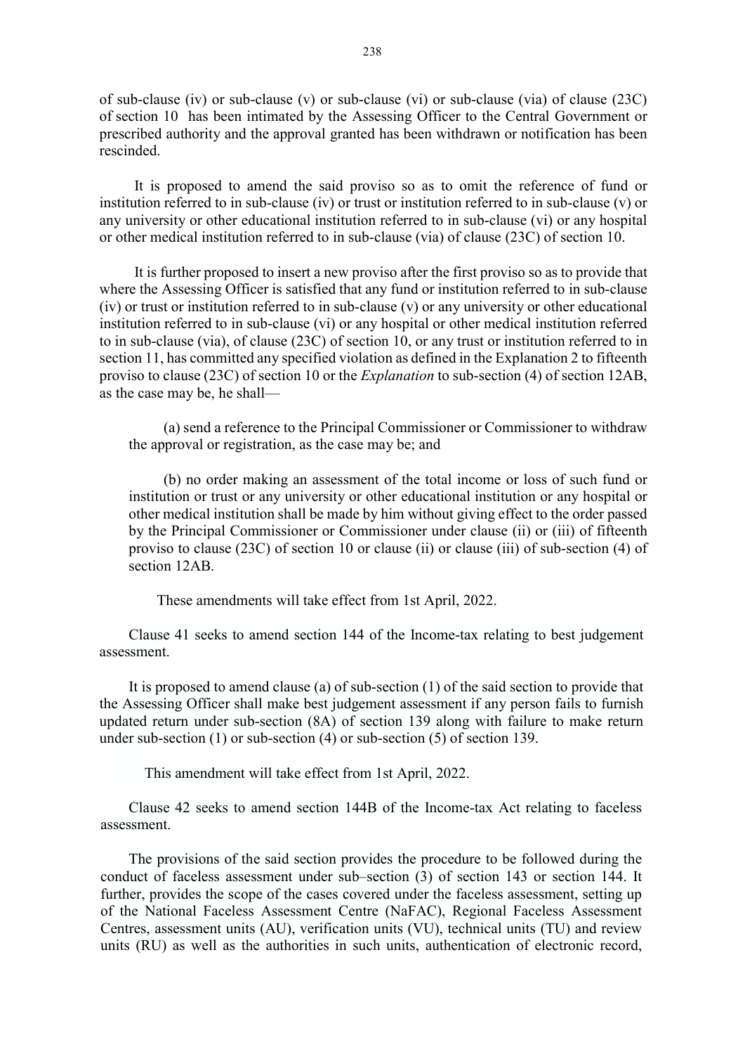of sub-clause (iv) or sub-clause (v) or sub-clause (vi) or sub-clause (via) of clause (23C) of section 10 has been intimated by the Assessing Officer to the Central Government or prescribed authority and the approval granted has been withdrawn or notification has been rescinded.

It is proposed to amend the said proviso so as to omit the reference of fund or institution referred to in sub-clause (iv) or trust or institution referred to in sub-clause (v) or any university or other educational institution referred to in sub-clause (vi) or any hospital or other medical institution referred to in sub-clause (via) of clause (23C) of section 10.

It is further proposed to insert a new proviso after the first proviso so as to provide that where the Assessing Officer is satisfied that any fund or institution referred to in sub-clause (iv) or trust or institution referred to in sub-clause (v) or any university or other educational institution referred to in sub-clause (vi) or any hospital or other medical institution referred to in sub-clause (via), of clause (23C) of section 10, or any trust or institution referred to in section 11, has committed any specified violation as defined in the Explanation 2 to fifteenth proviso to clause (23C) of section 10 or the *Explanation* to sub-section (4) of section 12AB, as the case may be, he shall—

(a) send a reference to the Principal Commissioner or Commissioner to withdraw the approval or registration, as the case may be; and

(b) no order making an assessment of the total income or loss of such fund or institution or trust or any university or other educational institution or any hospital or other medical institution shall be made by him without giving effect to the order passed by the Principal Commissioner or Commissioner under clause (ii) or (iii) of fifteenth proviso to clause (23C) of section 10 or clause (ii) or clause (iii) of sub-section (4) of section 12AB.

These amendments will take effect from 1st April, 2022.

Clause 41 seeks to amend section 144 of the Income-tax relating to best judgement assessment.

It is proposed to amend clause (a) of sub-section (1) of the said section to provide that the Assessing Officer shall make best judgement assessment if any person fails to furnish updated return under sub-section (8A) of section 139 along with failure to make return under sub-section (1) or sub-section (4) or sub-section (5) of section 139.

This amendment will take effect from 1st April, 2022.

Clause 42 seeks to amend section 144B of the Income-tax Act relating to faceless assessment.

The provisions of the said section provides the procedure to be followed during the conduct of faceless assessment under sub–section (3) of section 143 or section 144. It further, provides the scope of the cases covered under the faceless assessment, setting up of the National Faceless Assessment Centre (NaFAC), Regional Faceless Assessment Centres, assessment units (AU), verification units (VU), technical units (TU) and review units (RU) as well as the authorities in such units, authentication of electronic record,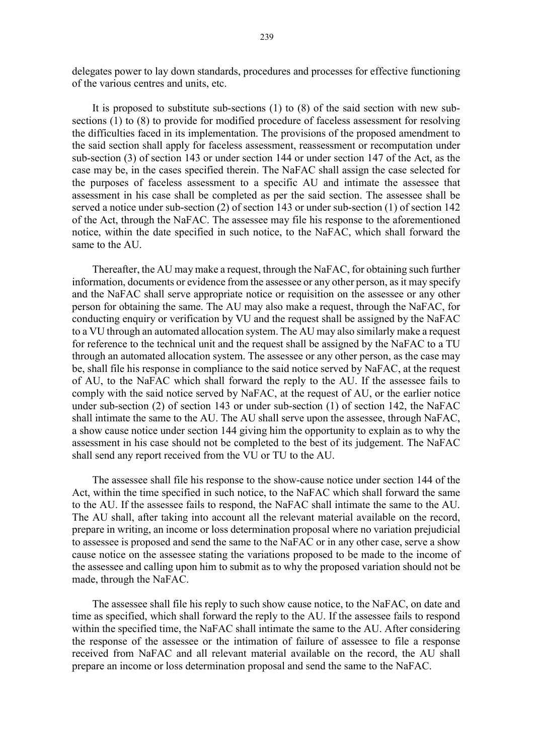delegates power to lay down standards, procedures and processes for effective functioning of the various centres and units, etc.

It is proposed to substitute sub-sections (1) to (8) of the said section with new sub-sections (1) to (8) to provide for modified procedure of faceless assessment for resolving the difficulties faced in its implementation. The provisions of the proposed amendment to the said section shall apply for faceless assessment, reassessment or recomputation under sub-section (3) of section 143 or under section 144 or under section 147 of the Act, as the case may be, in the cases specified therein. The NaFAC shall assign the case selected for the purposes of faceless assessment to a specific AU and intimate the assessee that assessment in his case shall be completed as per the said section. The assessee shall be served a notice under sub-section (2) of section 143 or under sub-section (1) of section 142 of the Act, through the NaFAC. The assessee may file his response to the aforementioned notice, within the date specified in such notice, to the NaFAC, which shall forward the same to the AU.

Thereafter, the AU may make a request, through the NaFAC, for obtaining such further information, documents or evidence from the assessee or any other person, as it may specify and the NaFAC shall serve appropriate notice or requisition on the assessee or any other person for obtaining the same. The AU may also make a request, through the NaFAC, for conducting enquiry or verification by VU and the request shall be assigned by the NaFAC to a VU through an automated allocation system. The AU may also similarly make a request for reference to the technical unit and the request shall be assigned by the NaFAC to a TU through an automated allocation system. The assessee or any other person, as the case may be, shall file his response in compliance to the said notice served by NaFAC, at the request of AU, to the NaFAC which shall forward the reply to the AU. If the assessee fails to comply with the said notice served by NaFAC, at the request of AU, or the earlier notice under sub-section (2) of section 143 or under sub-section (1) of section 142, the NaFAC shall intimate the same to the AU. The AU shall serve upon the assessee, through NaFAC, a show cause notice under section 144 giving him the opportunity to explain as to why the assessment in his case should not be completed to the best of its judgement. The NaFAC shall send any report received from the VU or TU to the AU.

The assessee shall file his response to the show-cause notice under section 144 of the Act, within the time specified in such notice, to the NaFAC which shall forward the same to the AU. If the assessee fails to respond, the NaFAC shall intimate the same to the AU. The AU shall, after taking into account all the relevant material available on the record, prepare in writing, an income or loss determination proposal where no variation prejudicial to assessee is proposed and send the same to the NaFAC or in any other case, serve a show cause notice on the assessee stating the variations proposed to be made to the income of the assessee and calling upon him to submit as to why the proposed variation should not be made, through the NaFAC.

The assessee shall file his reply to such show cause notice, to the NaFAC, on date and time as specified, which shall forward the reply to the AU. If the assessee fails to respond within the specified time, the NaFAC shall intimate the same to the AU. After considering the response of the assessee or the intimation of failure of assessee to file a response received from NaFAC and all relevant material available on the record, the AU shall prepare an income or loss determination proposal and send the same to the NaFAC.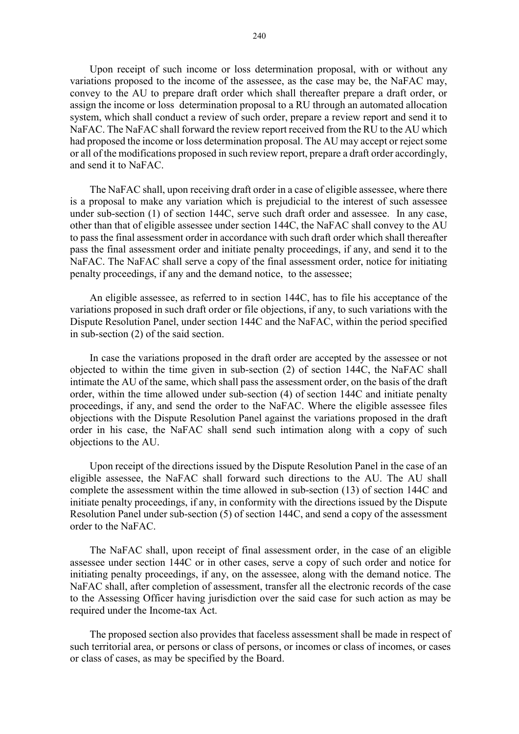Upon receipt of such income or loss determination proposal, with or without any variations proposed to the income of the assessee, as the case may be, the NaFAC may, convey to the AU to prepare draft order which shall thereafter prepare a draft order, or assign the income or loss determination proposal to a RU through an automated allocation system, which shall conduct a review of such order, prepare a review report and send it to NaFAC. The NaFAC shall forward the review report received from the RU to the AU which had proposed the income or loss determination proposal. The AU may accept or reject some or all of the modifications proposed in such review report, prepare a draft order accordingly, and send it to NaFAC.

The NaFAC shall, upon receiving draft order in a case of eligible assessee, where there is a proposal to make any variation which is prejudicial to the interest of such assessee under sub-section (1) of section 144C, serve such draft order and assessee. In any case, other than that of eligible assessee under section 144C, the NaFAC shall convey to the AU to pass the final assessment order in accordance with such draft order which shall thereafter pass the final assessment order and initiate penalty proceedings, if any, and send it to the NaFAC. The NaFAC shall serve a copy of the final assessment order, notice for initiating penalty proceedings, if any and the demand notice, to the assessee;

An eligible assessee, as referred to in section 144C, has to file his acceptance of the variations proposed in such draft order or file objections, if any, to such variations with the Dispute Resolution Panel, under section 144C and the NaFAC, within the period specified in sub-section (2) of the said section.

In case the variations proposed in the draft order are accepted by the assessee or not objected to within the time given in sub-section (2) of section 144C, the NaFAC shall intimate the AU of the same, which shall pass the assessment order, on the basis of the draft order, within the time allowed under sub-section (4) of section 144C and initiate penalty proceedings, if any, and send the order to the NaFAC. Where the eligible assessee files objections with the Dispute Resolution Panel against the variations proposed in the draft order in his case, the NaFAC shall send such intimation along with a copy of such objections to the AU.

Upon receipt of the directions issued by the Dispute Resolution Panel in the case of an eligible assessee, the NaFAC shall forward such directions to the AU. The AU shall complete the assessment within the time allowed in sub-section (13) of section 144C and initiate penalty proceedings, if any, in conformity with the directions issued by the Dispute Resolution Panel under sub-section (5) of section 144C, and send a copy of the assessment order to the NaFAC.

The NaFAC shall, upon receipt of final assessment order, in the case of an eligible assessee under section 144C or in other cases, serve a copy of such order and notice for initiating penalty proceedings, if any, on the assessee, along with the demand notice. The NaFAC shall, after completion of assessment, transfer all the electronic records of the case to the Assessing Officer having jurisdiction over the said case for such action as may be required under the Income-tax Act.

The proposed section also provides that faceless assessment shall be made in respect of such territorial area, or persons or class of persons, or incomes or class of incomes, or cases or class of cases, as may be specified by the Board.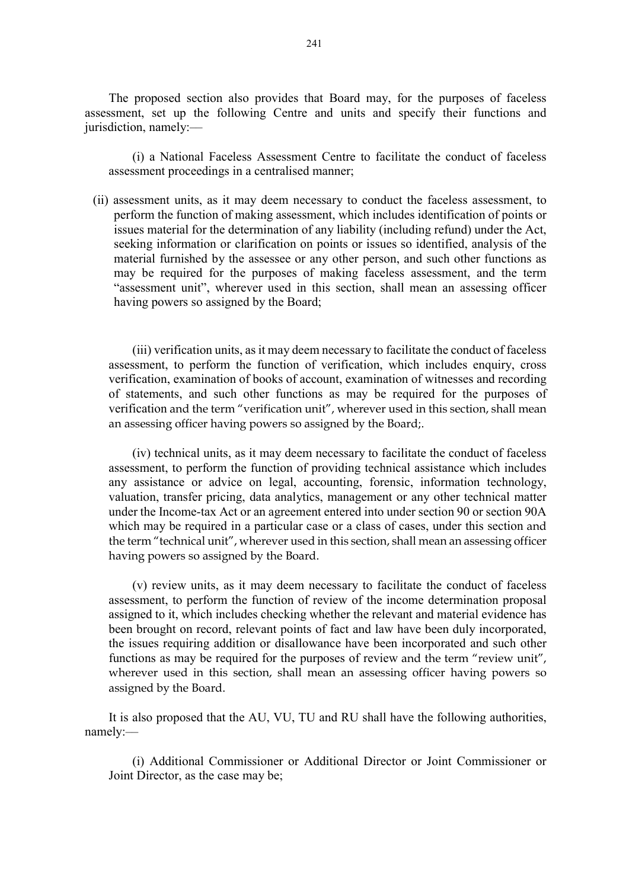The proposed section also provides that Board may, for the purposes of faceless assessment, set up the following Centre and units and specify their functions and jurisdiction, namely:—

(i) a National Faceless Assessment Centre to facilitate the conduct of faceless assessment proceedings in a centralised manner;

(ii) assessment units, as it may deem necessary to conduct the faceless assessment, to perform the function of making assessment, which includes identification of points or issues material for the determination of any liability (including refund) under the Act, seeking information or clarification on points or issues so identified, analysis of the material furnished by the assessee or any other person, and such other functions as may be required for the purposes of making faceless assessment, and the term "assessment unit", wherever used in this section, shall mean an assessing officer having powers so assigned by the Board;

(iii) verification units, as it may deem necessary to facilitate the conduct of faceless assessment, to perform the function of verification, which includes enquiry, cross verification, examination of books of account, examination of witnesses and recording of statements, and such other functions as may be required for the purposes of verification and the term "verification unit", wherever used in this section, shall mean an assessing officer having powers so assigned by the Board;.

(iv) technical units, as it may deem necessary to facilitate the conduct of faceless assessment, to perform the function of providing technical assistance which includes any assistance or advice on legal, accounting, forensic, information technology, valuation, transfer pricing, data analytics, management or any other technical matter under the Income-tax Act or an agreement entered into under section 90 or section 90A which may be required in a particular case or a class of cases, under this section and the term "technical unit", wherever used in this section, shall mean an assessing officer having powers so assigned by the Board.

(v) review units, as it may deem necessary to facilitate the conduct of faceless assessment, to perform the function of review of the income determination proposal assigned to it, which includes checking whether the relevant and material evidence has been brought on record, relevant points of fact and law have been duly incorporated, the issues requiring addition or disallowance have been incorporated and such other functions as may be required for the purposes of review and the term "review unit", wherever used in this section, shall mean an assessing officer having powers so assigned by the Board.

It is also proposed that the AU, VU, TU and RU shall have the following authorities, namely:—

(i) Additional Commissioner or Additional Director or Joint Commissioner or Joint Director, as the case may be;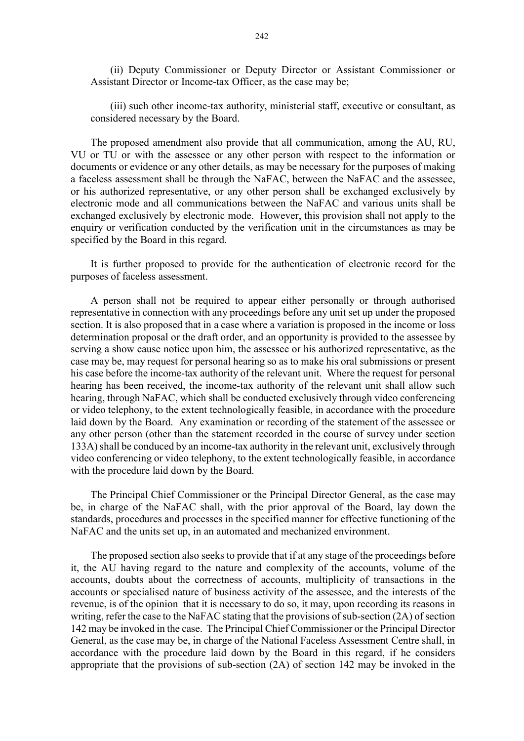(ii) Deputy Commissioner or Deputy Director or Assistant Commissioner or Assistant Director or Income-tax Officer, as the case may be;

(iii) such other income-tax authority, ministerial staff, executive or consultant, as considered necessary by the Board.

The proposed amendment also provide that all communication, among the AU, RU, VU or TU or with the assessee or any other person with respect to the information or documents or evidence or any other details, as may be necessary for the purposes of making a faceless assessment shall be through the NaFAC, between the NaFAC and the assessee, or his authorized representative, or any other person shall be exchanged exclusively by electronic mode and all communications between the NaFAC and various units shall be exchanged exclusively by electronic mode. However, this provision shall not apply to the enquiry or verification conducted by the verification unit in the circumstances as may be specified by the Board in this regard.

It is further proposed to provide for the authentication of electronic record for the purposes of faceless assessment.

A person shall not be required to appear either personally or through authorised representative in connection with any proceedings before any unit set up under the proposed section. It is also proposed that in a case where a variation is proposed in the income or loss determination proposal or the draft order, and an opportunity is provided to the assessee by serving a show cause notice upon him, the assessee or his authorized representative, as the case may be, may request for personal hearing so as to make his oral submissions or present his case before the income-tax authority of the relevant unit. Where the request for personal hearing has been received, the income-tax authority of the relevant unit shall allow such hearing, through NaFAC, which shall be conducted exclusively through video conferencing or video telephony, to the extent technologically feasible, in accordance with the procedure laid down by the Board. Any examination or recording of the statement of the assessee or any other person (other than the statement recorded in the course of survey under section 133A) shall be conduced by an income-tax authority in the relevant unit, exclusively through video conferencing or video telephony, to the extent technologically feasible, in accordance with the procedure laid down by the Board.

The Principal Chief Commissioner or the Principal Director General, as the case may be, in charge of the NaFAC shall, with the prior approval of the Board, lay down the standards, procedures and processes in the specified manner for effective functioning of the NaFAC and the units set up, in an automated and mechanized environment.

The proposed section also seeks to provide that if at any stage of the proceedings before it, the AU having regard to the nature and complexity of the accounts, volume of the accounts, doubts about the correctness of accounts, multiplicity of transactions in the accounts or specialised nature of business activity of the assessee, and the interests of the revenue, is of the opinion that it is necessary to do so, it may, upon recording its reasons in writing, refer the case to the NaFAC stating that the provisions of sub-section (2A) of section 142 may be invoked in the case. The Principal Chief Commissioner or the Principal Director General, as the case may be, in charge of the National Faceless Assessment Centre shall, in accordance with the procedure laid down by the Board in this regard, if he considers appropriate that the provisions of sub-section (2A) of section 142 may be invoked in the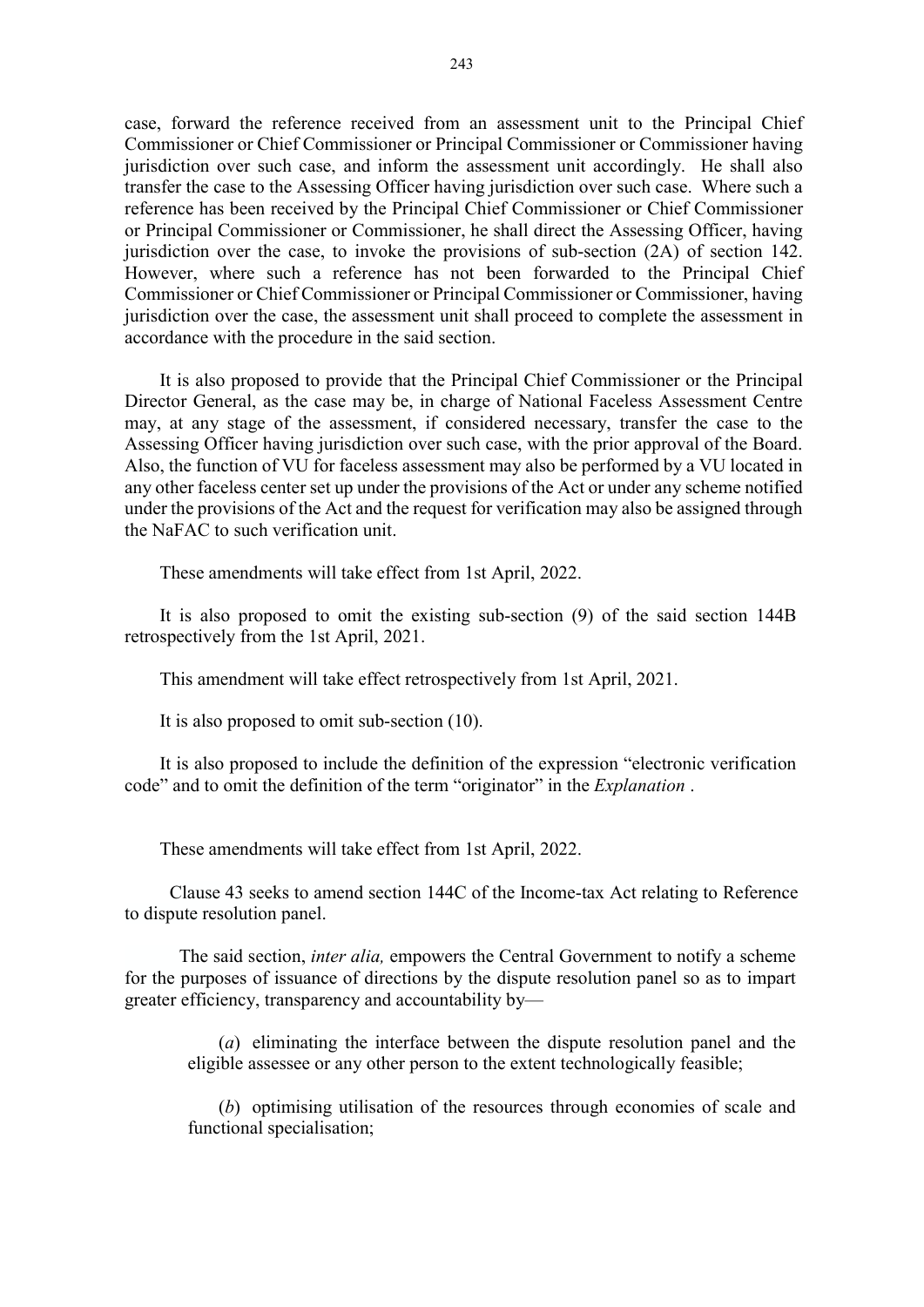case, forward the reference received from an assessment unit to the Principal Chief Commissioner or Chief Commissioner or Principal Commissioner or Commissioner having jurisdiction over such case, and inform the assessment unit accordingly. He shall also transfer the case to the Assessing Officer having jurisdiction over such case. Where such a reference has been received by the Principal Chief Commissioner or Chief Commissioner or Principal Commissioner or Commissioner, he shall direct the Assessing Officer, having jurisdiction over the case, to invoke the provisions of sub-section (2A) of section 142. However, where such a reference has not been forwarded to the Principal Chief Commissioner or Chief Commissioner or Principal Commissioner or Commissioner, having jurisdiction over the case, the assessment unit shall proceed to complete the assessment in accordance with the procedure in the said section.

It is also proposed to provide that the Principal Chief Commissioner or the Principal Director General, as the case may be, in charge of National Faceless Assessment Centre may, at any stage of the assessment, if considered necessary, transfer the case to the Assessing Officer having jurisdiction over such case, with the prior approval of the Board. Also, the function of VU for faceless assessment may also be performed by a VU located in any other faceless center set up under the provisions of the Act or under any scheme notified under the provisions of the Act and the request for verification may also be assigned through the NaFAC to such verification unit.

These amendments will take effect from 1st April, 2022.

It is also proposed to omit the existing sub-section (9) of the said section 144B retrospectively from the 1st April, 2021.

This amendment will take effect retrospectively from 1st April, 2021.

It is also proposed to omit sub-section (10).

It is also proposed to include the definition of the expression "electronic verification code" and to omit the definition of the term "originator" in the *Explanation* .

These amendments will take effect from 1st April, 2022.

Clause 43 seeks to amend section 144C of the Income-tax Act relating to Reference to dispute resolution panel.

The said section, *inter alia,* empowers the Central Government to notify a scheme for the purposes of issuance of directions by the dispute resolution panel so as to impart greater efficiency, transparency and accountability by—

(*a*) eliminating the interface between the dispute resolution panel and the eligible assessee or any other person to the extent technologically feasible;

(*b*) optimising utilisation of the resources through economies of scale and functional specialisation;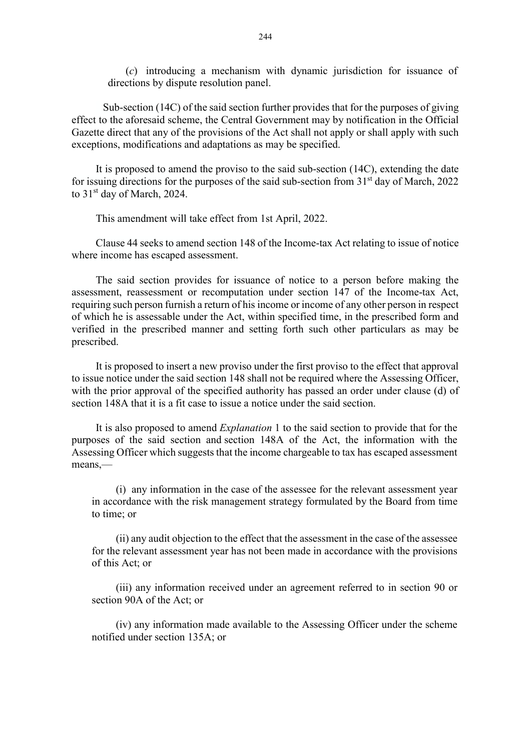(*c*) introducing a mechanism with dynamic jurisdiction for issuance of directions by dispute resolution panel.

Sub-section (14C) of the said section further provides that for the purposes of giving effect to the aforesaid scheme, the Central Government may by notification in the Official Gazette direct that any of the provisions of the Act shall not apply or shall apply with such exceptions, modifications and adaptations as may be specified.

It is proposed to amend the proviso to the said sub-section (14C), extending the date for issuing directions for the purposes of the said sub-section from 31st day of March, 2022 to 31st day of March, 2024.

This amendment will take effect from 1st April, 2022.

Clause 44 seeks to amend section 148 of the Income-tax Act relating to issue of notice where income has escaped assessment.

The said section provides for issuance of notice to a person before making the assessment, reassessment or recomputation under section 147 of the Income-tax Act, requiring such person furnish a return of his income or income of any other person in respect of which he is assessable under the Act, within specified time, in the prescribed form and verified in the prescribed manner and setting forth such other particulars as may be prescribed.

It is proposed to insert a new proviso under the first proviso to the effect that approval to issue notice under the said section 148 shall not be required where the Assessing Officer, with the prior approval of the specified authority has passed an order under clause (d) of section 148A that it is a fit case to issue a notice under the said section.

It is also proposed to amend *Explanation* 1 to the said section to provide that for the purposes of the said section and section 148A of the Act, the information with the Assessing Officer which suggests that the income chargeable to tax has escaped assessment means,—

(i) any information in the case of the assessee for the relevant assessment year in accordance with the risk management strategy formulated by the Board from time to time; or

(ii) any audit objection to the effect that the assessment in the case of the assessee for the relevant assessment year has not been made in accordance with the provisions of this Act; or

(iii) any information received under an agreement referred to in section 90 or section 90A of the Act; or

(iv) any information made available to the Assessing Officer under the scheme notified under section 135A; or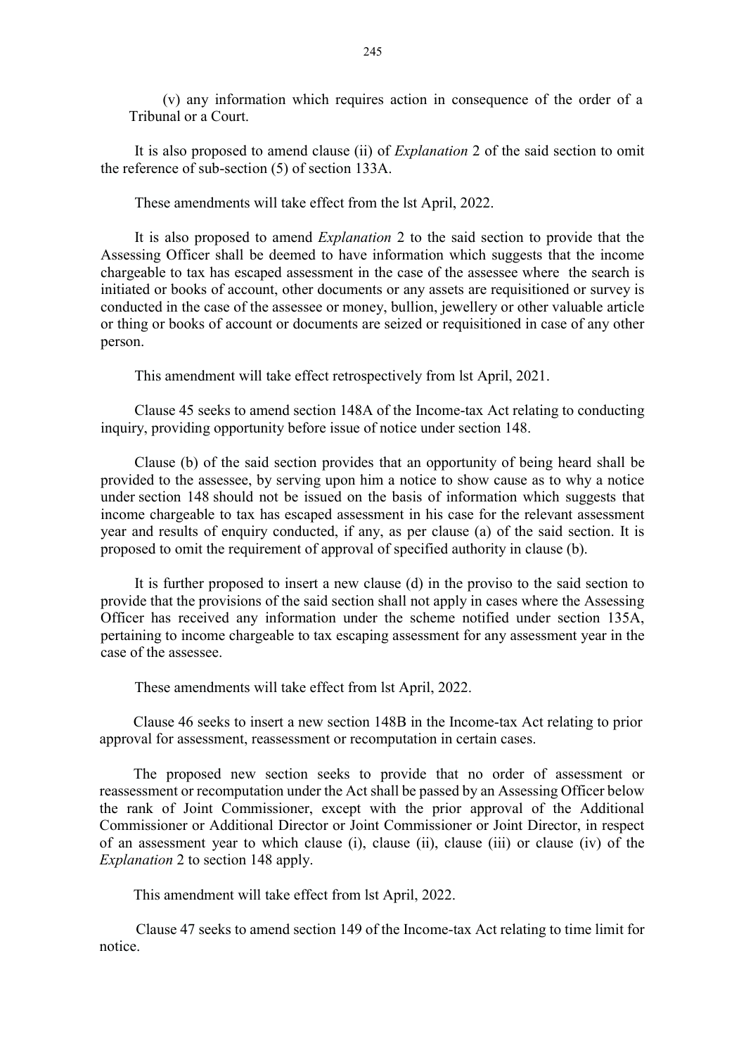(v) any information which requires action in consequence of the order of a Tribunal or a Court.

It is also proposed to amend clause (ii) of *Explanation* 2 of the said section to omit the reference of sub-section (5) of section 133A.

These amendments will take effect from the lst April, 2022.

It is also proposed to amend *Explanation* 2 to the said section to provide that the Assessing Officer shall be deemed to have information which suggests that the income chargeable to tax has escaped assessment in the case of the assessee where the search is initiated or books of account, other documents or any assets are requisitioned or survey is conducted in the case of the assessee or money, bullion, jewellery or other valuable article or thing or books of account or documents are seized or requisitioned in case of any other person.

This amendment will take effect retrospectively from lst April, 2021.

Clause 45 seeks to amend section 148A of the Income-tax Act relating to conducting inquiry, providing opportunity before issue of notice under section 148.

Clause (b) of the said section provides that an opportunity of being heard shall be provided to the assessee, by serving upon him a notice to show cause as to why a notice under section 148 should not be issued on the basis of information which suggests that income chargeable to tax has escaped assessment in his case for the relevant assessment year and results of enquiry conducted, if any, as per clause (a) of the said section. It is proposed to omit the requirement of approval of specified authority in clause (b).

It is further proposed to insert a new clause (d) in the proviso to the said section to provide that the provisions of the said section shall not apply in cases where the Assessing Officer has received any information under the scheme notified under section 135A, pertaining to income chargeable to tax escaping assessment for any assessment year in the case of the assessee.

These amendments will take effect from lst April, 2022.

Clause 46 seeks to insert a new section 148B in the Income-tax Act relating to prior approval for assessment, reassessment or recomputation in certain cases.

The proposed new section seeks to provide that no order of assessment or reassessment or recomputation under the Act shall be passed by an Assessing Officer below the rank of Joint Commissioner, except with the prior approval of the Additional Commissioner or Additional Director or Joint Commissioner or Joint Director, in respect of an assessment year to which clause (i), clause (ii), clause (iii) or clause (iv) of the *Explanation* 2 to section 148 apply.

This amendment will take effect from lst April, 2022.

Clause 47 seeks to amend section 149 of the Income-tax Act relating to time limit for notice.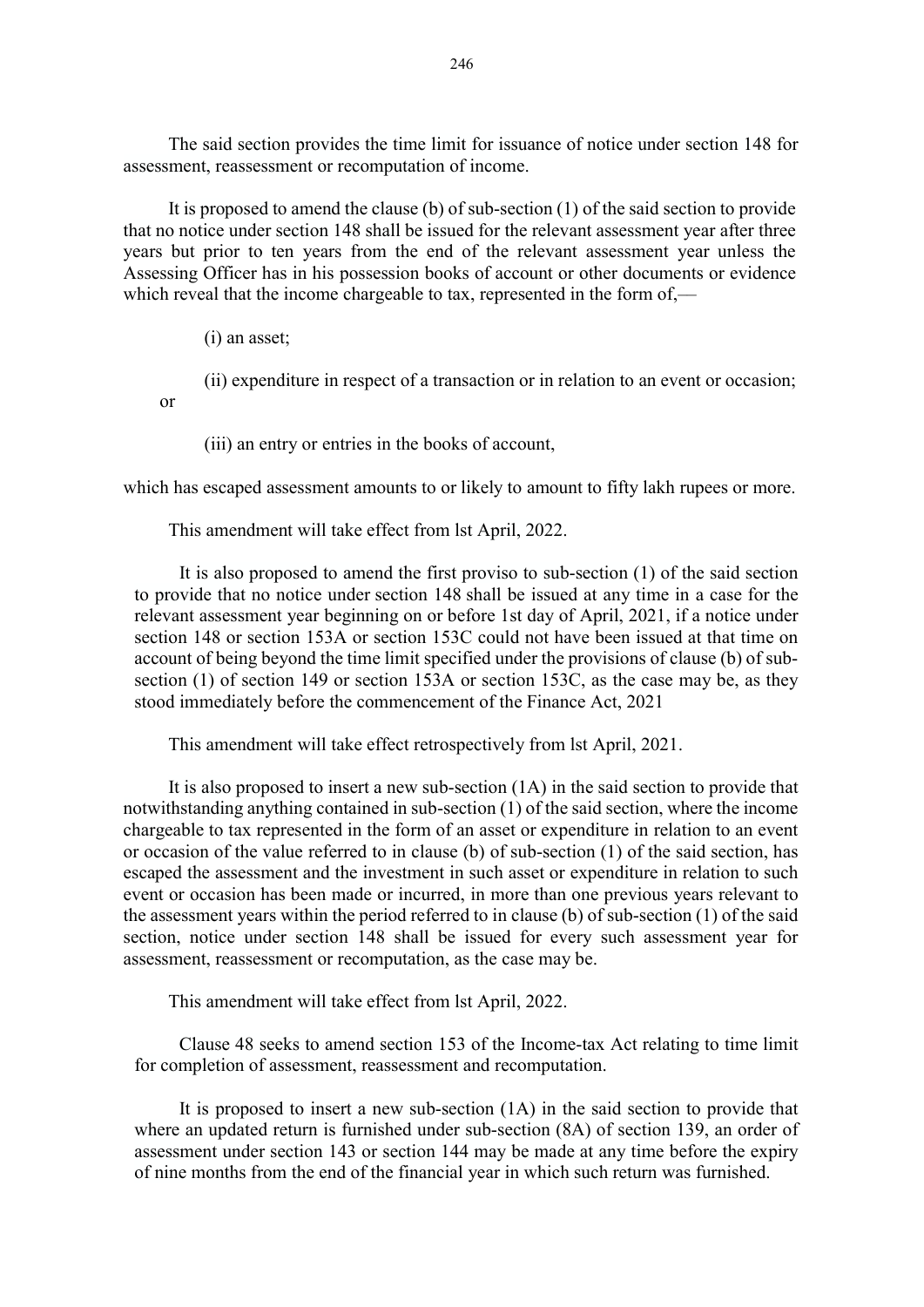The said section provides the time limit for issuance of notice under section 148 for assessment, reassessment or recomputation of income.

It is proposed to amend the clause (b) of sub-section (1) of the said section to provide that no notice under section 148 shall be issued for the relevant assessment year after three years but prior to ten years from the end of the relevant assessment year unless the Assessing Officer has in his possession books of account or other documents or evidence which reveal that the income chargeable to tax, represented in the form of,—

(i) an asset;

(ii) expenditure in respect of a transaction or in relation to an event or occasion; or

(iii) an entry or entries in the books of account,

which has escaped assessment amounts to or likely to amount to fifty lakh rupees or more.

This amendment will take effect from lst April, 2022.

It is also proposed to amend the first proviso to sub-section (1) of the said section to provide that no notice under section 148 shall be issued at any time in a case for the relevant assessment year beginning on or before 1st day of April, 2021, if a notice under section 148 or section 153A or section 153C could not have been issued at that time on account of being beyond the time limit specified under the provisions of clause (b) of sub-section (1) of section 149 or section 153A or section 153C, as the case may be, as they stood immediately before the commencement of the Finance Act, 2021

This amendment will take effect retrospectively from lst April, 2021.

It is also proposed to insert a new sub-section (1A) in the said section to provide that notwithstanding anything contained in sub-section (1) of the said section, where the income chargeable to tax represented in the form of an asset or expenditure in relation to an event or occasion of the value referred to in clause (b) of sub-section (1) of the said section, has escaped the assessment and the investment in such asset or expenditure in relation to such event or occasion has been made or incurred, in more than one previous years relevant to the assessment years within the period referred to in clause (b) of sub-section (1) of the said section, notice under section 148 shall be issued for every such assessment year for assessment, reassessment or recomputation, as the case may be.

This amendment will take effect from lst April, 2022.

Clause 48 seeks to amend section 153 of the Income-tax Act relating to time limit for completion of assessment, reassessment and recomputation.

It is proposed to insert a new sub-section (1A) in the said section to provide that where an updated return is furnished under sub-section (8A) of section 139, an order of assessment under section 143 or section 144 may be made at any time before the expiry of nine months from the end of the financial year in which such return was furnished.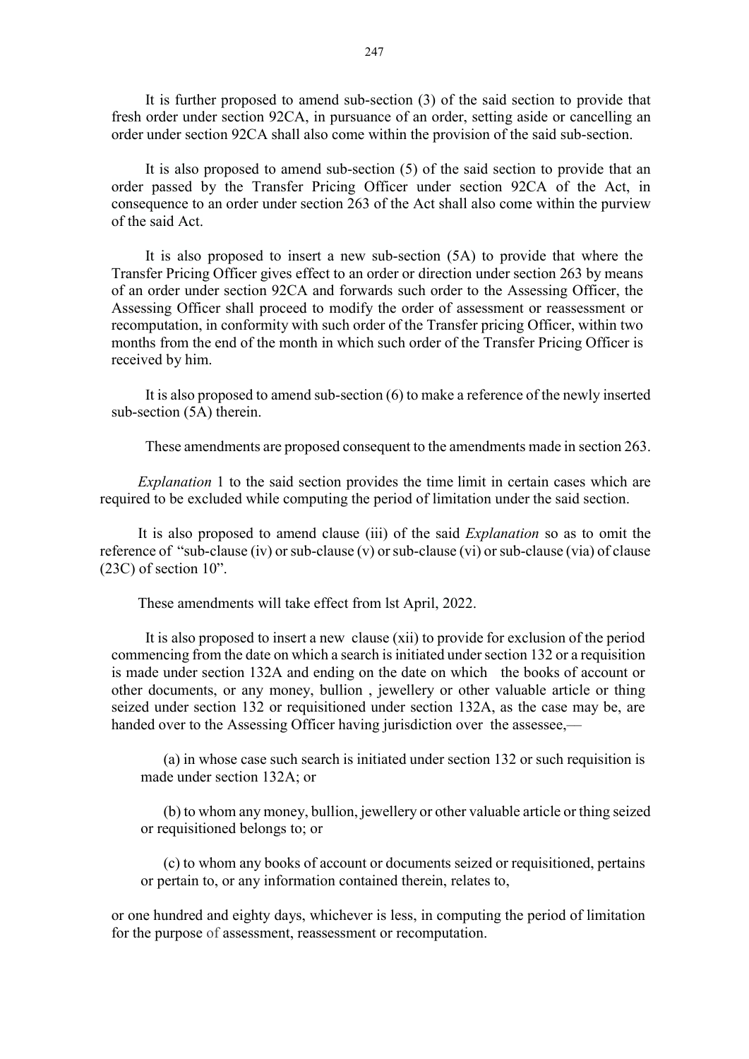It is further proposed to amend sub-section (3) of the said section to provide that fresh order under section 92CA, in pursuance of an order, setting aside or cancelling an order under section 92CA shall also come within the provision of the said sub-section.

It is also proposed to amend sub-section (5) of the said section to provide that an order passed by the Transfer Pricing Officer under section 92CA of the Act, in consequence to an order under section 263 of the Act shall also come within the purview of the said Act.

It is also proposed to insert a new sub-section (5A) to provide that where the Transfer Pricing Officer gives effect to an order or direction under section 263 by means of an order under section 92CA and forwards such order to the Assessing Officer, the Assessing Officer shall proceed to modify the order of assessment or reassessment or recomputation, in conformity with such order of the Transfer pricing Officer, within two months from the end of the month in which such order of the Transfer Pricing Officer is received by him.

It is also proposed to amend sub-section (6) to make a reference of the newly inserted sub-section (5A) therein.

These amendments are proposed consequent to the amendments made in section 263.

*Explanation* 1 to the said section provides the time limit in certain cases which are required to be excluded while computing the period of limitation under the said section.

It is also proposed to amend clause (iii) of the said *Explanation* so as to omit the reference of "sub-clause (iv) or sub-clause (v) or sub-clause (vi) or sub-clause (via) of clause (23C) of section 10".

These amendments will take effect from lst April, 2022.

It is also proposed to insert a new clause (xii) to provide for exclusion of the period commencing from the date on which a search is initiated under section 132 or a requisition is made under section 132A and ending on the date on which the books of account or other documents, or any money, bullion , jewellery or other valuable article or thing seized under section 132 or requisitioned under section 132A, as the case may be, are handed over to the Assessing Officer having jurisdiction over the assessee,—

(a) in whose case such search is initiated under section 132 or such requisition is made under section 132A; or

(b) to whom any money, bullion, jewellery or other valuable article or thing seized or requisitioned belongs to; or

(c) to whom any books of account or documents seized or requisitioned, pertains or pertain to, or any information contained therein, relates to,

or one hundred and eighty days, whichever is less, in computing the period of limitation for the purpose of assessment, reassessment or recomputation.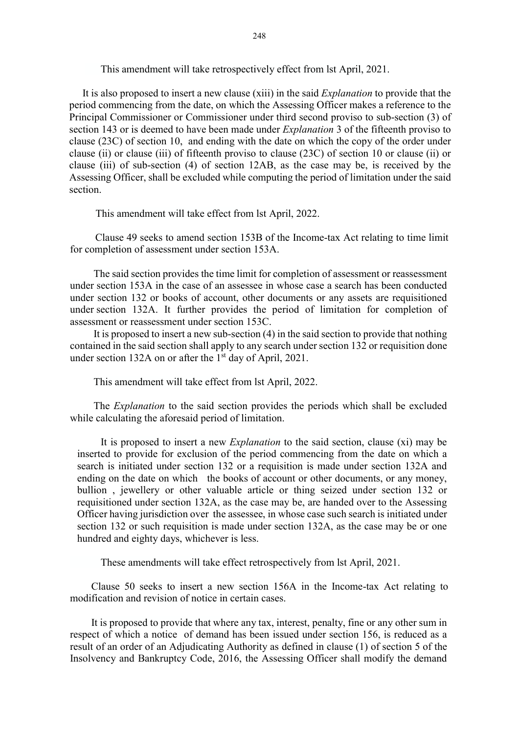This amendment will take retrospectively effect from lst April, 2021.

It is also proposed to insert a new clause (xiii) in the said *Explanation* to provide that the period commencing from the date, on which the Assessing Officer makes a reference to the Principal Commissioner or Commissioner under third second proviso to sub-section (3) of section 143 or is deemed to have been made under *Explanation* 3 of the fifteenth proviso to clause (23C) of section 10, and ending with the date on which the copy of the order under clause (ii) or clause (iii) of fifteenth proviso to clause (23C) of section 10 or clause (ii) or clause (iii) of sub-section (4) of section 12AB, as the case may be, is received by the Assessing Officer, shall be excluded while computing the period of limitation under the said section.

This amendment will take effect from lst April, 2022.

Clause 49 seeks to amend section 153B of the Income-tax Act relating to time limit for completion of assessment under section 153A.

The said section provides the time limit for completion of assessment or reassessment under section 153A in the case of an assessee in whose case a search has been conducted under section 132 or books of account, other documents or any assets are requisitioned under section 132A. It further provides the period of limitation for completion of assessment or reassessment under section 153C.

It is proposed to insert a new sub-section (4) in the said section to provide that nothing contained in the said section shall apply to any search under section 132 or requisition done under section 132A on or after the 1st day of April, 2021.

This amendment will take effect from lst April, 2022.

The *Explanation* to the said section provides the periods which shall be excluded while calculating the aforesaid period of limitation.

It is proposed to insert a new *Explanation* to the said section, clause (xi) may be inserted to provide for exclusion of the period commencing from the date on which a search is initiated under section 132 or a requisition is made under section 132A and ending on the date on which the books of account or other documents, or any money, bullion , jewellery or other valuable article or thing seized under section 132 or requisitioned under section 132A, as the case may be, are handed over to the Assessing Officer having jurisdiction over the assessee, in whose case such search is initiated under section 132 or such requisition is made under section 132A, as the case may be or one hundred and eighty days, whichever is less.

These amendments will take effect retrospectively from lst April, 2021.

Clause 50 seeks to insert a new section 156A in the Income-tax Act relating to modification and revision of notice in certain cases.

It is proposed to provide that where any tax, interest, penalty, fine or any other sum in respect of which a notice of demand has been issued under section 156, is reduced as a result of an order of an Adjudicating Authority as defined in clause (1) of section 5 of the Insolvency and Bankruptcy Code, 2016, the Assessing Officer shall modify the demand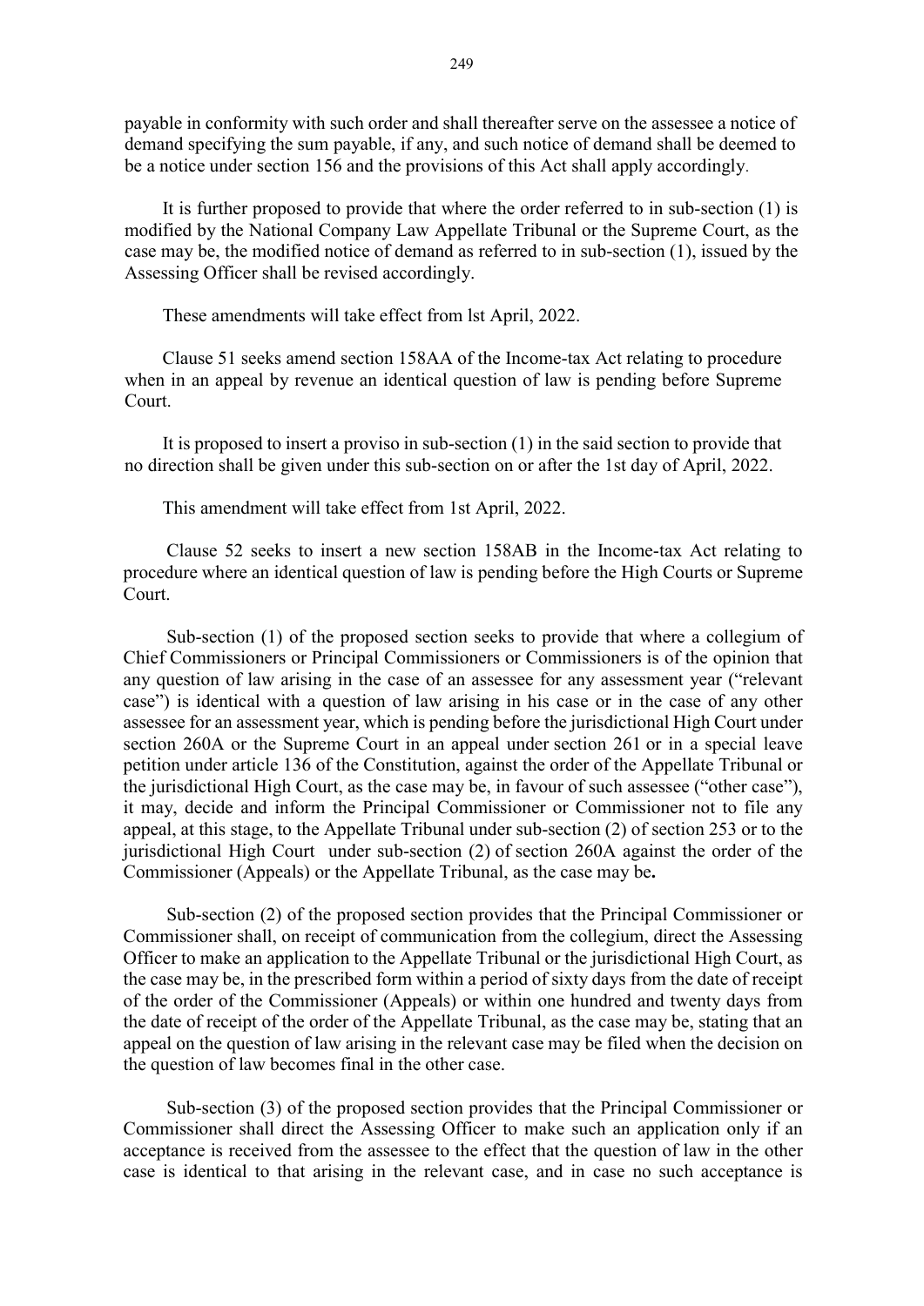payable in conformity with such order and shall thereafter serve on the assessee a notice of demand specifying the sum payable, if any, and such notice of demand shall be deemed to be a notice under section 156 and the provisions of this Act shall apply accordingly.

It is further proposed to provide that where the order referred to in sub-section (1) is modified by the National Company Law Appellate Tribunal or the Supreme Court, as the case may be, the modified notice of demand as referred to in sub-section (1), issued by the Assessing Officer shall be revised accordingly.

These amendments will take effect from lst April, 2022.

Clause 51 seeks amend section 158AA of the Income-tax Act relating to procedure when in an appeal by revenue an identical question of law is pending before Supreme Court.

It is proposed to insert a proviso in sub-section (1) in the said section to provide that no direction shall be given under this sub-section on or after the 1st day of April, 2022.

This amendment will take effect from 1st April, 2022.

Clause 52 seeks to insert a new section 158AB in the Income-tax Act relating to procedure where an identical question of law is pending before the High Courts or Supreme Court.

Sub-section (1) of the proposed section seeks to provide that where a collegium of Chief Commissioners or Principal Commissioners or Commissioners is of the opinion that any question of law arising in the case of an assessee for any assessment year ("relevant case") is identical with a question of law arising in his case or in the case of any other assessee for an assessment year, which is pending before the jurisdictional High Court under section 260A or the Supreme Court in an appeal under section 261 or in a special leave petition under article 136 of the Constitution, against the order of the Appellate Tribunal or the jurisdictional High Court, as the case may be, in favour of such assessee ("other case"), it may, decide and inform the Principal Commissioner or Commissioner not to file any appeal, at this stage, to the Appellate Tribunal under sub-section (2) of section 253 or to the jurisdictional High Court under sub-section (2) of section 260A against the order of the Commissioner (Appeals) or the Appellate Tribunal, as the case may be**.**

Sub-section (2) of the proposed section provides that the Principal Commissioner or Commissioner shall, on receipt of communication from the collegium, direct the Assessing Officer to make an application to the Appellate Tribunal or the jurisdictional High Court, as the case may be, in the prescribed form within a period of sixty days from the date of receipt of the order of the Commissioner (Appeals) or within one hundred and twenty days from the date of receipt of the order of the Appellate Tribunal, as the case may be, stating that an appeal on the question of law arising in the relevant case may be filed when the decision on the question of law becomes final in the other case.

Sub-section (3) of the proposed section provides that the Principal Commissioner or Commissioner shall direct the Assessing Officer to make such an application only if an acceptance is received from the assessee to the effect that the question of law in the other case is identical to that arising in the relevant case, and in case no such acceptance is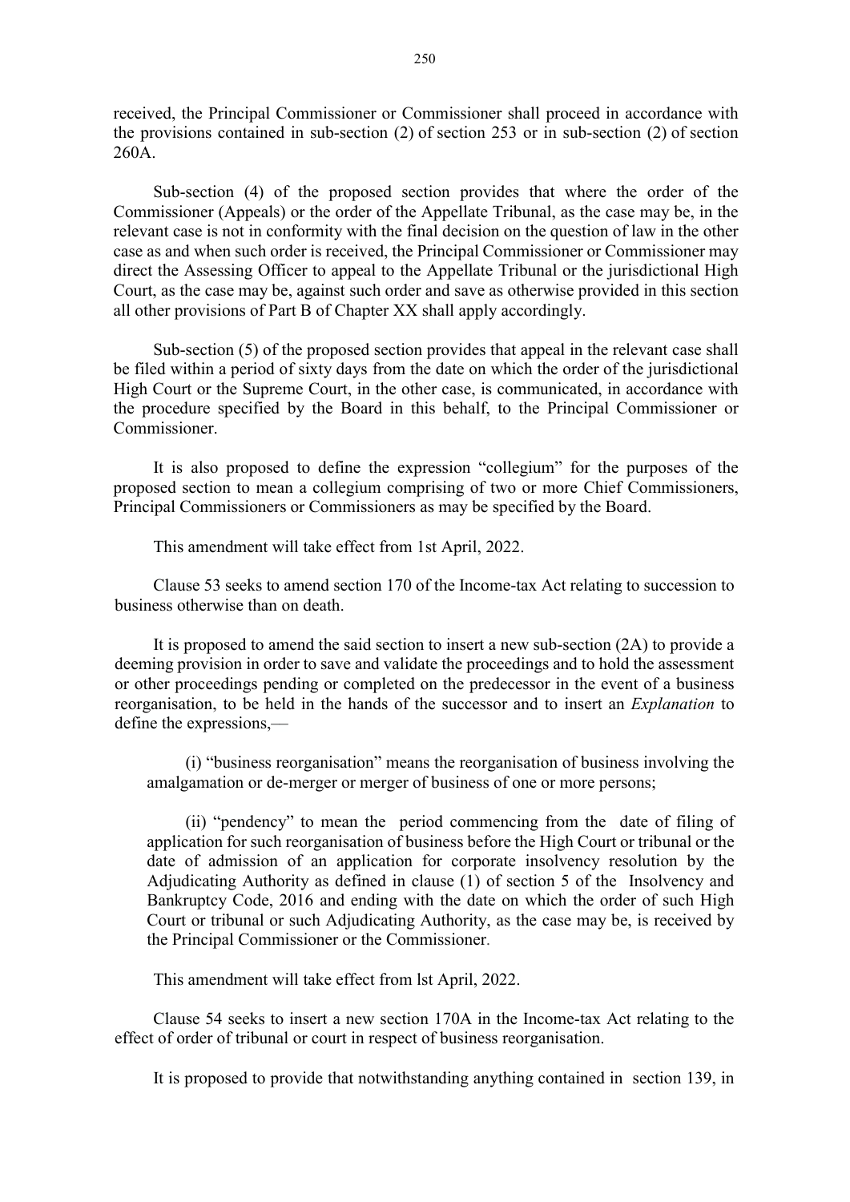received, the Principal Commissioner or Commissioner shall proceed in accordance with the provisions contained in sub-section (2) of section 253 or in sub-section (2) of section 260A.

Sub-section (4) of the proposed section provides that where the order of the Commissioner (Appeals) or the order of the Appellate Tribunal, as the case may be, in the relevant case is not in conformity with the final decision on the question of law in the other case as and when such order is received, the Principal Commissioner or Commissioner may direct the Assessing Officer to appeal to the Appellate Tribunal or the jurisdictional High Court, as the case may be, against such order and save as otherwise provided in this section all other provisions of Part B of Chapter XX shall apply accordingly.

Sub-section (5) of the proposed section provides that appeal in the relevant case shall be filed within a period of sixty days from the date on which the order of the jurisdictional High Court or the Supreme Court, in the other case, is communicated, in accordance with the procedure specified by the Board in this behalf, to the Principal Commissioner or Commissioner.

It is also proposed to define the expression "collegium" for the purposes of the proposed section to mean a collegium comprising of two or more Chief Commissioners, Principal Commissioners or Commissioners as may be specified by the Board.

This amendment will take effect from 1st April, 2022.

Clause 53 seeks to amend section 170 of the Income-tax Act relating to succession to business otherwise than on death.

It is proposed to amend the said section to insert a new sub-section (2A) to provide a deeming provision in order to save and validate the proceedings and to hold the assessment or other proceedings pending or completed on the predecessor in the event of a business reorganisation, to be held in the hands of the successor and to insert an *Explanation* to define the expressions,—

(i) "business reorganisation" means the reorganisation of business involving the amalgamation or de-merger or merger of business of one or more persons;

(ii) "pendency" to mean the period commencing from the date of filing of application for such reorganisation of business before the High Court or tribunal or the date of admission of an application for corporate insolvency resolution by the Adjudicating Authority as defined in clause (1) of section 5 of the Insolvency and Bankruptcy Code, 2016 and ending with the date on which the order of such High Court or tribunal or such Adjudicating Authority, as the case may be, is received by the Principal Commissioner or the Commissioner.

This amendment will take effect from lst April, 2022.

Clause 54 seeks to insert a new section 170A in the Income-tax Act relating to the effect of order of tribunal or court in respect of business reorganisation.

It is proposed to provide that notwithstanding anything contained in section 139, in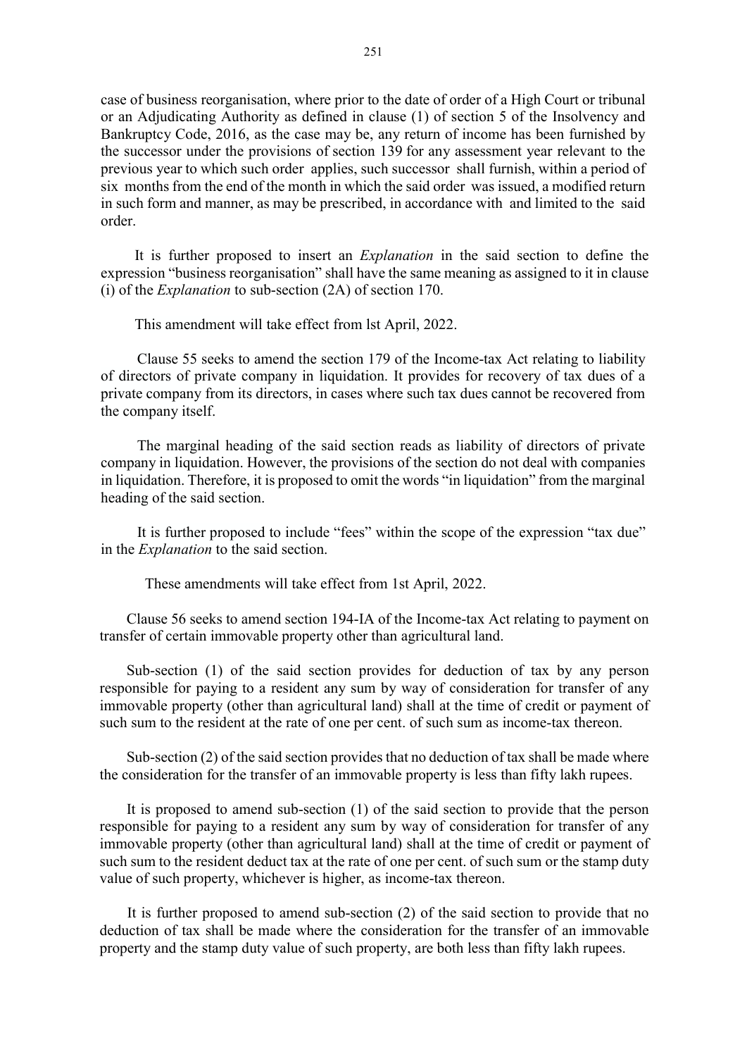case of business reorganisation, where prior to the date of order of a High Court or tribunal or an Adjudicating Authority as defined in clause (1) of section 5 of the Insolvency and Bankruptcy Code, 2016, as the case may be, any return of income has been furnished by the successor under the provisions of section 139 for any assessment year relevant to the previous year to which such order applies, such successor shall furnish, within a period of six months from the end of the month in which the said order was issued, a modified return in such form and manner, as may be prescribed, in accordance with and limited to the said order.

It is further proposed to insert an *Explanation* in the said section to define the expression "business reorganisation" shall have the same meaning as assigned to it in clause (i) of the *Explanation* to sub-section (2A) of section 170.

This amendment will take effect from lst April, 2022.

Clause 55 seeks to amend the section 179 of the Income-tax Act relating to liability of directors of private company in liquidation. It provides for recovery of tax dues of a private company from its directors, in cases where such tax dues cannot be recovered from the company itself.

The marginal heading of the said section reads as liability of directors of private company in liquidation. However, the provisions of the section do not deal with companies in liquidation. Therefore, it is proposed to omit the words "in liquidation" from the marginal heading of the said section.

It is further proposed to include "fees" within the scope of the expression "tax due" in the *Explanation* to the said section.

These amendments will take effect from 1st April, 2022.

Clause 56 seeks to amend section 194-IA of the Income-tax Act relating to payment on transfer of certain immovable property other than agricultural land.

Sub-section (1) of the said section provides for deduction of tax by any person responsible for paying to a resident any sum by way of consideration for transfer of any immovable property (other than agricultural land) shall at the time of credit or payment of such sum to the resident at the rate of one per cent. of such sum as income-tax thereon.

Sub-section (2) of the said section provides that no deduction of tax shall be made where the consideration for the transfer of an immovable property is less than fifty lakh rupees.

It is proposed to amend sub-section (1) of the said section to provide that the person responsible for paying to a resident any sum by way of consideration for transfer of any immovable property (other than agricultural land) shall at the time of credit or payment of such sum to the resident deduct tax at the rate of one per cent. of such sum or the stamp duty value of such property, whichever is higher, as income-tax thereon.

It is further proposed to amend sub-section (2) of the said section to provide that no deduction of tax shall be made where the consideration for the transfer of an immovable property and the stamp duty value of such property, are both less than fifty lakh rupees.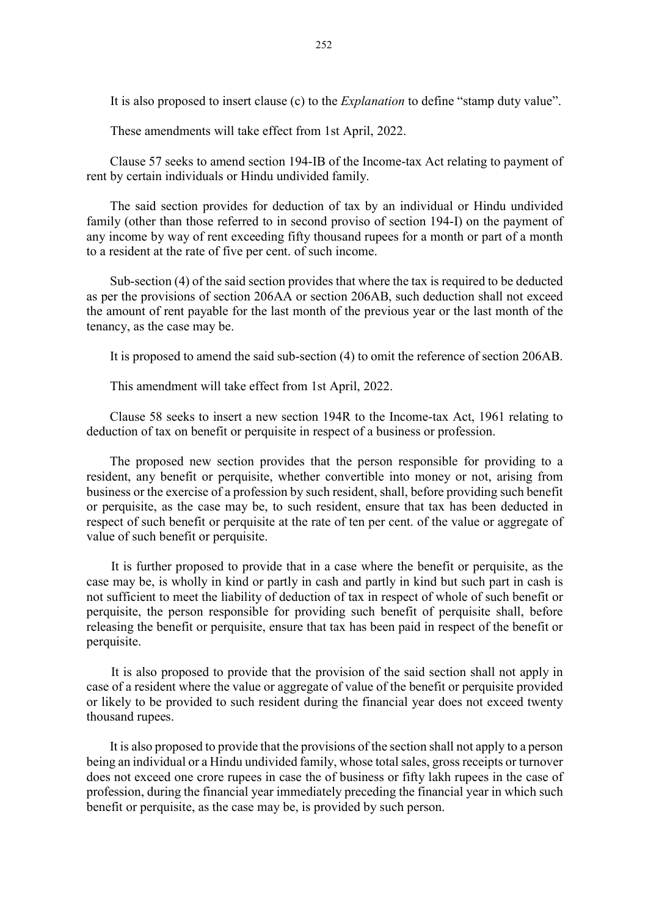It is also proposed to insert clause (c) to the *Explanation* to define "stamp duty value".

These amendments will take effect from 1st April, 2022.

Clause 57 seeks to amend section 194-IB of the Income-tax Act relating to payment of rent by certain individuals or Hindu undivided family.

The said section provides for deduction of tax by an individual or Hindu undivided family (other than those referred to in second proviso of section 194-I) on the payment of any income by way of rent exceeding fifty thousand rupees for a month or part of a month to a resident at the rate of five per cent. of such income.

Sub-section (4) of the said section provides that where the tax is required to be deducted as per the provisions of section 206AA or section 206AB, such deduction shall not exceed the amount of rent payable for the last month of the previous year or the last month of the tenancy, as the case may be.

It is proposed to amend the said sub-section (4) to omit the reference of section 206AB.

This amendment will take effect from 1st April, 2022.

Clause 58 seeks to insert a new section 194R to the Income-tax Act, 1961 relating to deduction of tax on benefit or perquisite in respect of a business or profession.

The proposed new section provides that the person responsible for providing to a resident, any benefit or perquisite, whether convertible into money or not, arising from business or the exercise of a profession by such resident, shall, before providing such benefit or perquisite, as the case may be, to such resident, ensure that tax has been deducted in respect of such benefit or perquisite at the rate of ten per cent. of the value or aggregate of value of such benefit or perquisite.

It is further proposed to provide that in a case where the benefit or perquisite, as the case may be, is wholly in kind or partly in cash and partly in kind but such part in cash is not sufficient to meet the liability of deduction of tax in respect of whole of such benefit or perquisite, the person responsible for providing such benefit of perquisite shall, before releasing the benefit or perquisite, ensure that tax has been paid in respect of the benefit or perquisite.

It is also proposed to provide that the provision of the said section shall not apply in case of a resident where the value or aggregate of value of the benefit or perquisite provided or likely to be provided to such resident during the financial year does not exceed twenty thousand rupees.

It is also proposed to provide that the provisions of the section shall not apply to a person being an individual or a Hindu undivided family, whose total sales, gross receipts or turnover does not exceed one crore rupees in case the of business or fifty lakh rupees in the case of profession, during the financial year immediately preceding the financial year in which such benefit or perquisite, as the case may be, is provided by such person.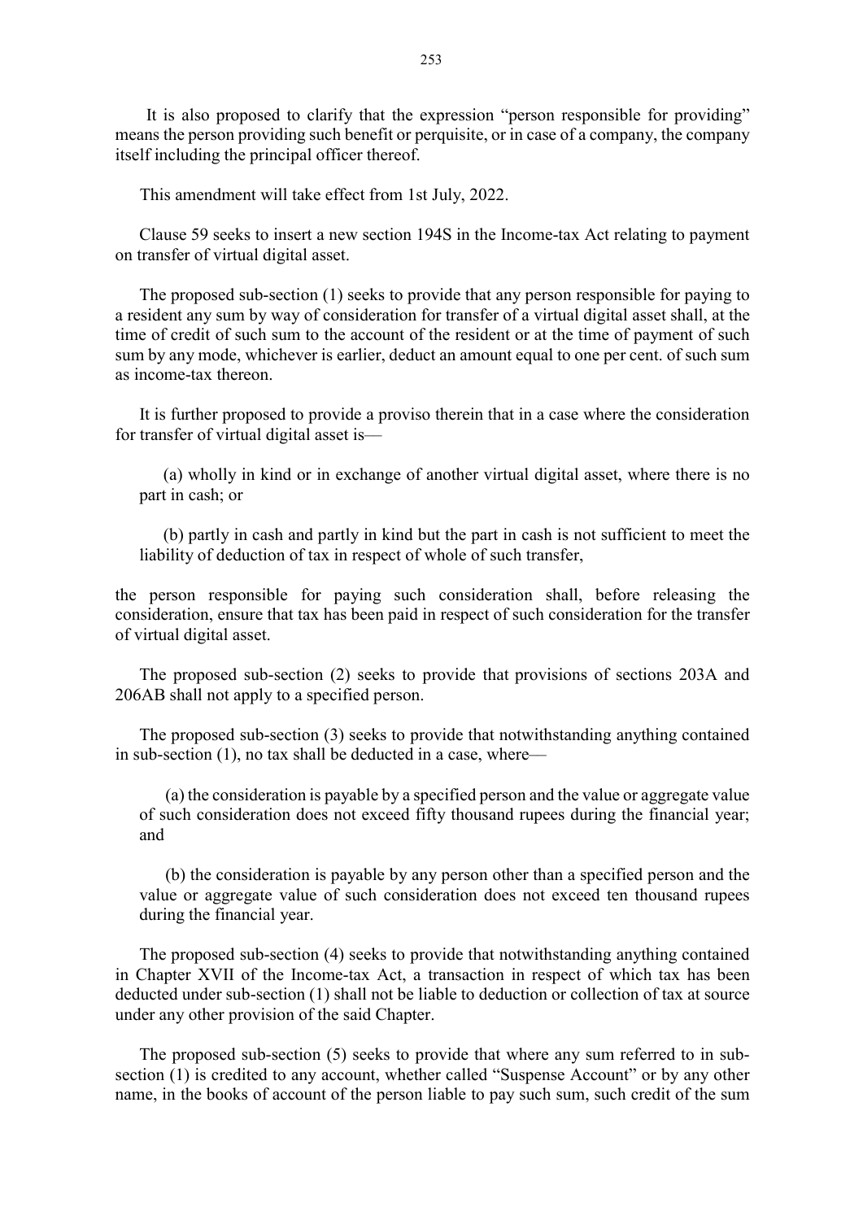It is also proposed to clarify that the expression "person responsible for providing" means the person providing such benefit or perquisite, or in case of a company, the company itself including the principal officer thereof.

This amendment will take effect from 1st July, 2022.

Clause 59 seeks to insert a new section 194S in the Income-tax Act relating to payment on transfer of virtual digital asset.

The proposed sub-section (1) seeks to provide that any person responsible for paying to a resident any sum by way of consideration for transfer of a virtual digital asset shall, at the time of credit of such sum to the account of the resident or at the time of payment of such sum by any mode, whichever is earlier, deduct an amount equal to one per cent. of such sum as income-tax thereon.

It is further proposed to provide a proviso therein that in a case where the consideration for transfer of virtual digital asset is—

(a) wholly in kind or in exchange of another virtual digital asset, where there is no part in cash; or

(b) partly in cash and partly in kind but the part in cash is not sufficient to meet the liability of deduction of tax in respect of whole of such transfer,

the person responsible for paying such consideration shall, before releasing the consideration, ensure that tax has been paid in respect of such consideration for the transfer of virtual digital asset.

The proposed sub-section (2) seeks to provide that provisions of sections 203A and 206AB shall not apply to a specified person.

The proposed sub-section (3) seeks to provide that notwithstanding anything contained in sub-section (1), no tax shall be deducted in a case, where—

(a) the consideration is payable by a specified person and the value or aggregate value of such consideration does not exceed fifty thousand rupees during the financial year; and

(b) the consideration is payable by any person other than a specified person and the value or aggregate value of such consideration does not exceed ten thousand rupees during the financial year.

The proposed sub-section (4) seeks to provide that notwithstanding anything contained in Chapter XVII of the Income-tax Act, a transaction in respect of which tax has been deducted under sub-section (1) shall not be liable to deduction or collection of tax at source under any other provision of the said Chapter.

The proposed sub-section (5) seeks to provide that where any sum referred to in sub-section (1) is credited to any account, whether called "Suspense Account" or by any other name, in the books of account of the person liable to pay such sum, such credit of the sum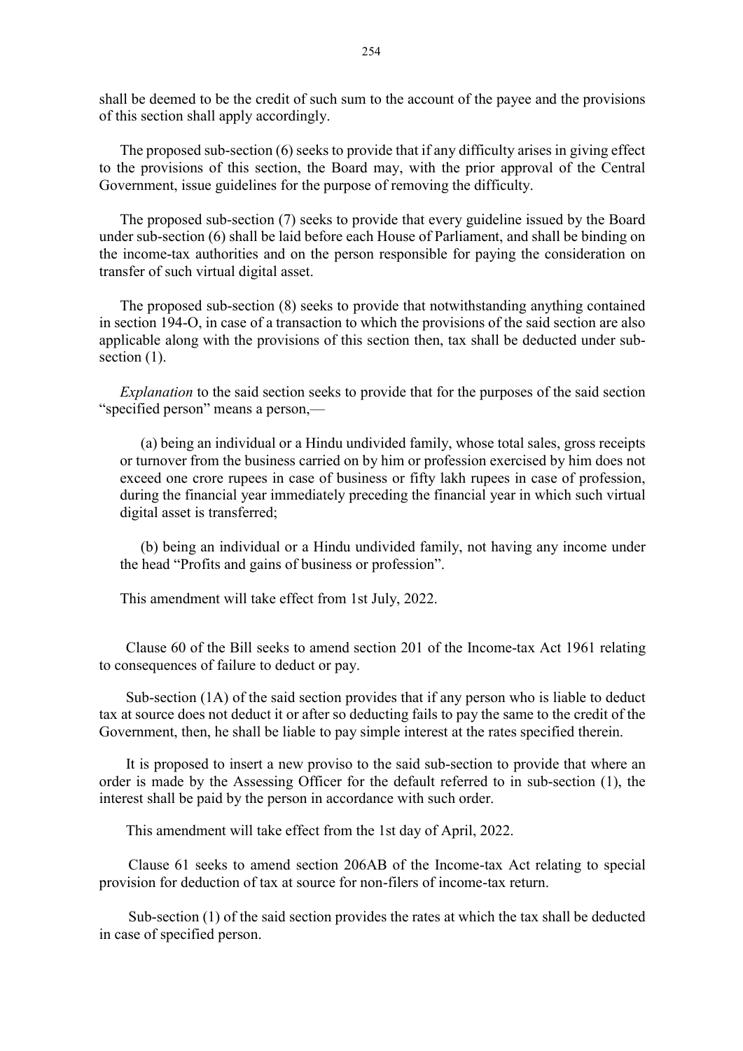shall be deemed to be the credit of such sum to the account of the payee and the provisions of this section shall apply accordingly.

The proposed sub-section (6) seeks to provide that if any difficulty arises in giving effect to the provisions of this section, the Board may, with the prior approval of the Central Government, issue guidelines for the purpose of removing the difficulty.

The proposed sub-section (7) seeks to provide that every guideline issued by the Board under sub-section (6) shall be laid before each House of Parliament, and shall be binding on the income-tax authorities and on the person responsible for paying the consideration on transfer of such virtual digital asset.

The proposed sub-section (8) seeks to provide that notwithstanding anything contained in section 194-O, in case of a transaction to which the provisions of the said section are also applicable along with the provisions of this section then, tax shall be deducted under sub-section (1).

*Explanation* to the said section seeks to provide that for the purposes of the said section "specified person" means a person,—

(a) being an individual or a Hindu undivided family, whose total sales, gross receipts or turnover from the business carried on by him or profession exercised by him does not exceed one crore rupees in case of business or fifty lakh rupees in case of profession, during the financial year immediately preceding the financial year in which such virtual digital asset is transferred;

(b) being an individual or a Hindu undivided family, not having any income under the head "Profits and gains of business or profession".

This amendment will take effect from 1st July, 2022.

Clause 60 of the Bill seeks to amend section 201 of the Income-tax Act 1961 relating to consequences of failure to deduct or pay.

Sub-section (1A) of the said section provides that if any person who is liable to deduct tax at source does not deduct it or after so deducting fails to pay the same to the credit of the Government, then, he shall be liable to pay simple interest at the rates specified therein.

It is proposed to insert a new proviso to the said sub-section to provide that where an order is made by the Assessing Officer for the default referred to in sub-section (1), the interest shall be paid by the person in accordance with such order.

This amendment will take effect from the 1st day of April, 2022.

Clause 61 seeks to amend section 206AB of the Income-tax Act relating to special provision for deduction of tax at source for non-filers of income-tax return.

Sub-section (1) of the said section provides the rates at which the tax shall be deducted in case of specified person.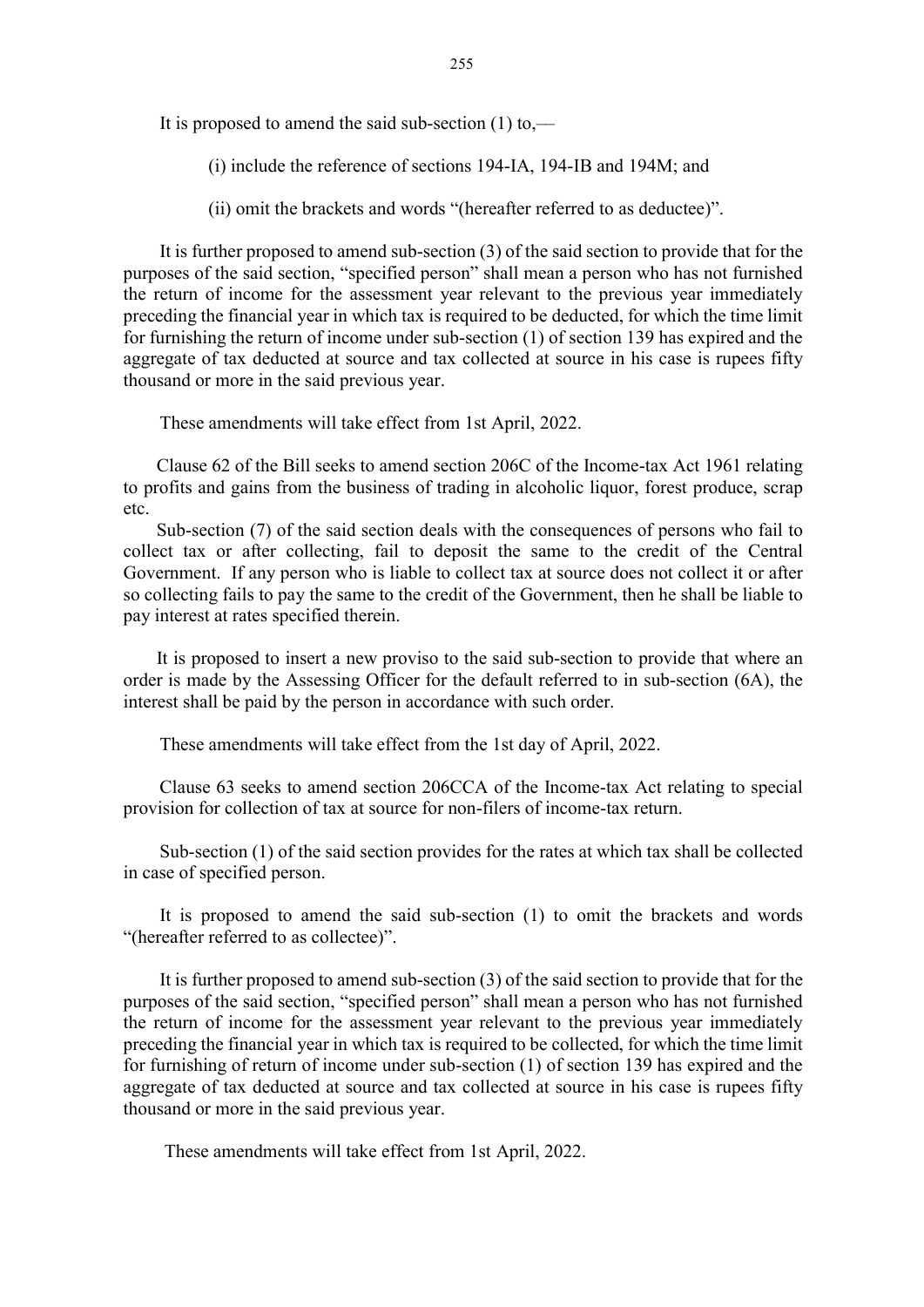It is proposed to amend the said sub-section (1) to,—

(i) include the reference of sections 194-IA, 194-IB and 194M; and

(ii) omit the brackets and words "(hereafter referred to as deductee)".

It is further proposed to amend sub-section (3) of the said section to provide that for the purposes of the said section, "specified person" shall mean a person who has not furnished the return of income for the assessment year relevant to the previous year immediately preceding the financial year in which tax is required to be deducted, for which the time limit for furnishing the return of income under sub-section (1) of section 139 has expired and the aggregate of tax deducted at source and tax collected at source in his case is rupees fifty thousand or more in the said previous year.

These amendments will take effect from 1st April, 2022.

Clause 62 of the Bill seeks to amend section 206C of the Income-tax Act 1961 relating to profits and gains from the business of trading in alcoholic liquor, forest produce, scrap etc.

Sub-section (7) of the said section deals with the consequences of persons who fail to collect tax or after collecting, fail to deposit the same to the credit of the Central Government. If any person who is liable to collect tax at source does not collect it or after so collecting fails to pay the same to the credit of the Government, then he shall be liable to pay interest at rates specified therein.

It is proposed to insert a new proviso to the said sub-section to provide that where an order is made by the Assessing Officer for the default referred to in sub-section (6A), the interest shall be paid by the person in accordance with such order.

These amendments will take effect from the 1st day of April, 2022.

Clause 63 seeks to amend section 206CCA of the Income-tax Act relating to special provision for collection of tax at source for non-filers of income-tax return.

Sub-section (1) of the said section provides for the rates at which tax shall be collected in case of specified person.

It is proposed to amend the said sub-section (1) to omit the brackets and words "(hereafter referred to as collectee)".

It is further proposed to amend sub-section (3) of the said section to provide that for the purposes of the said section, "specified person" shall mean a person who has not furnished the return of income for the assessment year relevant to the previous year immediately preceding the financial year in which tax is required to be collected, for which the time limit for furnishing of return of income under sub-section (1) of section 139 has expired and the aggregate of tax deducted at source and tax collected at source in his case is rupees fifty thousand or more in the said previous year.

These amendments will take effect from 1st April, 2022.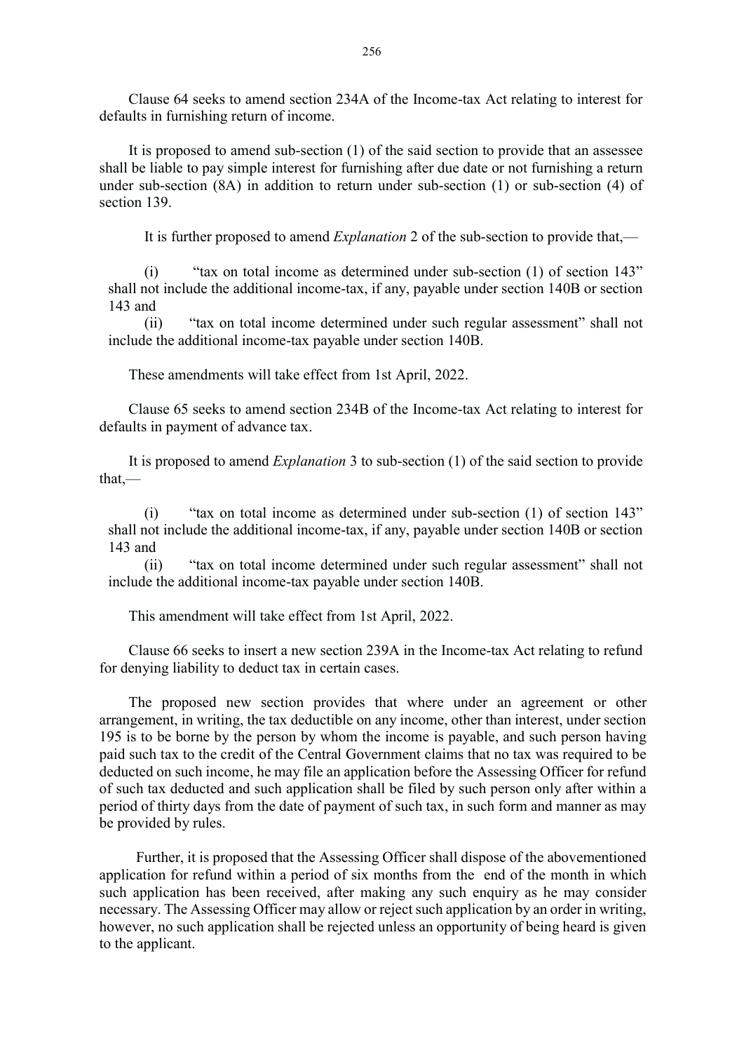Clause 64 seeks to amend section 234A of the Income-tax Act relating to interest for defaults in furnishing return of income.

It is proposed to amend sub-section (1) of the said section to provide that an assessee shall be liable to pay simple interest for furnishing after due date or not furnishing a return under sub-section (8A) in addition to return under sub-section (1) or sub-section (4) of section 139.

It is further proposed to amend *Explanation* 2 of the sub-section to provide that,—

(i) "tax on total income as determined under sub-section (1) of section 143" shall not include the additional income-tax, if any, payable under section 140B or section 143 and

(ii) "tax on total income determined under such regular assessment" shall not include the additional income-tax payable under section 140B.

These amendments will take effect from 1st April, 2022.

Clause 65 seeks to amend section 234B of the Income-tax Act relating to interest for defaults in payment of advance tax.

It is proposed to amend *Explanation* 3 to sub-section (1) of the said section to provide that,—

(i) "tax on total income as determined under sub-section (1) of section 143" shall not include the additional income-tax, if any, payable under section 140B or section 143 and

(ii) "tax on total income determined under such regular assessment" shall not include the additional income-tax payable under section 140B.

This amendment will take effect from 1st April, 2022.

Clause 66 seeks to insert a new section 239A in the Income-tax Act relating to refund for denying liability to deduct tax in certain cases.

The proposed new section provides that where under an agreement or other arrangement, in writing, the tax deductible on any income, other than interest, under section 195 is to be borne by the person by whom the income is payable, and such person having paid such tax to the credit of the Central Government claims that no tax was required to be deducted on such income, he may file an application before the Assessing Officer for refund of such tax deducted and such application shall be filed by such person only after within a period of thirty days from the date of payment of such tax, in such form and manner as may be provided by rules.

Further, it is proposed that the Assessing Officer shall dispose of the abovementioned application for refund within a period of six months from the end of the month in which such application has been received, after making any such enquiry as he may consider necessary. The Assessing Officer may allow or reject such application by an order in writing, however, no such application shall be rejected unless an opportunity of being heard is given to the applicant.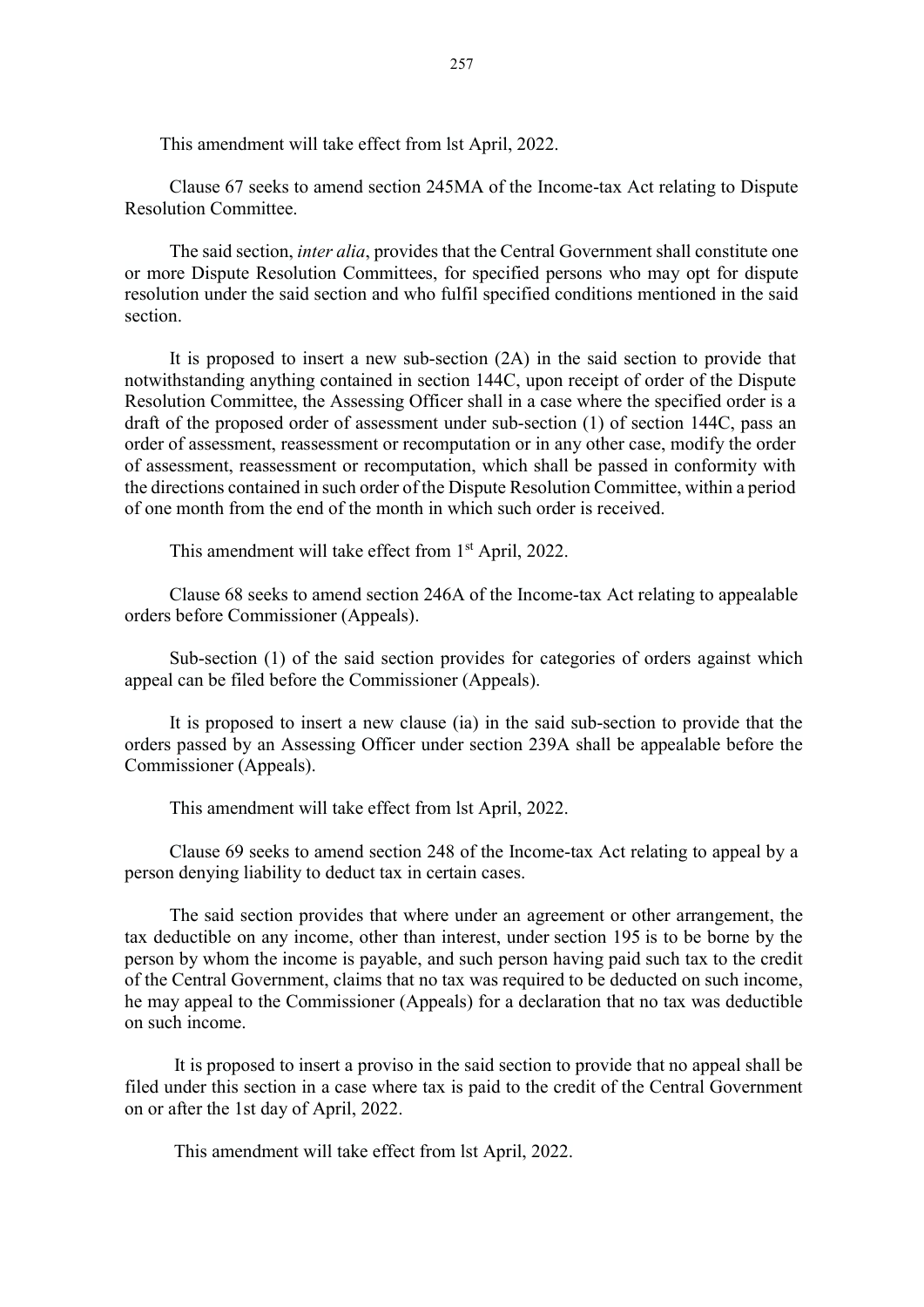This amendment will take effect from lst April, 2022.

Clause 67 seeks to amend section 245MA of the Income-tax Act relating to Dispute Resolution Committee.

The said section, *inter alia*, provides that the Central Government shall constitute one or more Dispute Resolution Committees, for specified persons who may opt for dispute resolution under the said section and who fulfil specified conditions mentioned in the said section.

It is proposed to insert a new sub-section (2A) in the said section to provide that notwithstanding anything contained in section 144C, upon receipt of order of the Dispute Resolution Committee, the Assessing Officer shall in a case where the specified order is a draft of the proposed order of assessment under sub-section (1) of section 144C, pass an order of assessment, reassessment or recomputation or in any other case, modify the order of assessment, reassessment or recomputation, which shall be passed in conformity with the directions contained in such order of the Dispute Resolution Committee, within a period of one month from the end of the month in which such order is received.

This amendment will take effect from 1st April, 2022.

Clause 68 seeks to amend section 246A of the Income-tax Act relating to appealable orders before Commissioner (Appeals).

Sub-section (1) of the said section provides for categories of orders against which appeal can be filed before the Commissioner (Appeals).

It is proposed to insert a new clause (ia) in the said sub-section to provide that the orders passed by an Assessing Officer under section 239A shall be appealable before the Commissioner (Appeals).

This amendment will take effect from lst April, 2022.

Clause 69 seeks to amend section 248 of the Income-tax Act relating to appeal by a person denying liability to deduct tax in certain cases.

The said section provides that where under an agreement or other arrangement, the tax deductible on any income, other than interest, under section 195 is to be borne by the person by whom the income is payable, and such person having paid such tax to the credit of the Central Government, claims that no tax was required to be deducted on such income, he may appeal to the Commissioner (Appeals) for a declaration that no tax was deductible on such income.

It is proposed to insert a proviso in the said section to provide that no appeal shall be filed under this section in a case where tax is paid to the credit of the Central Government on or after the 1st day of April, 2022.

This amendment will take effect from lst April, 2022.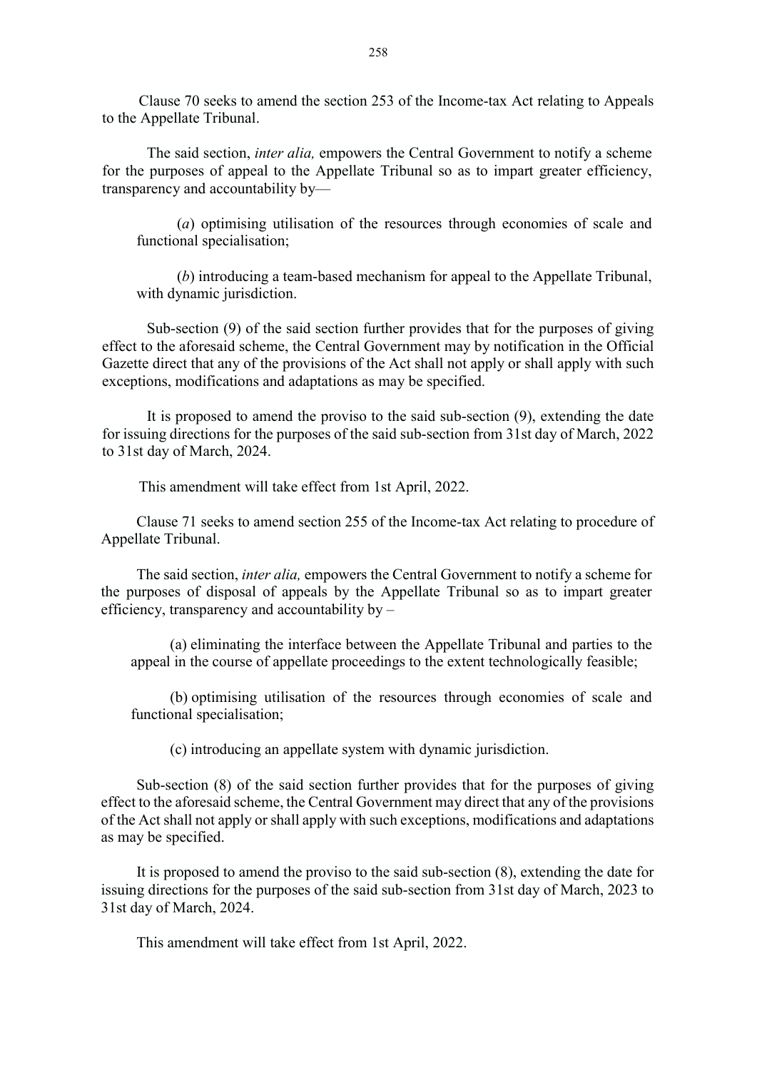Clause 70 seeks to amend the section 253 of the Income-tax Act relating to Appeals to the Appellate Tribunal.

The said section, *inter alia,* empowers the Central Government to notify a scheme for the purposes of appeal to the Appellate Tribunal so as to impart greater efficiency, transparency and accountability by—

(*a*) optimising utilisation of the resources through economies of scale and functional specialisation;

(*b*) introducing a team-based mechanism for appeal to the Appellate Tribunal, with dynamic jurisdiction.

Sub-section (9) of the said section further provides that for the purposes of giving effect to the aforesaid scheme, the Central Government may by notification in the Official Gazette direct that any of the provisions of the Act shall not apply or shall apply with such exceptions, modifications and adaptations as may be specified.

It is proposed to amend the proviso to the said sub-section (9), extending the date for issuing directions for the purposes of the said sub-section from 31st day of March, 2022 to 31st day of March, 2024.

This amendment will take effect from 1st April, 2022.

Clause 71 seeks to amend section 255 of the Income-tax Act relating to procedure of Appellate Tribunal.

The said section, *inter alia,* empowers the Central Government to notify a scheme for the purposes of disposal of appeals by the Appellate Tribunal so as to impart greater efficiency, transparency and accountability by –

(a) eliminating the interface between the Appellate Tribunal and parties to the appeal in the course of appellate proceedings to the extent technologically feasible;

(b) optimising utilisation of the resources through economies of scale and functional specialisation;

(c) introducing an appellate system with dynamic jurisdiction.

Sub-section (8) of the said section further provides that for the purposes of giving effect to the aforesaid scheme, the Central Government may direct that any of the provisions of the Act shall not apply or shall apply with such exceptions, modifications and adaptations as may be specified.

It is proposed to amend the proviso to the said sub-section (8), extending the date for issuing directions for the purposes of the said sub-section from 31st day of March, 2023 to 31st day of March, 2024.

This amendment will take effect from 1st April, 2022.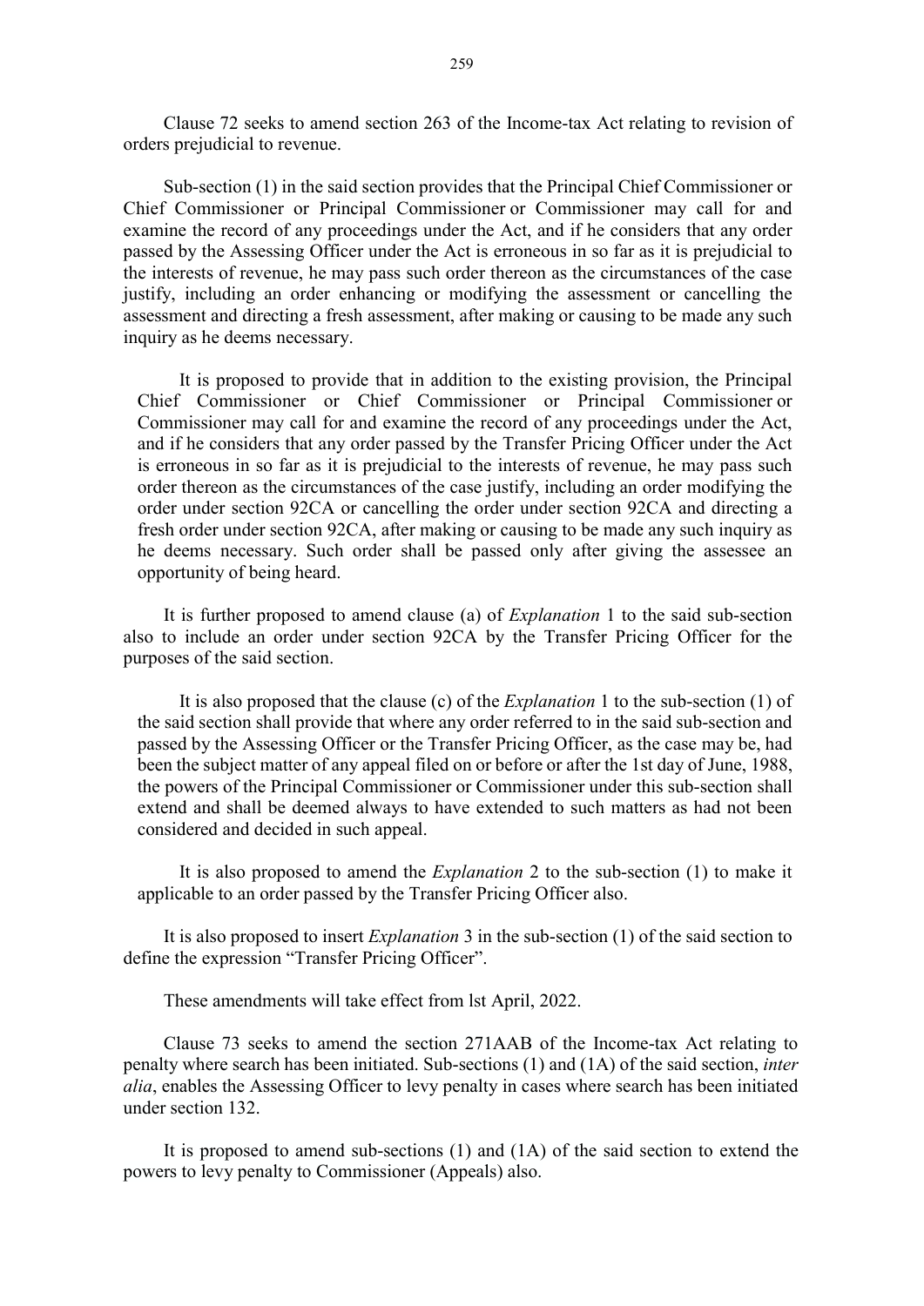Clause 72 seeks to amend section 263 of the Income-tax Act relating to revision of orders prejudicial to revenue.

Sub-section (1) in the said section provides that the Principal Chief Commissioner or Chief Commissioner or Principal Commissioner or Commissioner may call for and examine the record of any proceedings under the Act, and if he considers that any order passed by the Assessing Officer under the Act is erroneous in so far as it is prejudicial to the interests of revenue, he may pass such order thereon as the circumstances of the case justify, including an order enhancing or modifying the assessment or cancelling the assessment and directing a fresh assessment, after making or causing to be made any such inquiry as he deems necessary.

It is proposed to provide that in addition to the existing provision, the Principal Chief Commissioner or Chief Commissioner or Principal Commissioner or Commissioner may call for and examine the record of any proceedings under the Act, and if he considers that any order passed by the Transfer Pricing Officer under the Act is erroneous in so far as it is prejudicial to the interests of revenue, he may pass such order thereon as the circumstances of the case justify, including an order modifying the order under section 92CA or cancelling the order under section 92CA and directing a fresh order under section 92CA, after making or causing to be made any such inquiry as he deems necessary. Such order shall be passed only after giving the assessee an opportunity of being heard.

It is further proposed to amend clause (a) of *Explanation* 1 to the said sub-section also to include an order under section 92CA by the Transfer Pricing Officer for the purposes of the said section.

It is also proposed that the clause (c) of the *Explanation* 1 to the sub-section (1) of the said section shall provide that where any order referred to in the said sub-section and passed by the Assessing Officer or the Transfer Pricing Officer, as the case may be, had been the subject matter of any appeal filed on or before or after the 1st day of June, 1988, the powers of the Principal Commissioner or Commissioner under this sub-section shall extend and shall be deemed always to have extended to such matters as had not been considered and decided in such appeal.

It is also proposed to amend the *Explanation* 2 to the sub-section (1) to make it applicable to an order passed by the Transfer Pricing Officer also.

It is also proposed to insert *Explanation* 3 in the sub-section (1) of the said section to define the expression "Transfer Pricing Officer".

These amendments will take effect from lst April, 2022.

Clause 73 seeks to amend the section 271AAB of the Income-tax Act relating to penalty where search has been initiated. Sub-sections (1) and (1A) of the said section, *inter alia*, enables the Assessing Officer to levy penalty in cases where search has been initiated under section 132.

It is proposed to amend sub-sections (1) and (1A) of the said section to extend the powers to levy penalty to Commissioner (Appeals) also.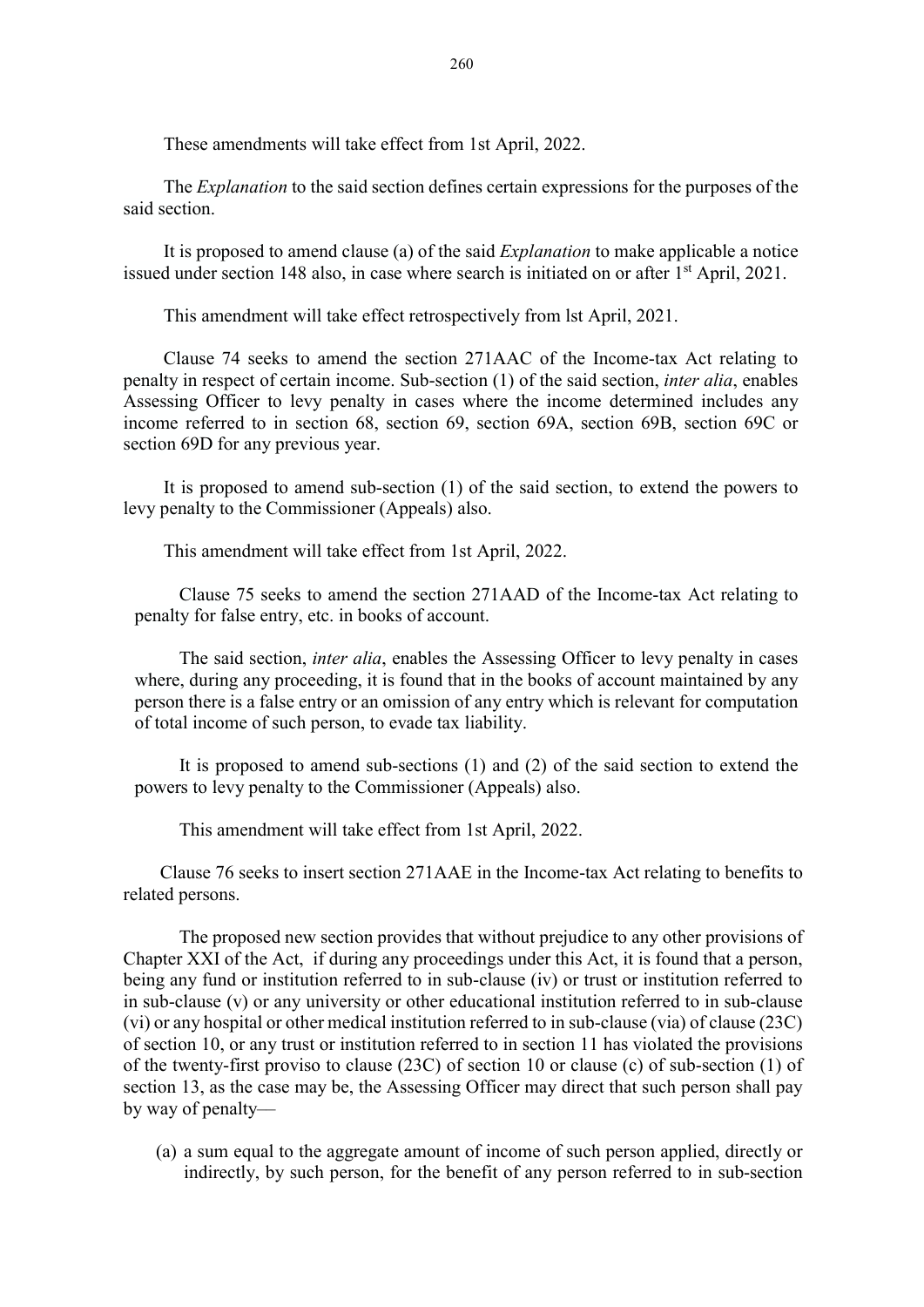These amendments will take effect from 1st April, 2022.

The *Explanation* to the said section defines certain expressions for the purposes of the said section.

It is proposed to amend clause (a) of the said *Explanation* to make applicable a notice issued under section 148 also, in case where search is initiated on or after 1st April, 2021.

This amendment will take effect retrospectively from lst April, 2021.

Clause 74 seeks to amend the section 271AAC of the Income-tax Act relating to penalty in respect of certain income. Sub-section (1) of the said section, *inter alia*, enables Assessing Officer to levy penalty in cases where the income determined includes any income referred to in section 68, section 69, section 69A, section 69B, section 69C or section 69D for any previous year.

It is proposed to amend sub-section (1) of the said section, to extend the powers to levy penalty to the Commissioner (Appeals) also.

This amendment will take effect from 1st April, 2022.

Clause 75 seeks to amend the section 271AAD of the Income-tax Act relating to penalty for false entry, etc. in books of account.

The said section, *inter alia*, enables the Assessing Officer to levy penalty in cases where, during any proceeding, it is found that in the books of account maintained by any person there is a false entry or an omission of any entry which is relevant for computation of total income of such person, to evade tax liability.

It is proposed to amend sub-sections (1) and (2) of the said section to extend the powers to levy penalty to the Commissioner (Appeals) also.

This amendment will take effect from 1st April, 2022.

Clause 76 seeks to insert section 271AAE in the Income-tax Act relating to benefits to related persons.

The proposed new section provides that without prejudice to any other provisions of Chapter XXI of the Act, if during any proceedings under this Act, it is found that a person, being any fund or institution referred to in sub-clause (iv) or trust or institution referred to in sub-clause (v) or any university or other educational institution referred to in sub-clause (vi) or any hospital or other medical institution referred to in sub-clause (via) of clause (23C) of section 10, or any trust or institution referred to in section 11 has violated the provisions of the twenty-first proviso to clause (23C) of section 10 or clause (c) of sub-section (1) of section 13, as the case may be, the Assessing Officer may direct that such person shall pay by way of penalty—

(a) a sum equal to the aggregate amount of income of such person applied, directly or indirectly, by such person, for the benefit of any person referred to in sub-section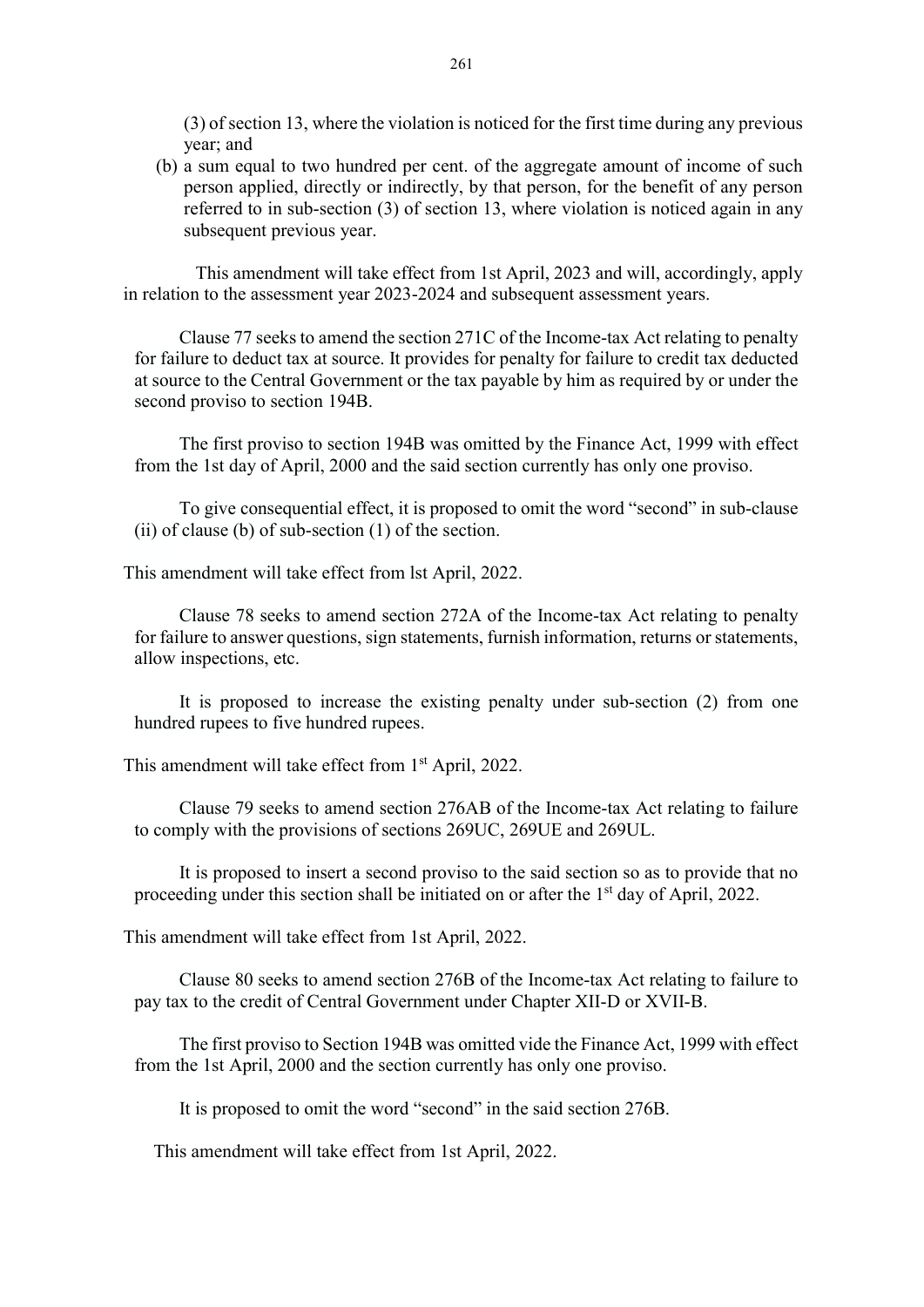(3) of section 13, where the violation is noticed for the first time during any previous year; and

(b) a sum equal to two hundred per cent. of the aggregate amount of income of such person applied, directly or indirectly, by that person, for the benefit of any person referred to in sub-section (3) of section 13, where violation is noticed again in any subsequent previous year.

This amendment will take effect from 1st April, 2023 and will, accordingly, apply in relation to the assessment year 2023-2024 and subsequent assessment years.

Clause 77 seeks to amend the section 271C of the Income-tax Act relating to penalty for failure to deduct tax at source. It provides for penalty for failure to credit tax deducted at source to the Central Government or the tax payable by him as required by or under the second proviso to section 194B.

The first proviso to section 194B was omitted by the Finance Act, 1999 with effect from the 1st day of April, 2000 and the said section currently has only one proviso.

To give consequential effect, it is proposed to omit the word "second" in sub-clause (ii) of clause (b) of sub-section (1) of the section.

This amendment will take effect from lst April, 2022.

Clause 78 seeks to amend section 272A of the Income-tax Act relating to penalty for failure to answer questions, sign statements, furnish information, returns or statements, allow inspections, etc.

It is proposed to increase the existing penalty under sub-section (2) from one hundred rupees to five hundred rupees.

This amendment will take effect from 1st April, 2022.

Clause 79 seeks to amend section 276AB of the Income-tax Act relating to failure to comply with the provisions of sections 269UC, 269UE and 269UL.

It is proposed to insert a second proviso to the said section so as to provide that no proceeding under this section shall be initiated on or after the 1st day of April, 2022.

This amendment will take effect from 1st April, 2022.

Clause 80 seeks to amend section 276B of the Income-tax Act relating to failure to pay tax to the credit of Central Government under Chapter XII-D or XVII-B.

The first proviso to Section 194B was omitted vide the Finance Act, 1999 with effect from the 1st April, 2000 and the section currently has only one proviso.

It is proposed to omit the word "second" in the said section 276B.

This amendment will take effect from 1st April, 2022.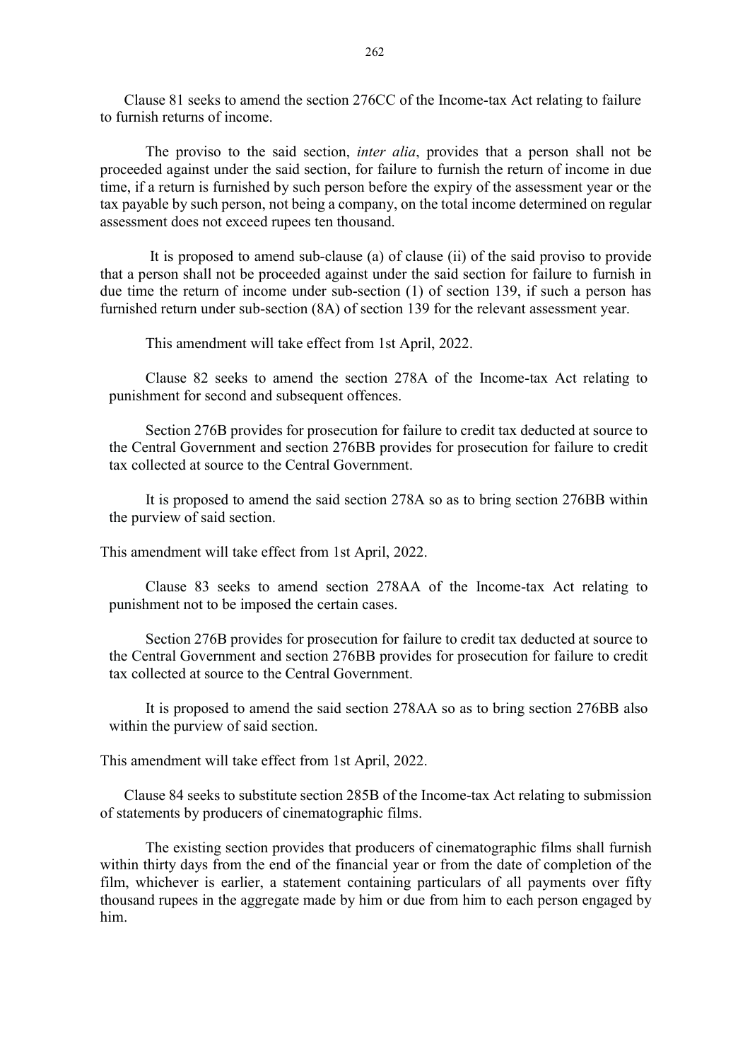Clause 81 seeks to amend the section 276CC of the Income-tax Act relating to failure to furnish returns of income.

The proviso to the said section, *inter alia*, provides that a person shall not be proceeded against under the said section, for failure to furnish the return of income in due time, if a return is furnished by such person before the expiry of the assessment year or the tax payable by such person, not being a company, on the total income determined on regular assessment does not exceed rupees ten thousand.

It is proposed to amend sub-clause (a) of clause (ii) of the said proviso to provide that a person shall not be proceeded against under the said section for failure to furnish in due time the return of income under sub-section (1) of section 139, if such a person has furnished return under sub-section (8A) of section 139 for the relevant assessment year.

This amendment will take effect from 1st April, 2022.

Clause 82 seeks to amend the section 278A of the Income-tax Act relating to punishment for second and subsequent offences.

Section 276B provides for prosecution for failure to credit tax deducted at source to the Central Government and section 276BB provides for prosecution for failure to credit tax collected at source to the Central Government.

It is proposed to amend the said section 278A so as to bring section 276BB within the purview of said section.

This amendment will take effect from 1st April, 2022.

Clause 83 seeks to amend section 278AA of the Income-tax Act relating to punishment not to be imposed the certain cases.

Section 276B provides for prosecution for failure to credit tax deducted at source to the Central Government and section 276BB provides for prosecution for failure to credit tax collected at source to the Central Government.

It is proposed to amend the said section 278AA so as to bring section 276BB also within the purview of said section.

This amendment will take effect from 1st April, 2022.

Clause 84 seeks to substitute section 285B of the Income-tax Act relating to submission of statements by producers of cinematographic films.

The existing section provides that producers of cinematographic films shall furnish within thirty days from the end of the financial year or from the date of completion of the film, whichever is earlier, a statement containing particulars of all payments over fifty thousand rupees in the aggregate made by him or due from him to each person engaged by him.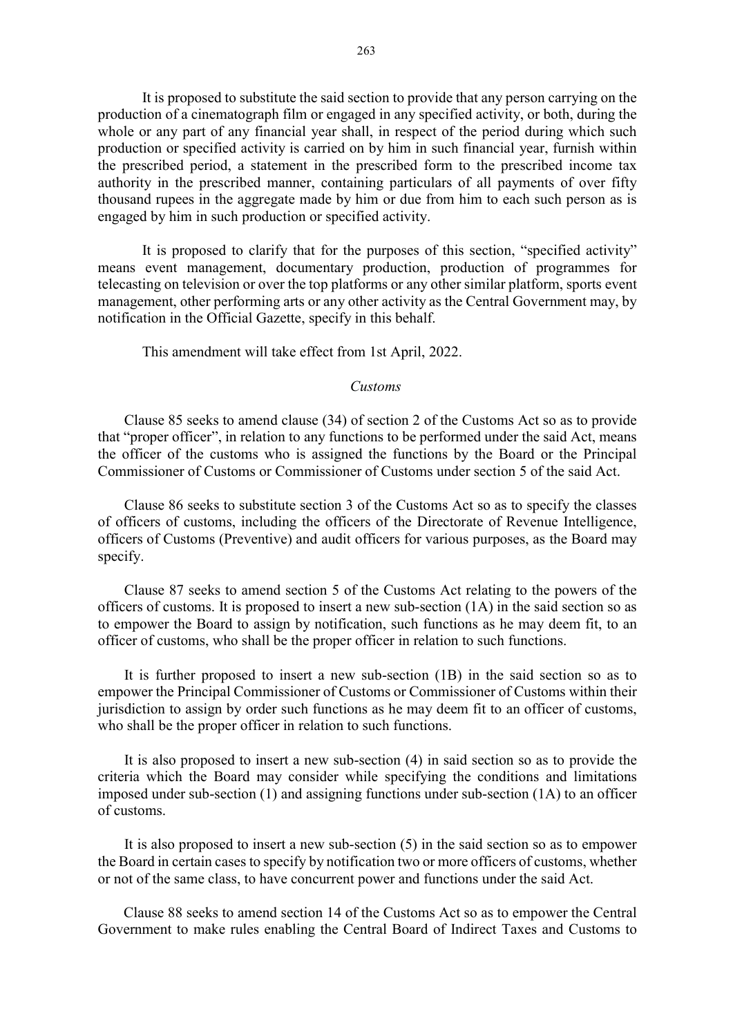It is proposed to substitute the said section to provide that any person carrying on the production of a cinematograph film or engaged in any specified activity, or both, during the whole or any part of any financial year shall, in respect of the period during which such production or specified activity is carried on by him in such financial year, furnish within the prescribed period, a statement in the prescribed form to the prescribed income tax authority in the prescribed manner, containing particulars of all payments of over fifty thousand rupees in the aggregate made by him or due from him to each such person as is engaged by him in such production or specified activity.

It is proposed to clarify that for the purposes of this section, "specified activity" means event management, documentary production, production of programmes for telecasting on television or over the top platforms or any other similar platform, sports event management, other performing arts or any other activity as the Central Government may, by notification in the Official Gazette, specify in this behalf.

This amendment will take effect from 1st April, 2022.

*Customs*

Clause 85 seeks to amend clause (34) of section 2 of the Customs Act so as to provide that "proper officer", in relation to any functions to be performed under the said Act, means the officer of the customs who is assigned the functions by the Board or the Principal Commissioner of Customs or Commissioner of Customs under section 5 of the said Act.

Clause 86 seeks to substitute section 3 of the Customs Act so as to specify the classes of officers of customs, including the officers of the Directorate of Revenue Intelligence, officers of Customs (Preventive) and audit officers for various purposes, as the Board may specify.

Clause 87 seeks to amend section 5 of the Customs Act relating to the powers of the officers of customs. It is proposed to insert a new sub-section (1A) in the said section so as to empower the Board to assign by notification, such functions as he may deem fit, to an officer of customs, who shall be the proper officer in relation to such functions.

It is further proposed to insert a new sub-section (1B) in the said section so as to empower the Principal Commissioner of Customs or Commissioner of Customs within their jurisdiction to assign by order such functions as he may deem fit to an officer of customs, who shall be the proper officer in relation to such functions.

It is also proposed to insert a new sub-section (4) in said section so as to provide the criteria which the Board may consider while specifying the conditions and limitations imposed under sub-section (1) and assigning functions under sub-section (1A) to an officer of customs.

It is also proposed to insert a new sub-section (5) in the said section so as to empower the Board in certain cases to specify by notification two or more officers of customs, whether or not of the same class, to have concurrent power and functions under the said Act.

Clause 88 seeks to amend section 14 of the Customs Act so as to empower the Central Government to make rules enabling the Central Board of Indirect Taxes and Customs to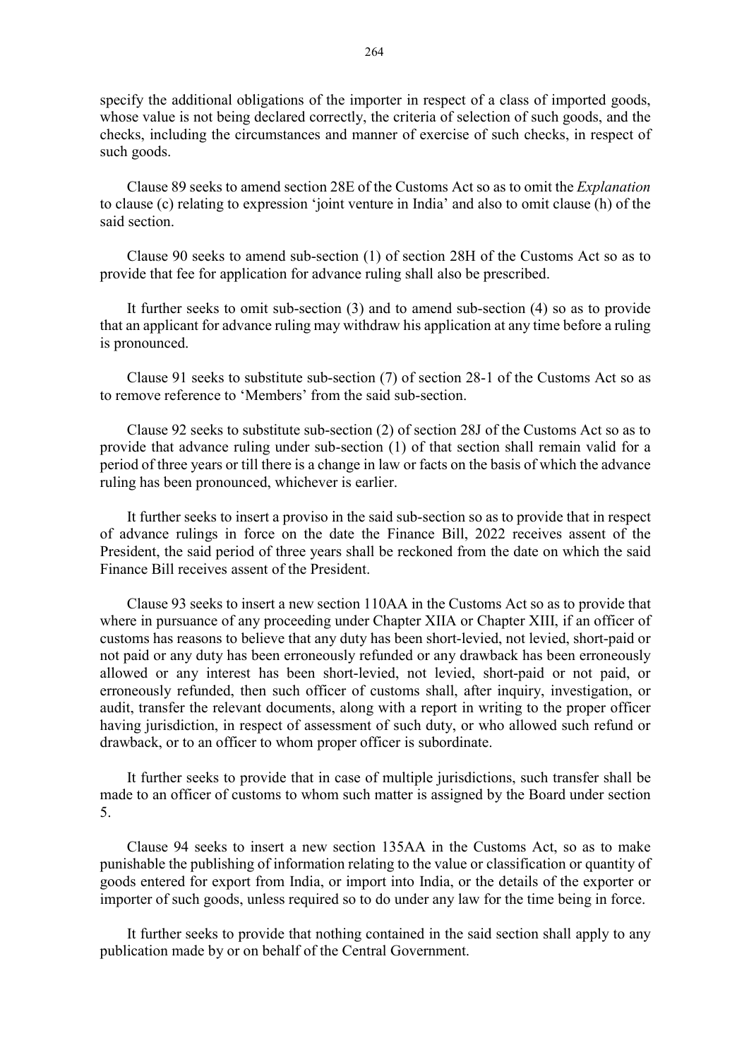specify the additional obligations of the importer in respect of a class of imported goods, whose value is not being declared correctly, the criteria of selection of such goods, and the checks, including the circumstances and manner of exercise of such checks, in respect of such goods.

Clause 89 seeks to amend section 28E of the Customs Act so as to omit the *Explanation* to clause (c) relating to expression 'joint venture in India' and also to omit clause (h) of the said section.

Clause 90 seeks to amend sub-section (1) of section 28H of the Customs Act so as to provide that fee for application for advance ruling shall also be prescribed.

It further seeks to omit sub-section (3) and to amend sub-section (4) so as to provide that an applicant for advance ruling may withdraw his application at any time before a ruling is pronounced.

Clause 91 seeks to substitute sub-section (7) of section 28-1 of the Customs Act so as to remove reference to 'Members' from the said sub-section.

Clause 92 seeks to substitute sub-section (2) of section 28J of the Customs Act so as to provide that advance ruling under sub-section (1) of that section shall remain valid for a period of three years or till there is a change in law or facts on the basis of which the advance ruling has been pronounced, whichever is earlier.

It further seeks to insert a proviso in the said sub-section so as to provide that in respect of advance rulings in force on the date the Finance Bill, 2022 receives assent of the President, the said period of three years shall be reckoned from the date on which the said Finance Bill receives assent of the President.

Clause 93 seeks to insert a new section 110AA in the Customs Act so as to provide that where in pursuance of any proceeding under Chapter XIIA or Chapter XIII, if an officer of customs has reasons to believe that any duty has been short-levied, not levied, short-paid or not paid or any duty has been erroneously refunded or any drawback has been erroneously allowed or any interest has been short-levied, not levied, short-paid or not paid, or erroneously refunded, then such officer of customs shall, after inquiry, investigation, or audit, transfer the relevant documents, along with a report in writing to the proper officer having jurisdiction, in respect of assessment of such duty, or who allowed such refund or drawback, or to an officer to whom proper officer is subordinate.

It further seeks to provide that in case of multiple jurisdictions, such transfer shall be made to an officer of customs to whom such matter is assigned by the Board under section 5.

Clause 94 seeks to insert a new section 135AA in the Customs Act, so as to make punishable the publishing of information relating to the value or classification or quantity of goods entered for export from India, or import into India, or the details of the exporter or importer of such goods, unless required so to do under any law for the time being in force.

It further seeks to provide that nothing contained in the said section shall apply to any publication made by or on behalf of the Central Government.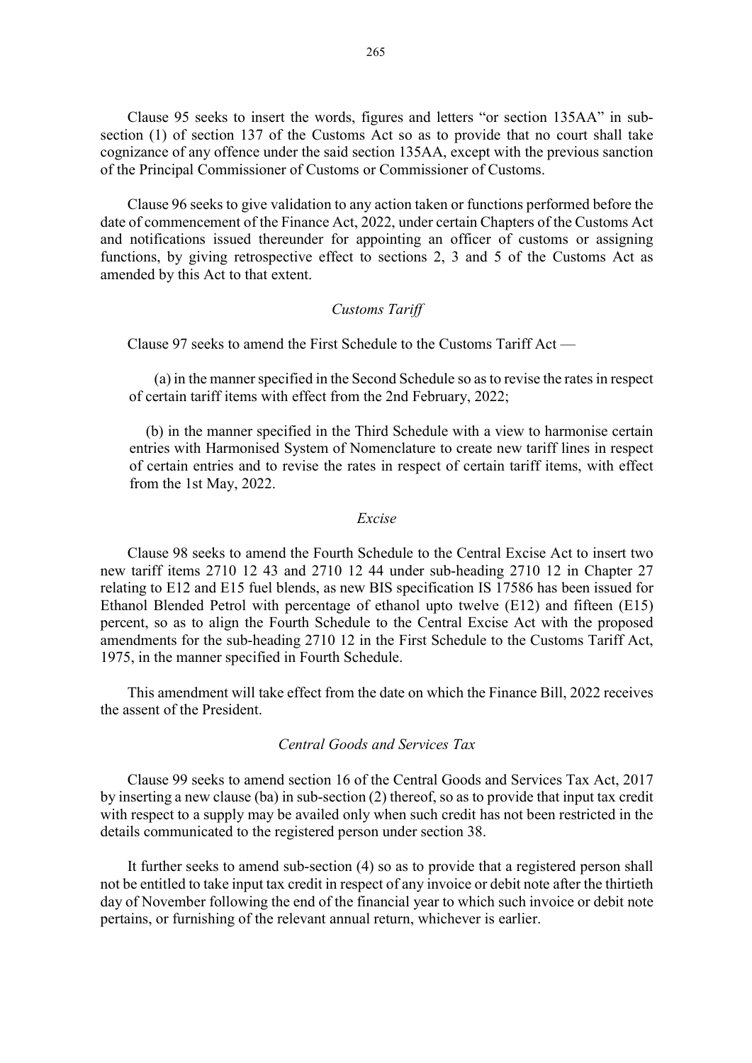Clause 95 seeks to insert the words, figures and letters "or section 135AA" in sub-section (1) of section 137 of the Customs Act so as to provide that no court shall take cognizance of any offence under the said section 135AA, except with the previous sanction of the Principal Commissioner of Customs or Commissioner of Customs.

Clause 96 seeks to give validation to any action taken or functions performed before the date of commencement of the Finance Act, 2022, under certain Chapters of the Customs Act and notifications issued thereunder for appointing an officer of customs or assigning functions, by giving retrospective effect to sections 2, 3 and 5 of the Customs Act as amended by this Act to that extent.

*Customs Tariff*

Clause 97 seeks to amend the First Schedule to the Customs Tariff Act —

(a) in the manner specified in the Second Schedule so as to revise the rates in respect of certain tariff items with effect from the 2nd February, 2022;

(b) in the manner specified in the Third Schedule with a view to harmonise certain entries with Harmonised System of Nomenclature to create new tariff lines in respect of certain entries and to revise the rates in respect of certain tariff items, with effect from the 1st May, 2022.

*Excise*

Clause 98 seeks to amend the Fourth Schedule to the Central Excise Act to insert two new tariff items 2710 12 43 and 2710 12 44 under sub-heading 2710 12 in Chapter 27 relating to E12 and E15 fuel blends, as new BIS specification IS 17586 has been issued for Ethanol Blended Petrol with percentage of ethanol upto twelve (E12) and fifteen (E15) percent, so as to align the Fourth Schedule to the Central Excise Act with the proposed amendments for the sub-heading 2710 12 in the First Schedule to the Customs Tariff Act, 1975, in the manner specified in Fourth Schedule.

This amendment will take effect from the date on which the Finance Bill, 2022 receives the assent of the President.

*Central Goods and Services Tax*

Clause 99 seeks to amend section 16 of the Central Goods and Services Tax Act, 2017 by inserting a new clause (ba) in sub-section (2) thereof, so as to provide that input tax credit with respect to a supply may be availed only when such credit has not been restricted in the details communicated to the registered person under section 38.

It further seeks to amend sub-section (4) so as to provide that a registered person shall not be entitled to take input tax credit in respect of any invoice or debit note after the thirtieth day of November following the end of the financial year to which such invoice or debit note pertains, or furnishing of the relevant annual return, whichever is earlier.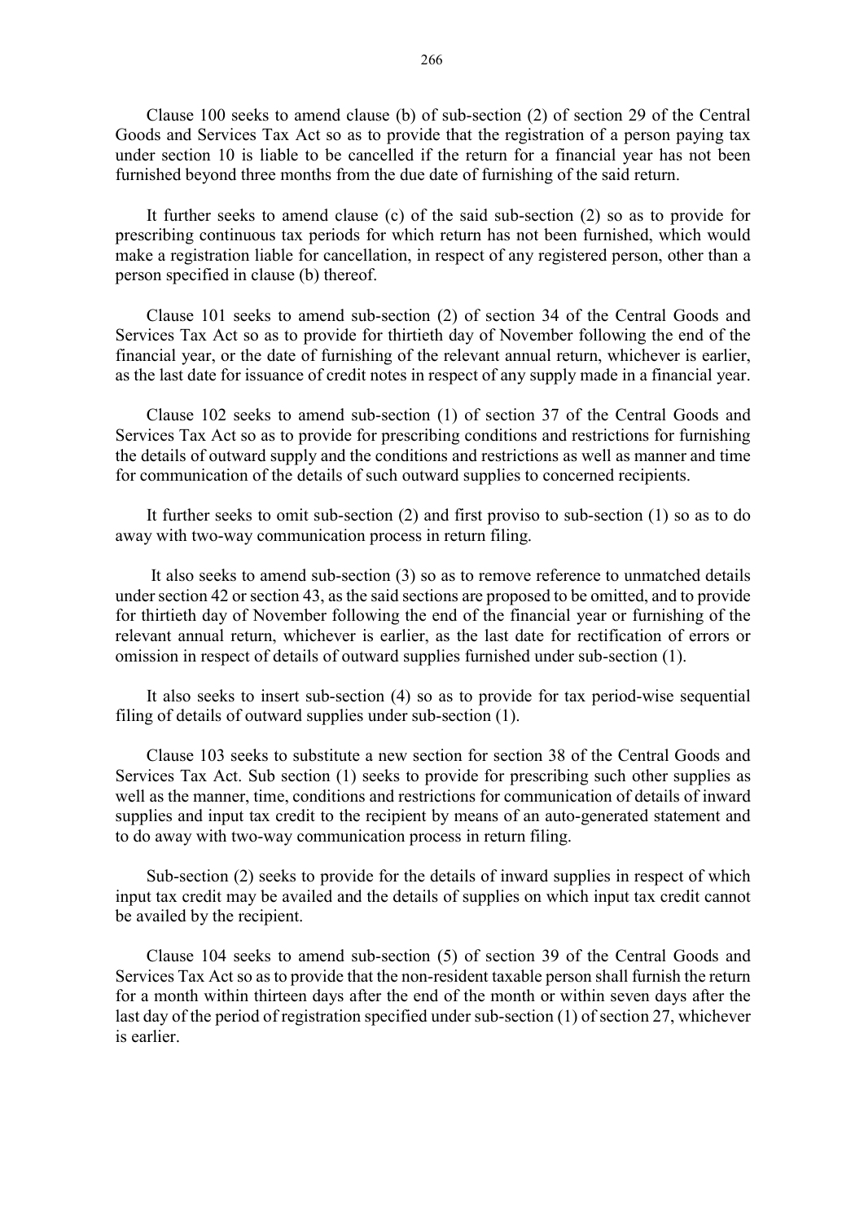Clause 100 seeks to amend clause (b) of sub-section (2) of section 29 of the Central Goods and Services Tax Act so as to provide that the registration of a person paying tax under section 10 is liable to be cancelled if the return for a financial year has not been furnished beyond three months from the due date of furnishing of the said return.

It further seeks to amend clause (c) of the said sub-section (2) so as to provide for prescribing continuous tax periods for which return has not been furnished, which would make a registration liable for cancellation, in respect of any registered person, other than a person specified in clause (b) thereof.

Clause 101 seeks to amend sub-section (2) of section 34 of the Central Goods and Services Tax Act so as to provide for thirtieth day of November following the end of the financial year, or the date of furnishing of the relevant annual return, whichever is earlier, as the last date for issuance of credit notes in respect of any supply made in a financial year.

Clause 102 seeks to amend sub-section (1) of section 37 of the Central Goods and Services Tax Act so as to provide for prescribing conditions and restrictions for furnishing the details of outward supply and the conditions and restrictions as well as manner and time for communication of the details of such outward supplies to concerned recipients.

It further seeks to omit sub-section (2) and first proviso to sub-section (1) so as to do away with two-way communication process in return filing.

It also seeks to amend sub-section (3) so as to remove reference to unmatched details under section 42 or section 43, as the said sections are proposed to be omitted, and to provide for thirtieth day of November following the end of the financial year or furnishing of the relevant annual return, whichever is earlier, as the last date for rectification of errors or omission in respect of details of outward supplies furnished under sub-section (1).

It also seeks to insert sub-section (4) so as to provide for tax period-wise sequential filing of details of outward supplies under sub-section (1).

Clause 103 seeks to substitute a new section for section 38 of the Central Goods and Services Tax Act. Sub section (1) seeks to provide for prescribing such other supplies as well as the manner, time, conditions and restrictions for communication of details of inward supplies and input tax credit to the recipient by means of an auto-generated statement and to do away with two-way communication process in return filing.

Sub-section (2) seeks to provide for the details of inward supplies in respect of which input tax credit may be availed and the details of supplies on which input tax credit cannot be availed by the recipient.

Clause 104 seeks to amend sub-section (5) of section 39 of the Central Goods and Services Tax Act so as to provide that the non-resident taxable person shall furnish the return for a month within thirteen days after the end of the month or within seven days after the last day of the period of registration specified under sub-section (1) of section 27, whichever is earlier.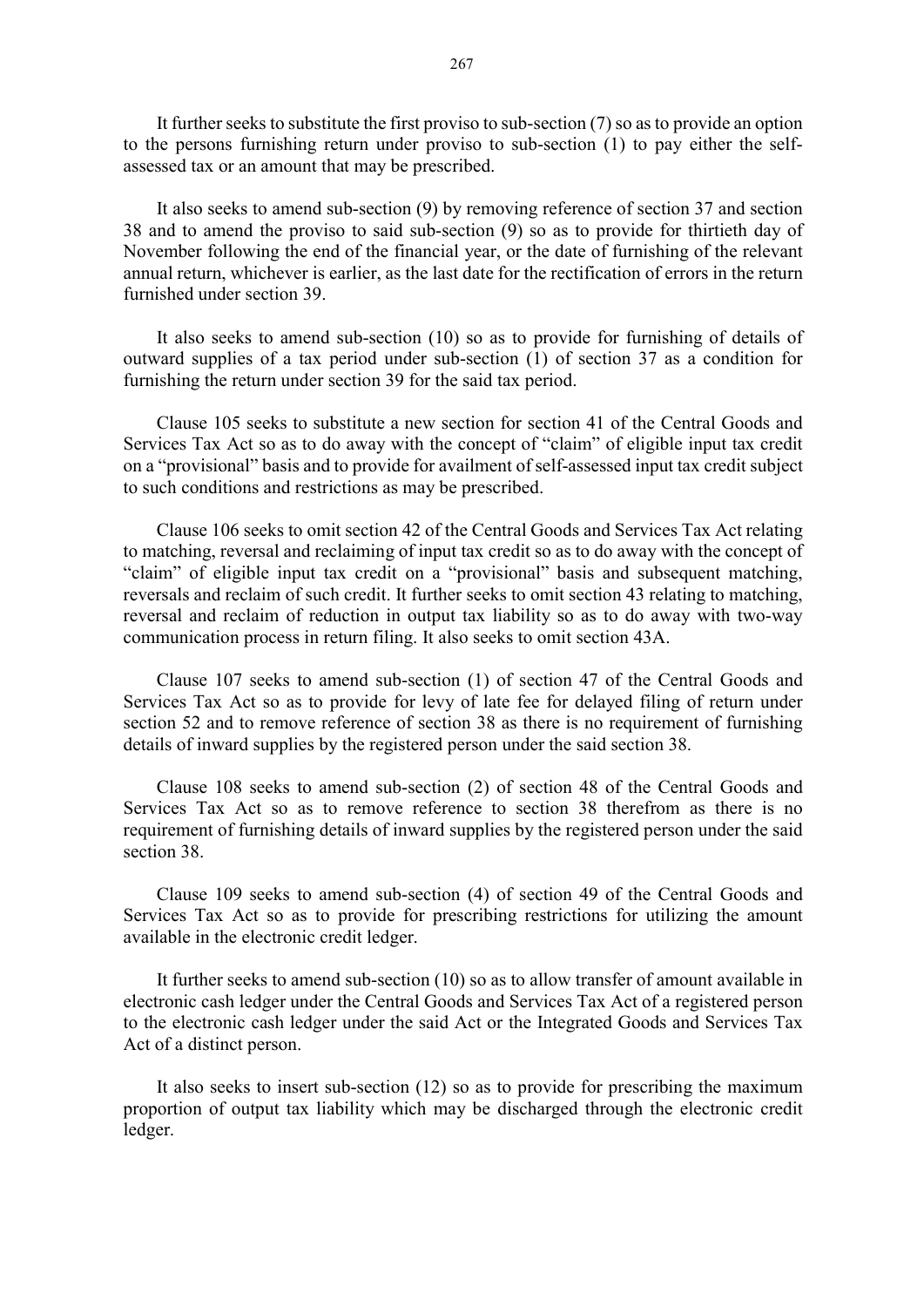It further seeks to substitute the first proviso to sub-section (7) so as to provide an option to the persons furnishing return under proviso to sub-section (1) to pay either the self-assessed tax or an amount that may be prescribed.

It also seeks to amend sub-section (9) by removing reference of section 37 and section 38 and to amend the proviso to said sub-section (9) so as to provide for thirtieth day of November following the end of the financial year, or the date of furnishing of the relevant annual return, whichever is earlier, as the last date for the rectification of errors in the return furnished under section 39.

It also seeks to amend sub-section (10) so as to provide for furnishing of details of outward supplies of a tax period under sub-section (1) of section 37 as a condition for furnishing the return under section 39 for the said tax period.

Clause 105 seeks to substitute a new section for section 41 of the Central Goods and Services Tax Act so as to do away with the concept of "claim" of eligible input tax credit on a "provisional" basis and to provide for availment of self-assessed input tax credit subject to such conditions and restrictions as may be prescribed.

Clause 106 seeks to omit section 42 of the Central Goods and Services Tax Act relating to matching, reversal and reclaiming of input tax credit so as to do away with the concept of "claim" of eligible input tax credit on a "provisional" basis and subsequent matching, reversals and reclaim of such credit. It further seeks to omit section 43 relating to matching, reversal and reclaim of reduction in output tax liability so as to do away with two-way communication process in return filing. It also seeks to omit section 43A.

Clause 107 seeks to amend sub-section (1) of section 47 of the Central Goods and Services Tax Act so as to provide for levy of late fee for delayed filing of return under section 52 and to remove reference of section 38 as there is no requirement of furnishing details of inward supplies by the registered person under the said section 38.

Clause 108 seeks to amend sub-section (2) of section 48 of the Central Goods and Services Tax Act so as to remove reference to section 38 therefrom as there is no requirement of furnishing details of inward supplies by the registered person under the said section 38.

Clause 109 seeks to amend sub-section (4) of section 49 of the Central Goods and Services Tax Act so as to provide for prescribing restrictions for utilizing the amount available in the electronic credit ledger.

It further seeks to amend sub-section (10) so as to allow transfer of amount available in electronic cash ledger under the Central Goods and Services Tax Act of a registered person to the electronic cash ledger under the said Act or the Integrated Goods and Services Tax Act of a distinct person.

It also seeks to insert sub-section (12) so as to provide for prescribing the maximum proportion of output tax liability which may be discharged through the electronic credit ledger.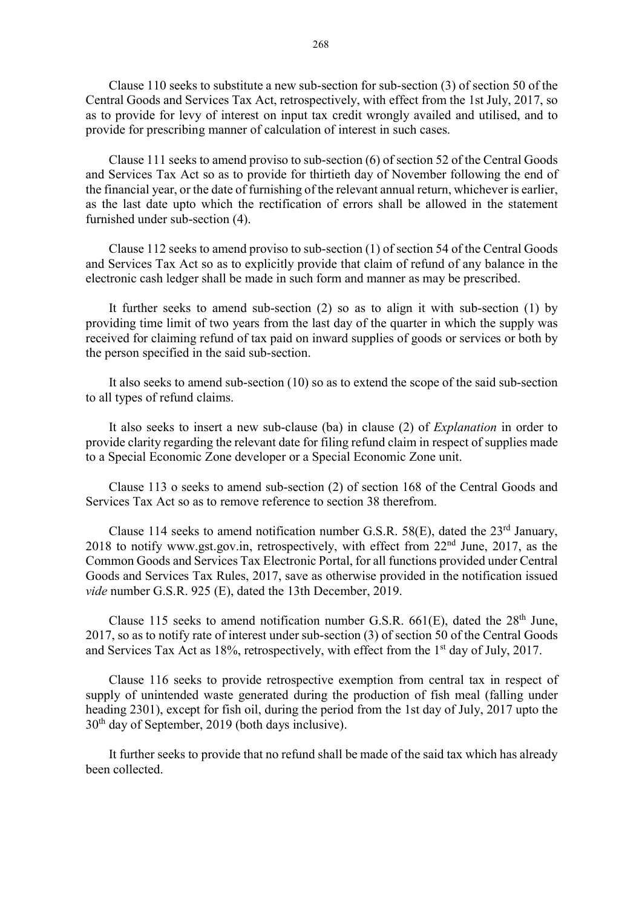Clause 110 seeks to substitute a new sub-section for sub-section (3) of section 50 of the Central Goods and Services Tax Act, retrospectively, with effect from the 1st July, 2017, so as to provide for levy of interest on input tax credit wrongly availed and utilised, and to provide for prescribing manner of calculation of interest in such cases.

Clause 111 seeks to amend proviso to sub-section (6) of section 52 of the Central Goods and Services Tax Act so as to provide for thirtieth day of November following the end of the financial year, or the date of furnishing of the relevant annual return, whichever is earlier, as the last date upto which the rectification of errors shall be allowed in the statement furnished under sub-section (4).

Clause 112 seeks to amend proviso to sub-section (1) of section 54 of the Central Goods and Services Tax Act so as to explicitly provide that claim of refund of any balance in the electronic cash ledger shall be made in such form and manner as may be prescribed.

It further seeks to amend sub-section (2) so as to align it with sub-section (1) by providing time limit of two years from the last day of the quarter in which the supply was received for claiming refund of tax paid on inward supplies of goods or services or both by the person specified in the said sub-section.

It also seeks to amend sub-section (10) so as to extend the scope of the said sub-section to all types of refund claims.

It also seeks to insert a new sub-clause (ba) in clause (2) of *Explanation* in order to provide clarity regarding the relevant date for filing refund claim in respect of supplies made to a Special Economic Zone developer or a Special Economic Zone unit.

Clause 113 o seeks to amend sub-section (2) of section 168 of the Central Goods and Services Tax Act so as to remove reference to section 38 therefrom.

Clause 114 seeks to amend notification number G.S.R. 58(E), dated the 23rd January, 2018 to notify www.gst.gov.in, retrospectively, with effect from 22nd June, 2017, as the Common Goods and Services Tax Electronic Portal, for all functions provided under Central Goods and Services Tax Rules, 2017, save as otherwise provided in the notification issued *vide* number G.S.R. 925 (E), dated the 13th December, 2019.

Clause 115 seeks to amend notification number G.S.R. 661(E), dated the 28th June, 2017, so as to notify rate of interest under sub-section (3) of section 50 of the Central Goods and Services Tax Act as 18%, retrospectively, with effect from the 1st day of July, 2017.

Clause 116 seeks to provide retrospective exemption from central tax in respect of supply of unintended waste generated during the production of fish meal (falling under heading 2301), except for fish oil, during the period from the 1st day of July, 2017 upto the 30th day of September, 2019 (both days inclusive).

It further seeks to provide that no refund shall be made of the said tax which has already been collected.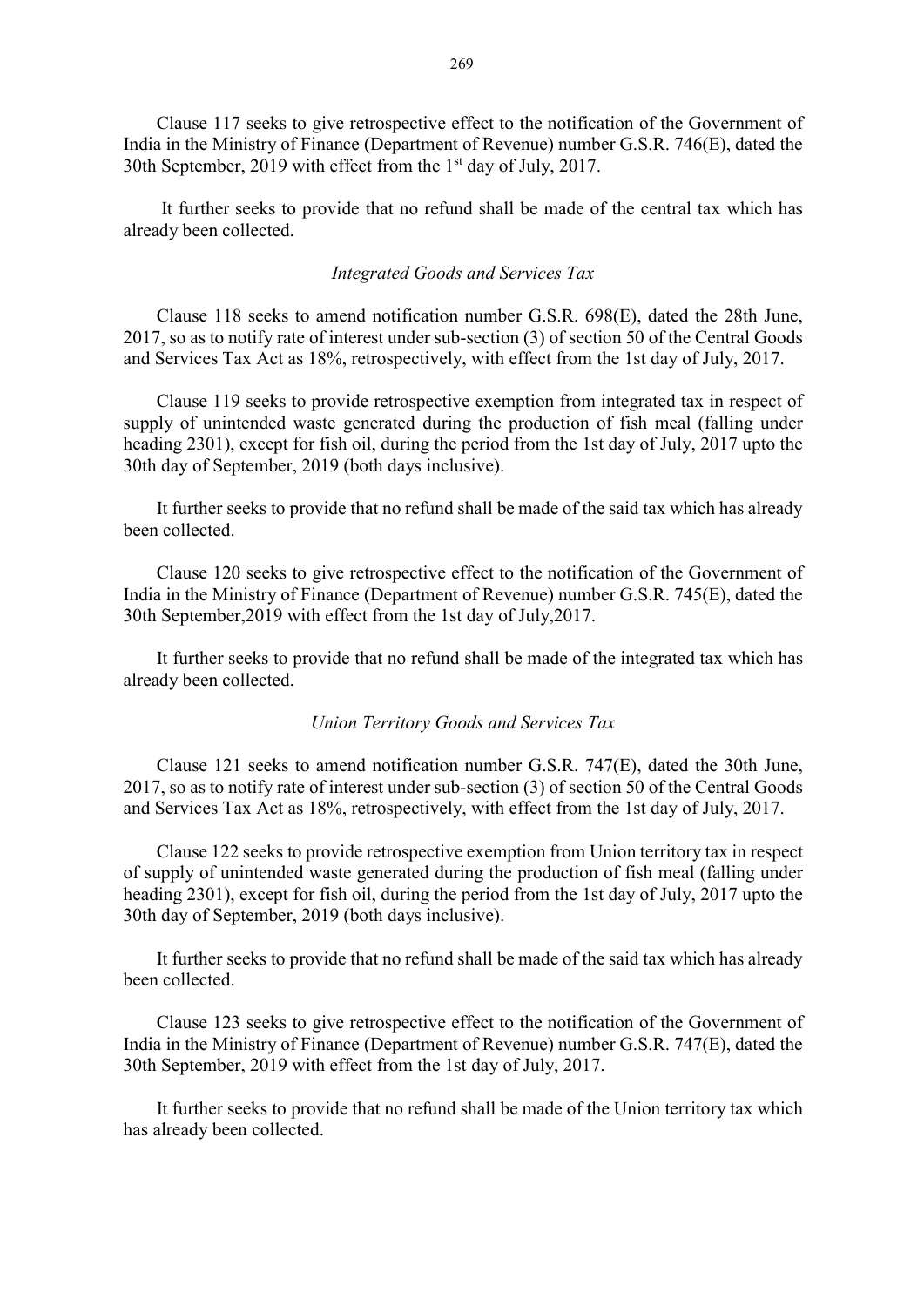Clause 117 seeks to give retrospective effect to the notification of the Government of India in the Ministry of Finance (Department of Revenue) number G.S.R. 746(E), dated the 30th September, 2019 with effect from the 1st day of July, 2017.

It further seeks to provide that no refund shall be made of the central tax which has already been collected.

*Integrated Goods and Services Tax*

Clause 118 seeks to amend notification number G.S.R. 698(E), dated the 28th June, 2017, so as to notify rate of interest under sub-section (3) of section 50 of the Central Goods and Services Tax Act as 18%, retrospectively, with effect from the 1st day of July, 2017.

Clause 119 seeks to provide retrospective exemption from integrated tax in respect of supply of unintended waste generated during the production of fish meal (falling under heading 2301), except for fish oil, during the period from the 1st day of July, 2017 upto the 30th day of September, 2019 (both days inclusive).

It further seeks to provide that no refund shall be made of the said tax which has already been collected.

Clause 120 seeks to give retrospective effect to the notification of the Government of India in the Ministry of Finance (Department of Revenue) number G.S.R. 745(E), dated the 30th September,2019 with effect from the 1st day of July,2017.

It further seeks to provide that no refund shall be made of the integrated tax which has already been collected.

*Union Territory Goods and Services Tax*

Clause 121 seeks to amend notification number G.S.R. 747(E), dated the 30th June, 2017, so as to notify rate of interest under sub-section (3) of section 50 of the Central Goods and Services Tax Act as 18%, retrospectively, with effect from the 1st day of July, 2017.

Clause 122 seeks to provide retrospective exemption from Union territory tax in respect of supply of unintended waste generated during the production of fish meal (falling under heading 2301), except for fish oil, during the period from the 1st day of July, 2017 upto the 30th day of September, 2019 (both days inclusive).

It further seeks to provide that no refund shall be made of the said tax which has already been collected.

Clause 123 seeks to give retrospective effect to the notification of the Government of India in the Ministry of Finance (Department of Revenue) number G.S.R. 747(E), dated the 30th September, 2019 with effect from the 1st day of July, 2017.

It further seeks to provide that no refund shall be made of the Union territory tax which has already been collected.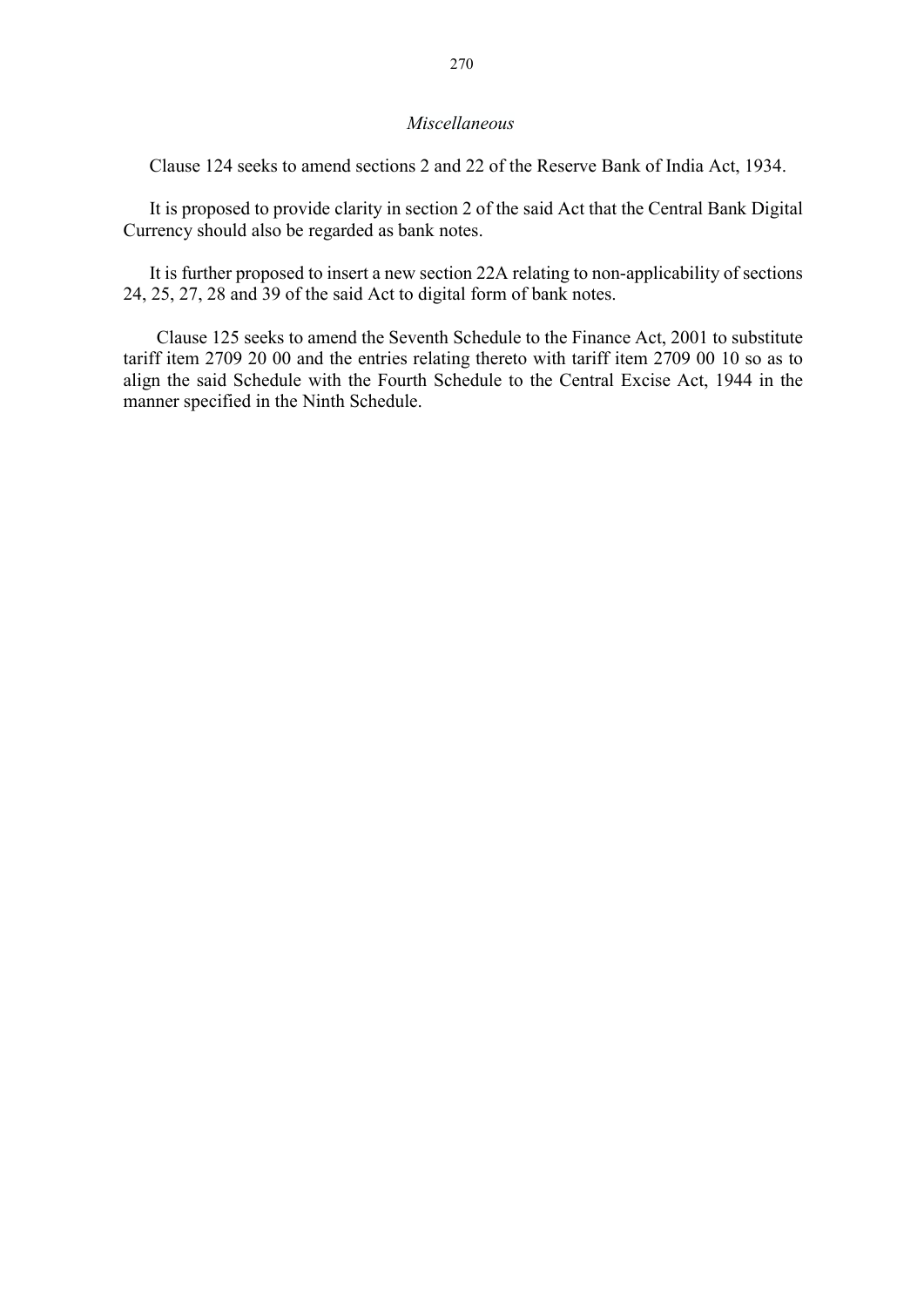*Miscellaneous*

Clause 124 seeks to amend sections 2 and 22 of the Reserve Bank of India Act, 1934.

It is proposed to provide clarity in section 2 of the said Act that the Central Bank Digital Currency should also be regarded as bank notes.

It is further proposed to insert a new section 22A relating to non-applicability of sections 24, 25, 27, 28 and 39 of the said Act to digital form of bank notes.

Clause 125 seeks to amend the Seventh Schedule to the Finance Act, 2001 to substitute tariff item 2709 20 00 and the entries relating thereto with tariff item 2709 00 10 so as to align the said Schedule with the Fourth Schedule to the Central Excise Act, 1944 in the manner specified in the Ninth Schedule.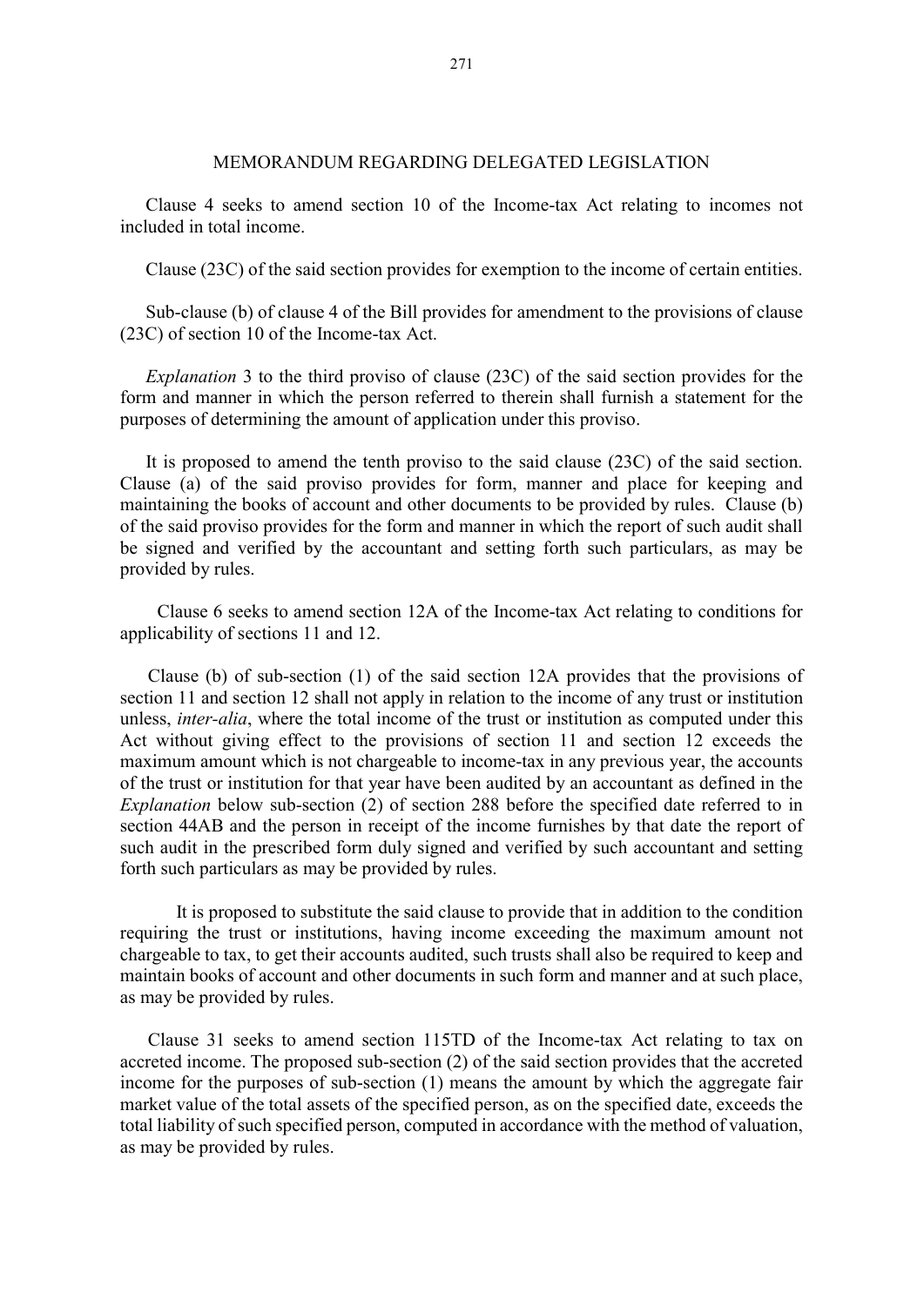## MEMORANDUM REGARDING DELEGATED LEGISLATION

Clause 4 seeks to amend section 10 of the Income-tax Act relating to incomes not included in total income.

Clause (23C) of the said section provides for exemption to the income of certain entities.

Sub-clause (b) of clause 4 of the Bill provides for amendment to the provisions of clause (23C) of section 10 of the Income-tax Act.

*Explanation* 3 to the third proviso of clause (23C) of the said section provides for the form and manner in which the person referred to therein shall furnish a statement for the purposes of determining the amount of application under this proviso.

It is proposed to amend the tenth proviso to the said clause (23C) of the said section. Clause (a) of the said proviso provides for form, manner and place for keeping and maintaining the books of account and other documents to be provided by rules. Clause (b) of the said proviso provides for the form and manner in which the report of such audit shall be signed and verified by the accountant and setting forth such particulars, as may be provided by rules.

Clause 6 seeks to amend section 12A of the Income-tax Act relating to conditions for applicability of sections 11 and 12.

Clause (b) of sub-section (1) of the said section 12A provides that the provisions of section 11 and section 12 shall not apply in relation to the income of any trust or institution unless, *inter-alia*, where the total income of the trust or institution as computed under this Act without giving effect to the provisions of section 11 and section 12 exceeds the maximum amount which is not chargeable to income-tax in any previous year, the accounts of the trust or institution for that year have been audited by an accountant as defined in the *Explanation* below sub-section (2) of section 288 before the specified date referred to in section 44AB and the person in receipt of the income furnishes by that date the report of such audit in the prescribed form duly signed and verified by such accountant and setting forth such particulars as may be provided by rules.

It is proposed to substitute the said clause to provide that in addition to the condition requiring the trust or institutions, having income exceeding the maximum amount not chargeable to tax, to get their accounts audited, such trusts shall also be required to keep and maintain books of account and other documents in such form and manner and at such place, as may be provided by rules.

Clause 31 seeks to amend section 115TD of the Income-tax Act relating to tax on accreted income. The proposed sub-section (2) of the said section provides that the accreted income for the purposes of sub-section (1) means the amount by which the aggregate fair market value of the total assets of the specified person, as on the specified date, exceeds the total liability of such specified person, computed in accordance with the method of valuation, as may be provided by rules.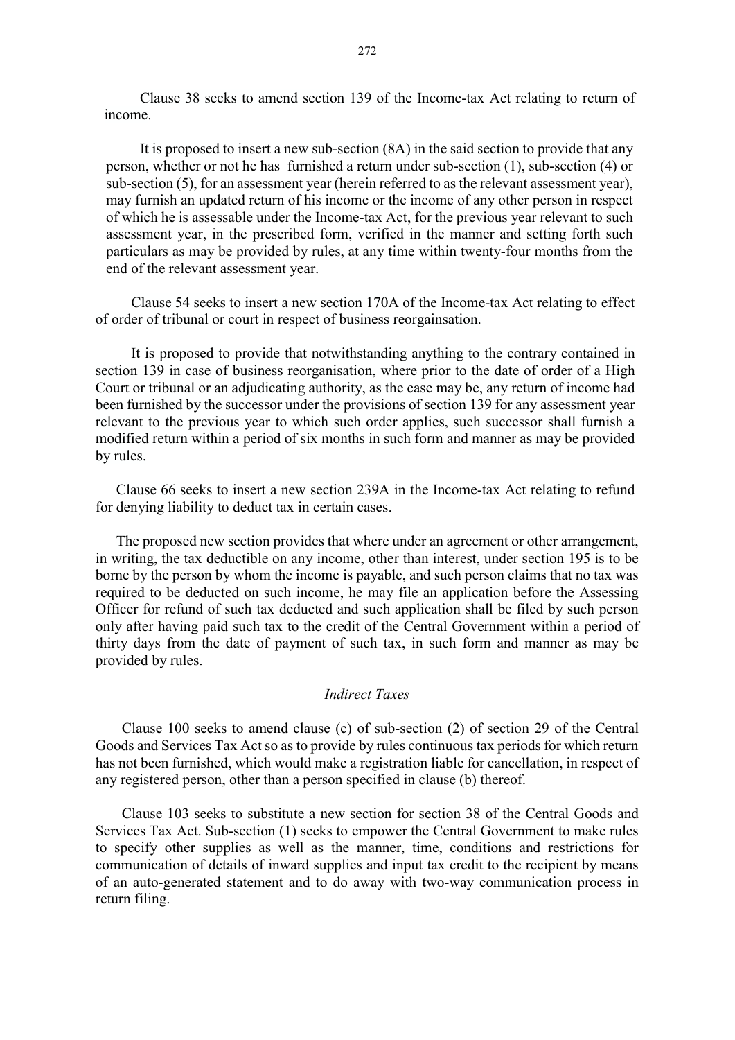Clause 38 seeks to amend section 139 of the Income-tax Act relating to return of income.

It is proposed to insert a new sub-section (8A) in the said section to provide that any person, whether or not he has furnished a return under sub-section (1), sub-section (4) or sub-section (5), for an assessment year (herein referred to as the relevant assessment year), may furnish an updated return of his income or the income of any other person in respect of which he is assessable under the Income-tax Act, for the previous year relevant to such assessment year, in the prescribed form, verified in the manner and setting forth such particulars as may be provided by rules, at any time within twenty-four months from the end of the relevant assessment year.

Clause 54 seeks to insert a new section 170A of the Income-tax Act relating to effect of order of tribunal or court in respect of business reorgainsation.

It is proposed to provide that notwithstanding anything to the contrary contained in section 139 in case of business reorganisation, where prior to the date of order of a High Court or tribunal or an adjudicating authority, as the case may be, any return of income had been furnished by the successor under the provisions of section 139 for any assessment year relevant to the previous year to which such order applies, such successor shall furnish a modified return within a period of six months in such form and manner as may be provided by rules.

Clause 66 seeks to insert a new section 239A in the Income-tax Act relating to refund for denying liability to deduct tax in certain cases.

The proposed new section provides that where under an agreement or other arrangement, in writing, the tax deductible on any income, other than interest, under section 195 is to be borne by the person by whom the income is payable, and such person claims that no tax was required to be deducted on such income, he may file an application before the Assessing Officer for refund of such tax deducted and such application shall be filed by such person only after having paid such tax to the credit of the Central Government within a period of thirty days from the date of payment of such tax, in such form and manner as may be provided by rules.

*Indirect Taxes*

Clause 100 seeks to amend clause (c) of sub-section (2) of section 29 of the Central Goods and Services Tax Act so as to provide by rules continuous tax periods for which return has not been furnished, which would make a registration liable for cancellation, in respect of any registered person, other than a person specified in clause (b) thereof.

Clause 103 seeks to substitute a new section for section 38 of the Central Goods and Services Tax Act. Sub-section (1) seeks to empower the Central Government to make rules to specify other supplies as well as the manner, time, conditions and restrictions for communication of details of inward supplies and input tax credit to the recipient by means of an auto-generated statement and to do away with two-way communication process in return filing.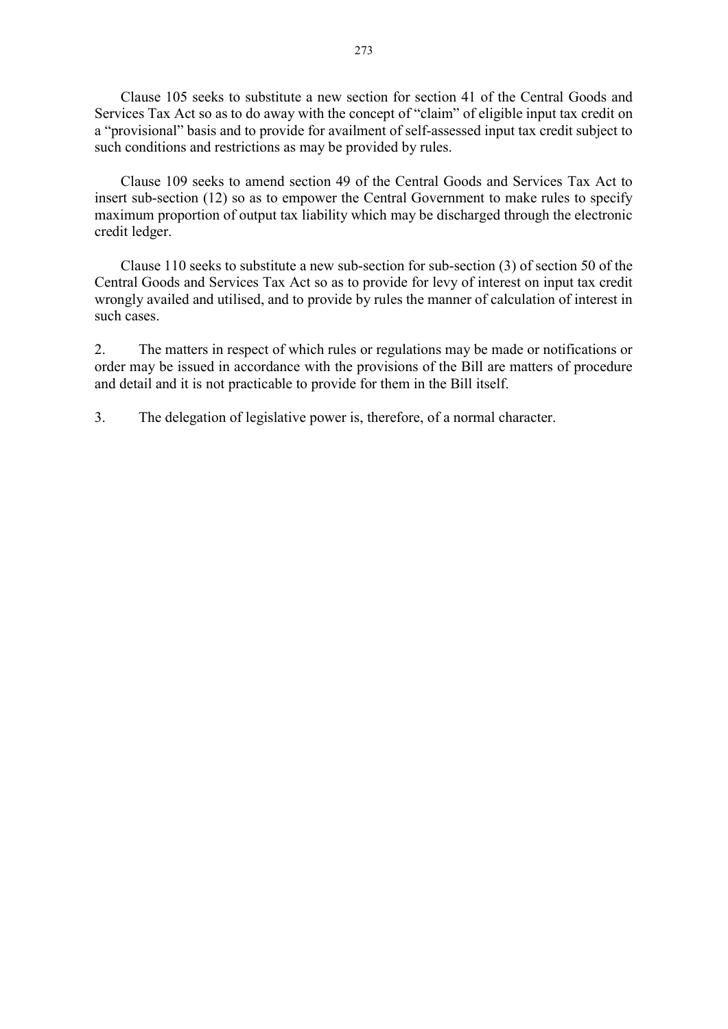Clause 105 seeks to substitute a new section for section 41 of the Central Goods and Services Tax Act so as to do away with the concept of "claim" of eligible input tax credit on a "provisional" basis and to provide for availment of self-assessed input tax credit subject to such conditions and restrictions as may be provided by rules.

Clause 109 seeks to amend section 49 of the Central Goods and Services Tax Act to insert sub-section (12) so as to empower the Central Government to make rules to specify maximum proportion of output tax liability which may be discharged through the electronic credit ledger.

Clause 110 seeks to substitute a new sub-section for sub-section (3) of section 50 of the Central Goods and Services Tax Act so as to provide for levy of interest on input tax credit wrongly availed and utilised, and to provide by rules the manner of calculation of interest in such cases.

2. The matters in respect of which rules or regulations may be made or notifications or order may be issued in accordance with the provisions of the Bill are matters of procedure and detail and it is not practicable to provide for them in the Bill itself.

3. The delegation of legislative power is, therefore, of a normal character.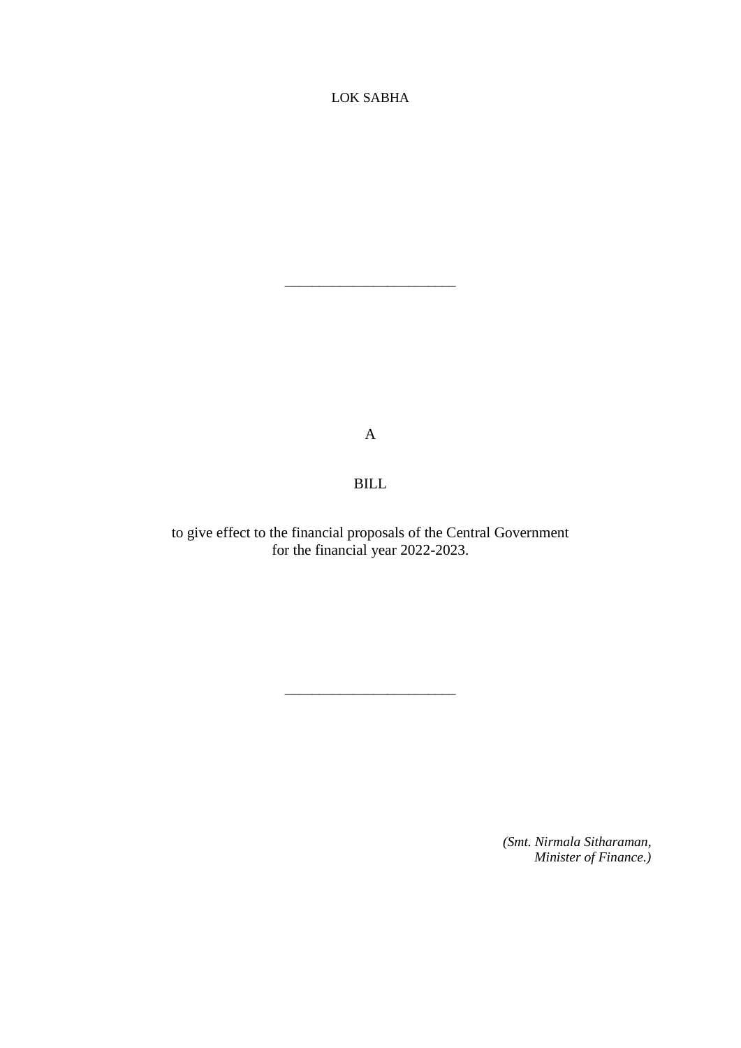LOK SABHA

———————————

A

BILL

to give effect to the financial proposals of the Central Government for the financial year 2022-2023.

———————————

*(Smt. Nirmala Sitharaman, Minister of Finance.)*